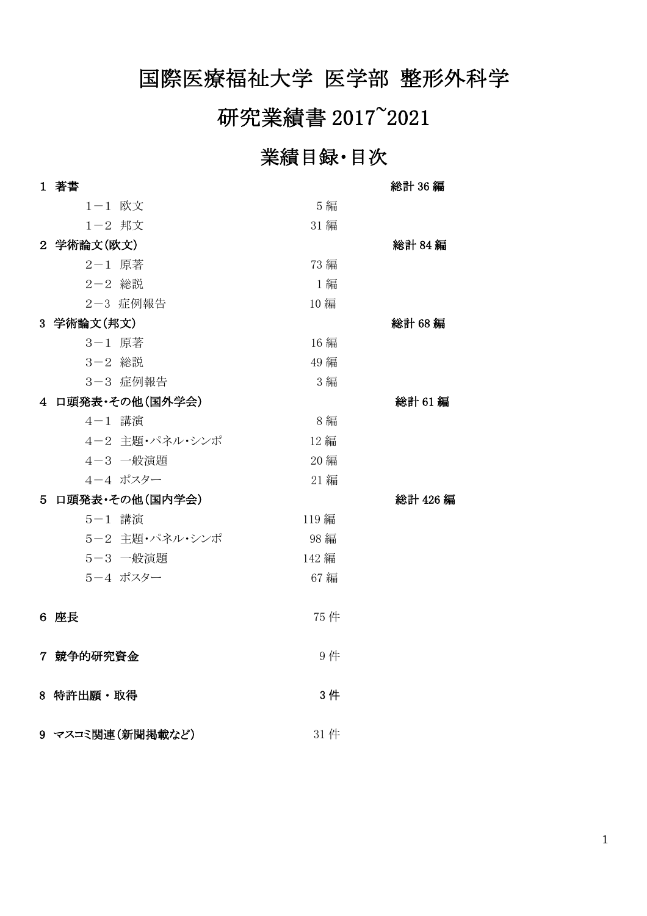# 国際医療福祉大学 医学部 整形外科学

# 研究業績書 2017~2021

## 業績目録・目次

| | | |
|---|---|---|
| **1 著書** | | **総計 36 編** |
| 1－1 欧文 | 5 編 | |
| 1－2 邦文 | 31 編 | |
| **2 学術論文(欧文)** | | **総計 84 編** |
| 2－1 原著 | 73 編 | |
| 2－2 総説 | 1 編 | |
| 2－3 症例報告 | 10 編 | |
| **3 学術論文(邦文)** | | **総計 68 編** |
| 3－1 原著 | 16 編 | |
| 3－2 総説 | 49 編 | |
| 3－3 症例報告 | 3 編 | |
| **4 口頭発表・その他(国外学会)** | | **総計 61 編** |
| 4－1 講演 | 8 編 | |
| 4－2 主題・パネル・シンポ | 12 編 | |
| 4－3 一般演題 | 20 編 | |
| 4－4 ポスター | 21 編 | |
| **5 口頭発表・その他(国内学会)** | | **総計 426 編** |
| 5－1 講演 | 119 編 | |
| 5－2 主題・パネル・シンポ | 98 編 | |
| 5－3 一般演題 | 142 編 | |
| 5－4 ポスター | 67 編 | |
| **6 座長** | 75 件 | |
| **7 競争的研究資金** | 9 件 | |
| **8 特許出願・取得** | **3 件** | |
| **9 マスコミ関連(新聞掲載など)** | 31 件 | |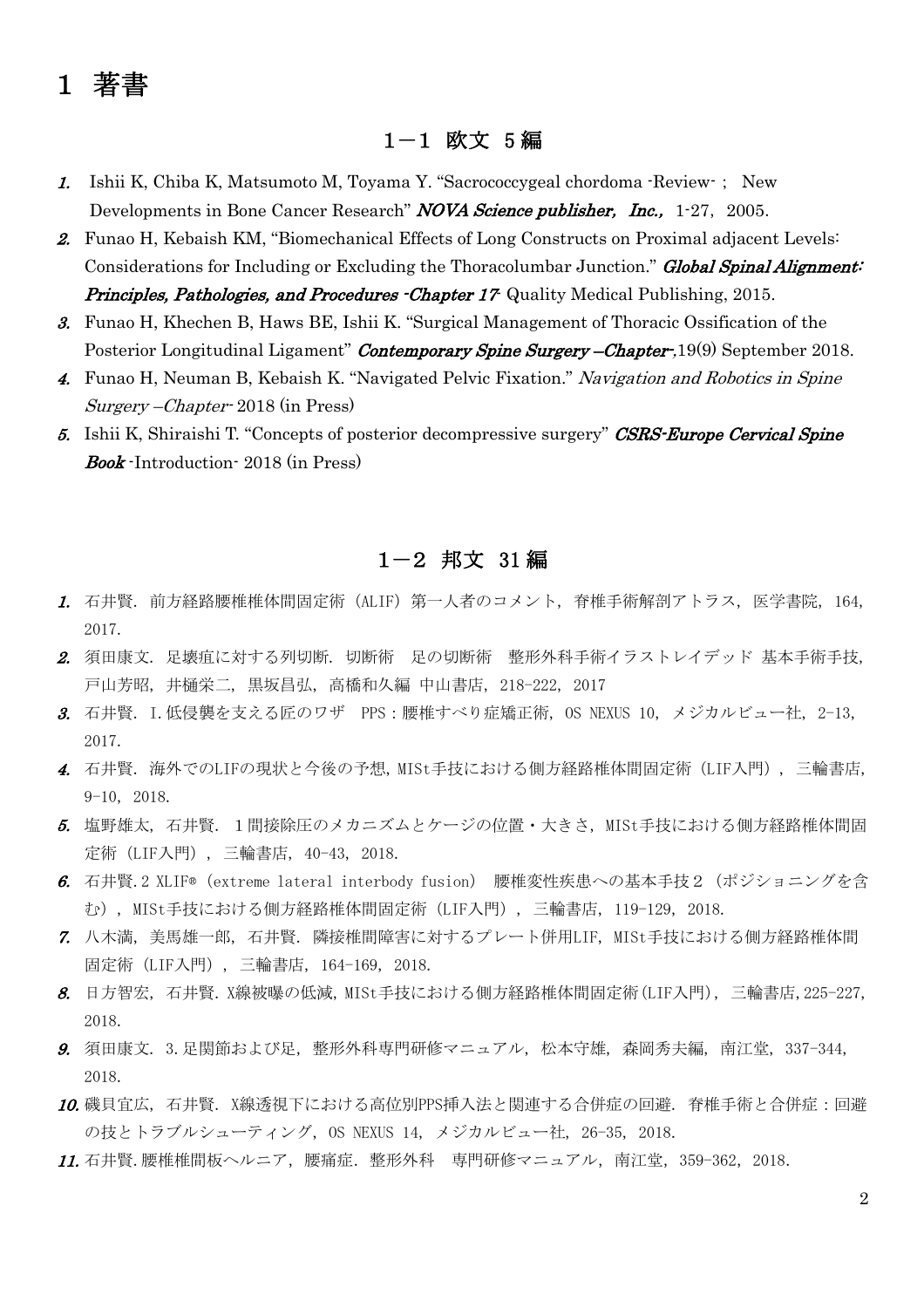# 1 著書

## 1－1 欧文 5 編

1. Ishii K, Chiba K, Matsumoto M, Toyama Y. "Sacrococcygeal chordoma -Review- ; New Developments in Bone Cancer Research" ***NOVA Science publisher, Inc.***, 1-27, 2005.
2. Funao H, Kebaish KM, "Biomechanical Effects of Long Constructs on Proximal adjacent Levels: Considerations for Including or Excluding the Thoracolumbar Junction." ***Global Spinal Alignment: Principles, Pathologies, and Procedures -Chapter 17-*** Quality Medical Publishing, 2015.
3. Funao H, Khechen B, Haws BE, Ishii K. "Surgical Management of Thoracic Ossification of the Posterior Longitudinal Ligament" ***Contemporary Spine Surgery –Chapter-***,19(9) September 2018.
4. Funao H, Neuman B, Kebaish K. "Navigated Pelvic Fixation." *Navigation and Robotics in Spine Surgery –Chapter-* 2018 (in Press)
5. Ishii K, Shiraishi T. "Concepts of posterior decompressive surgery" ***CSRS-Europe Cervical Spine Book*** -Introduction- 2018 (in Press)

## 1－2 邦文 31 編

1. 石井賢. 前方経路腰椎椎体間固定術（ALIF）第一人者のコメント, 脊椎手術解剖アトラス, 医学書院, 164, 2017.
2. 須田康文. 足壊疽に対する列切断. 切断術　足の切断術　整形外科手術イラストレイデッド 基本手術手技, 戸山芳昭, 井樋栄二, 黒坂昌弘, 高橋和久編 中山書店, 218-222, 2017
3. 石井賢. I.低侵襲を支える匠のワザ　PPS：腰椎すべり症矯正術, OS NEXUS 10, メジカルビュー社, 2-13, 2017.
4. 石井賢. 海外でのLIFの現状と今後の予想,MISt手技における側方経路椎体間固定術（LIF入門）, 三輪書店, 9-10, 2018.
5. 塩野雄太, 石井賢. １間接除圧のメカニズムとケージの位置・大きさ, MISt手技における側方経路椎体間固定術（LIF入門）, 三輪書店, 40-43, 2018.
6. 石井賢.2 XLIF® (extreme lateral interbody fusion)　腰椎変性疾患への基本手技２（ポジショニングを含む）, MISt手技における側方経路椎体間固定術（LIF入門）, 三輪書店, 119-129, 2018.
7. 八木満, 美馬雄一郎, 石井賢. 隣接椎間障害に対するプレート併用LIF, MISt手技における側方経路椎体間固定術（LIF入門）, 三輪書店, 164-169, 2018.
8. 日方智宏, 石井賢. X線被曝の低減,MISt手技における側方経路椎体間固定術(LIF入門), 三輪書店,225-227, 2018.
9. 須田康文. 3.足関節および足, 整形外科専門研修マニュアル, 松本守雄, 森岡秀夫編, 南江堂, 337-344, 2018.
10. 磯貝宜広, 石井賢. X線透視下における高位別PPS挿入法と関連する合併症の回避. 脊椎手術と合併症：回避の技とトラブルシューティング, OS NEXUS 14, メジカルビュー社, 26-35, 2018.
11. 石井賢.腰椎椎間板ヘルニア, 腰痛症. 整形外科　専門研修マニュアル, 南江堂, 359-362, 2018.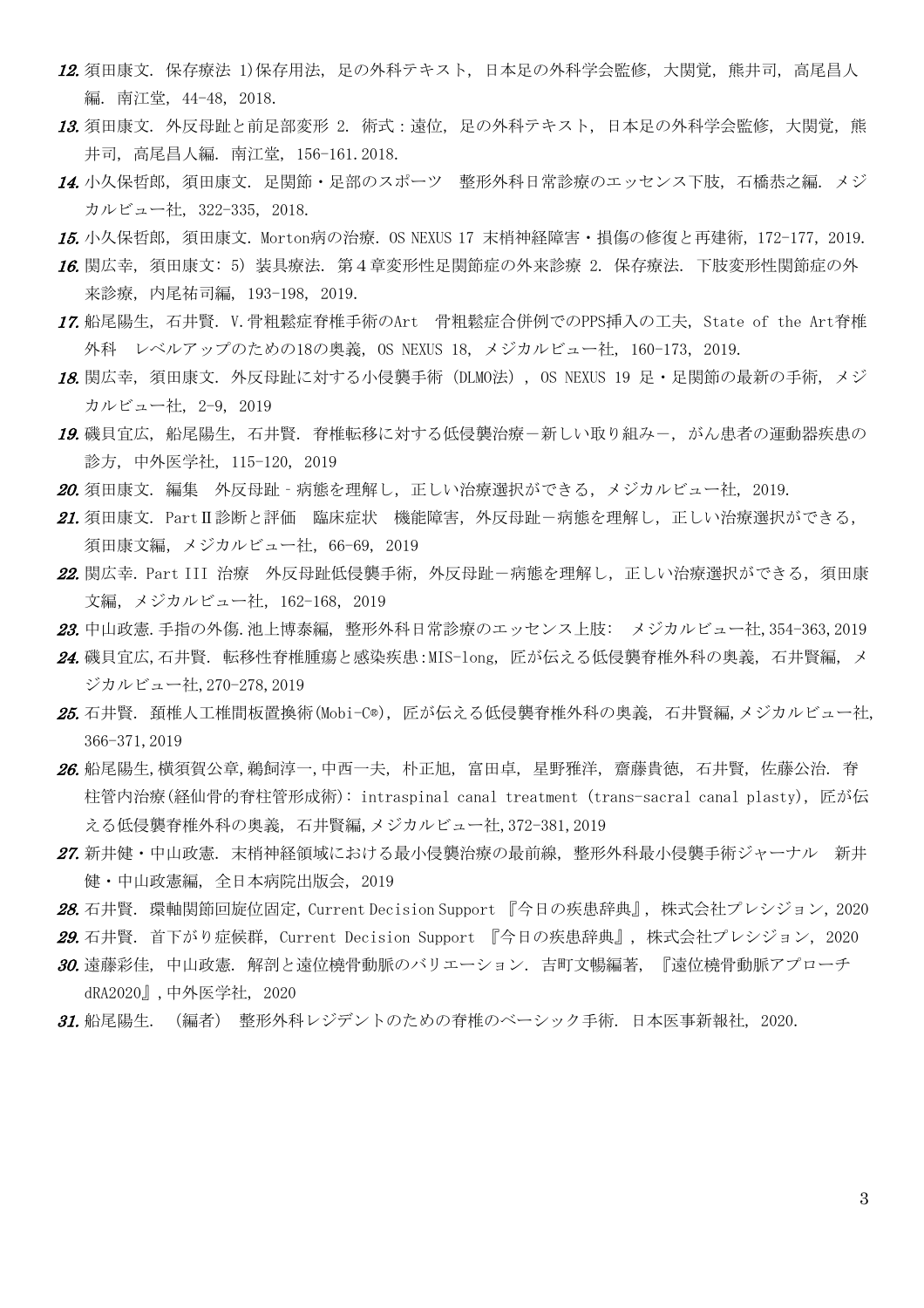12. 須田康文. 保存療法 1)保存用法, 足の外科テキスト, 日本足の外科学会監修, 大関覚, 熊井司, 高尾昌人編. 南江堂, 44-48, 2018.

13. 須田康文. 外反母趾と前足部変形 2. 術式：遠位, 足の外科テキスト, 日本足の外科学会監修, 大関覚, 熊井司, 高尾昌人編. 南江堂, 156-161. 2018.

14. 小久保哲郎, 須田康文. 足関節・足部のスポーツ　整形外科日常診療のエッセンス下肢, 石橋恭之編. メジカルビュー社, 322-335, 2018.

15. 小久保哲郎, 須田康文. Morton病の治療. OS NEXUS 17 末梢神経障害・損傷の修復と再建術, 172-177, 2019.

16. 関広幸, 須田康文: 5) 装具療法. 第４章変形性足関節症の外来診療 2. 保存療法. 下肢変形性関節症の外来診療, 内尾祐司編, 193-198, 2019.

17. 船尾陽生, 石井賢. V.骨粗鬆症脊椎手術のArt　骨粗鬆症合併例でのPPS挿入の工夫, State of the Art脊椎外科　レベルアップのための18の奥義, OS NEXUS 18, メジカルビュー社, 160-173, 2019.

18. 関広幸, 須田康文. 外反母趾に対する小侵襲手術 (DLMO法), OS NEXUS 19 足・足関節の最新の手術, メジカルビュー社, 2-9, 2019

19. 磯貝宜広, 船尾陽生, 石井賢. 脊椎転移に対する低侵襲治療－新しい取り組み－, がん患者の運動器疾患の診方, 中外医学社, 115-120, 2019

20. 須田康文. 編集　外反母趾‐病態を理解し, 正しい治療選択ができる, メジカルビュー社, 2019.

21. 須田康文. PartⅡ診断と評価　臨床症状　機能障害, 外反母趾－病態を理解し, 正しい治療選択ができる, 須田康文編, メジカルビュー社, 66-69, 2019

22. 関広幸. Part III 治療　外反母趾低侵襲手術, 外反母趾－病態を理解し, 正しい治療選択ができる, 須田康文編, メジカルビュー社, 162-168, 2019

23. 中山政憲. 手指の外傷. 池上博泰編, 整形外科日常診療のエッセンス上肢:　メジカルビュー社, 354-363, 2019

24. 磯貝宜広, 石井賢. 転移性脊椎腫瘍と感染疾患:MIS-long, 匠が伝える低侵襲脊椎外科の奥義, 石井賢編, メジカルビュー社, 270-278, 2019

25. 石井賢. 頚椎人工椎間板置換術(Mobi-C®), 匠が伝える低侵襲脊椎外科の奥義, 石井賢編, メジカルビュー社, 366-371, 2019

26. 船尾陽生, 横須賀公章, 鵜飼淳一, 中西一夫, 朴正旭, 富田卓, 星野雅洋, 齋藤貴徳, 石井賢, 佐藤公治. 脊柱管内治療(経仙骨的脊柱管形成術): intraspinal canal treatment (trans-sacral canal plasty), 匠が伝える低侵襲脊椎外科の奥義, 石井賢編, メジカルビュー社, 372-381, 2019

27. 新井健・中山政憲. 末梢神経領域における最小侵襲治療の最前線, 整形外科最小侵襲手術ジャーナル　新井健・中山政憲編, 全日本病院出版会, 2019

28. 石井賢. 環軸関節回旋位固定, Current Decision Support 『今日の疾患辞典』, 株式会社プレシジョン, 2020

29. 石井賢. 首下がり症候群, Current Decision Support 『今日の疾患辞典』, 株式会社プレシジョン, 2020

30. 遠藤彩佳, 中山政憲. 解剖と遠位橈骨動脈のバリエーション. 吉町文暢編著, 『遠位橈骨動脈アプローチ dRA2020』, 中外医学社, 2020

31. 船尾陽生. (編者) 整形外科レジデントのための脊椎のベーシック手術. 日本医事新報社, 2020.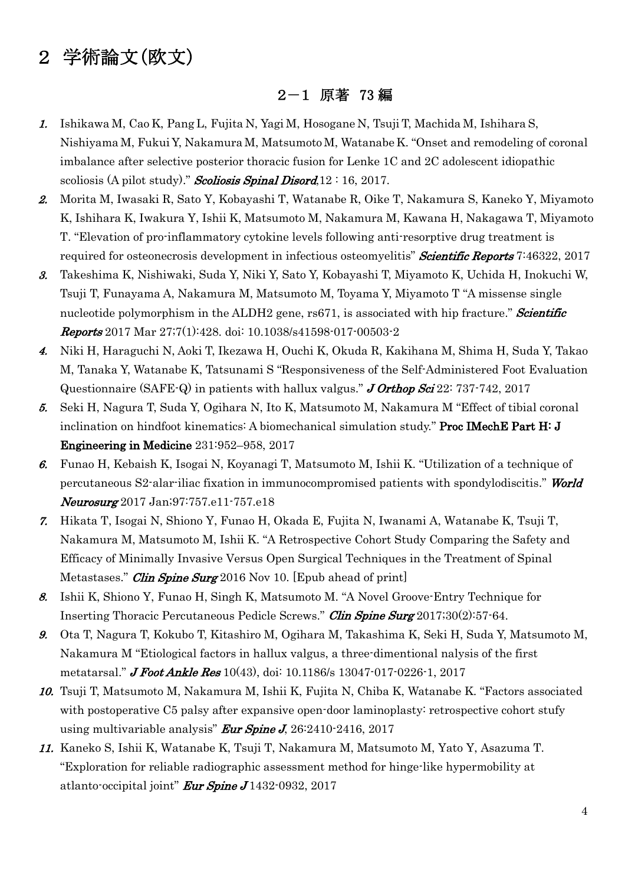# 2 学術論文(欧文)

## 2－1 原著 73 編

1. Ishikawa M, Cao K, Pang L, Fujita N, Yagi M, Hosogane N, Tsuji T, Machida M, Ishihara S, Nishiyama M, Fukui Y, Nakamura M, Matsumoto M, Watanabe K. "Onset and remodeling of coronal imbalance after selective posterior thoracic fusion for Lenke 1C and 2C adolescent idiopathic scoliosis (A pilot study)." ***Scoliosis Spinal Disord***,12：16, 2017.
2. Morita M, Iwasaki R, Sato Y, Kobayashi T, Watanabe R, Oike T, Nakamura S, Kaneko Y, Miyamoto K, Ishihara K, Iwakura Y, Ishii K, Matsumoto M, Nakamura M, Kawana H, Nakagawa T, Miyamoto T. "Elevation of pro-inflammatory cytokine levels following anti-resorptive drug treatment is required for osteonecrosis development in infectious osteomyelitis" ***Scientific Reports*** 7:46322, 2017
3. Takeshima K, Nishiwaki, Suda Y, Niki Y, Sato Y, Kobayashi T, Miyamoto K, Uchida H, Inokuchi W, Tsuji T, Funayama A, Nakamura M, Matsumoto M, Toyama Y, Miyamoto T "A missense single nucleotide polymorphism in the ALDH2 gene, rs671, is associated with hip fracture." ***Scientific Reports*** 2017 Mar 27;7(1):428. doi: 10.1038/s41598-017-00503-2
4. Niki H, Haraguchi N, Aoki T, Ikezawa H, Ouchi K, Okuda R, Kakihana M, Shima H, Suda Y, Takao M, Tanaka Y, Watanabe K, Tatsunami S "Responsiveness of the Self-Administered Foot Evaluation Questionnaire (SAFE-Q) in patients with hallux valgus." ***J Orthop Sci*** 22: 737-742, 2017
5. Seki H, Nagura T, Suda Y, Ogihara N, Ito K, Matsumoto M, Nakamura M "Effect of tibial coronal inclination on hindfoot kinematics: A biomechanical simulation study." **Proc IMechE Part H: J Engineering in Medicine** 231:952–958, 2017
6. Funao H, Kebaish K, Isogai N, Koyanagi T, Matsumoto M, Ishii K. "Utilization of a technique of percutaneous S2-alar-iliac fixation in immunocompromised patients with spondylodiscitis." ***World Neurosurg*** 2017 Jan;97:757.e11-757.e18
7. Hikata T, Isogai N, Shiono Y, Funao H, Okada E, Fujita N, Iwanami A, Watanabe K, Tsuji T, Nakamura M, Matsumoto M, Ishii K. "A Retrospective Cohort Study Comparing the Safety and Efficacy of Minimally Invasive Versus Open Surgical Techniques in the Treatment of Spinal Metastases." ***Clin Spine Surg*** 2016 Nov 10. [Epub ahead of print]
8. Ishii K, Shiono Y, Funao H, Singh K, Matsumoto M. "A Novel Groove-Entry Technique for Inserting Thoracic Percutaneous Pedicle Screws." ***Clin Spine Surg*** 2017;30(2):57-64.
9. Ota T, Nagura T, Kokubo T, Kitashiro M, Ogihara M, Takashima K, Seki H, Suda Y, Matsumoto M, Nakamura M "Etiological factors in hallux valgus, a three-dimentional nalysis of the first metatarsal." ***J Foot Ankle Res*** 10(43), doi: 10.1186/s 13047-017-0226-1, 2017
10. Tsuji T, Matsumoto M, Nakamura M, Ishii K, Fujita N, Chiba K, Watanabe K. "Factors associated with postoperative C5 palsy after expansive open-door laminoplasty: retrospective cohort stufy using multivariable analysis" ***Eur Spine J***, 26:2410-2416, 2017
11. Kaneko S, Ishii K, Watanabe K, Tsuji T, Nakamura M, Matsumoto M, Yato Y, Asazuma T. "Exploration for reliable radiographic assessment method for hinge-like hypermobility at atlanto-occipital joint" ***Eur Spine J*** 1432-0932, 2017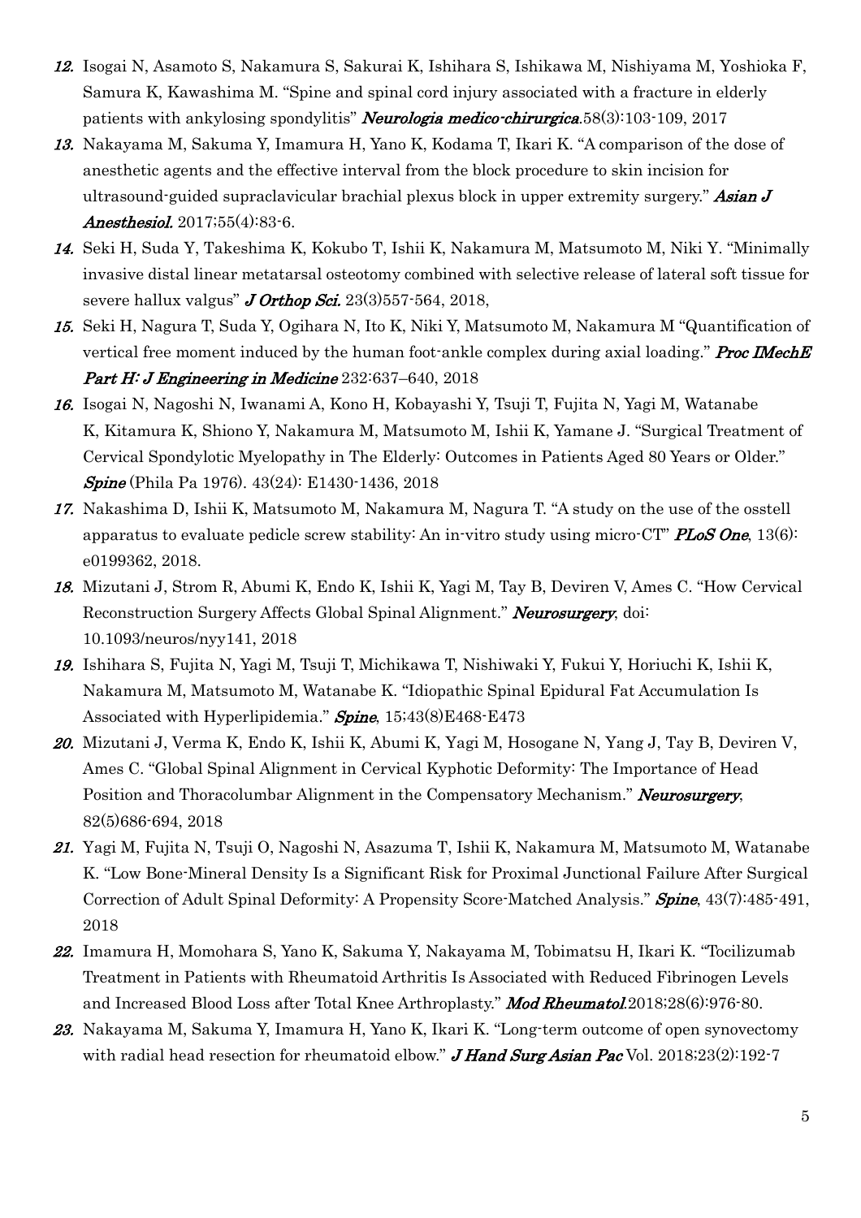*12.* Isogai N, Asamoto S, Nakamura S, Sakurai K, Ishihara S, Ishikawa M, Nishiyama M, Yoshioka F, Samura K, Kawashima M. "Spine and spinal cord injury associated with a fracture in elderly patients with ankylosing spondylitis" ***Neurologia medico-chirurgica***.58(3):103-109, 2017

*13.* Nakayama M, Sakuma Y, Imamura H, Yano K, Kodama T, Ikari K. "A comparison of the dose of anesthetic agents and the effective interval from the block procedure to skin incision for ultrasound-guided supraclavicular brachial plexus block in upper extremity surgery." ***Asian J Anesthesiol.*** 2017;55(4):83-6.

*14.* Seki H, Suda Y, Takeshima K, Kokubo T, Ishii K, Nakamura M, Matsumoto M, Niki Y. "Minimally invasive distal linear metatarsal osteotomy combined with selective release of lateral soft tissue for severe hallux valgus" ***J Orthop Sci.*** 23(3)557-564, 2018,

*15.* Seki H, Nagura T, Suda Y, Ogihara N, Ito K, Niki Y, Matsumoto M, Nakamura M "Quantification of vertical free moment induced by the human foot-ankle complex during axial loading." ***Proc IMechE Part H: J Engineering in Medicine*** 232:637–640, 2018

*16.* Isogai N, Nagoshi N, Iwanami A, Kono H, Kobayashi Y, Tsuji T, Fujita N, Yagi M, Watanabe K, Kitamura K, Shiono Y, Nakamura M, Matsumoto M, Ishii K, Yamane J. "Surgical Treatment of Cervical Spondylotic Myelopathy in The Elderly: Outcomes in Patients Aged 80 Years or Older." ***Spine*** (Phila Pa 1976). 43(24): E1430-1436, 2018

*17.* Nakashima D, Ishii K, Matsumoto M, Nakamura M, Nagura T. "A study on the use of the osstell apparatus to evaluate pedicle screw stability: An in-vitro study using micro-CT" ***PLoS One***, 13(6): e0199362, 2018.

*18.* Mizutani J, Strom R, Abumi K, Endo K, Ishii K, Yagi M, Tay B, Deviren V, Ames C. "How Cervical Reconstruction Surgery Affects Global Spinal Alignment." ***Neurosurgery***, doi: 10.1093/neuros/nyy141, 2018

*19.* Ishihara S, Fujita N, Yagi M, Tsuji T, Michikawa T, Nishiwaki Y, Fukui Y, Horiuchi K, Ishii K, Nakamura M, Matsumoto M, Watanabe K. "Idiopathic Spinal Epidural Fat Accumulation Is Associated with Hyperlipidemia." ***Spine***, 15;43(8)E468-E473

*20.* Mizutani J, Verma K, Endo K, Ishii K, Abumi K, Yagi M, Hosogane N, Yang J, Tay B, Deviren V, Ames C. "Global Spinal Alignment in Cervical Kyphotic Deformity: The Importance of Head Position and Thoracolumbar Alignment in the Compensatory Mechanism." ***Neurosurgery***, 82(5)686-694, 2018

*21.* Yagi M, Fujita N, Tsuji O, Nagoshi N, Asazuma T, Ishii K, Nakamura M, Matsumoto M, Watanabe K. "Low Bone-Mineral Density Is a Significant Risk for Proximal Junctional Failure After Surgical Correction of Adult Spinal Deformity: A Propensity Score-Matched Analysis." ***Spine***, 43(7):485-491, 2018

*22.* Imamura H, Momohara S, Yano K, Sakuma Y, Nakayama M, Tobimatsu H, Ikari K. "Tocilizumab Treatment in Patients with Rheumatoid Arthritis Is Associated with Reduced Fibrinogen Levels and Increased Blood Loss after Total Knee Arthroplasty." ***Mod Rheumatol.***2018;28(6):976-80.

*23.* Nakayama M, Sakuma Y, Imamura H, Yano K, Ikari K. "Long-term outcome of open synovectomy with radial head resection for rheumatoid elbow." ***J Hand Surg Asian Pac*** Vol. 2018;23(2):192-7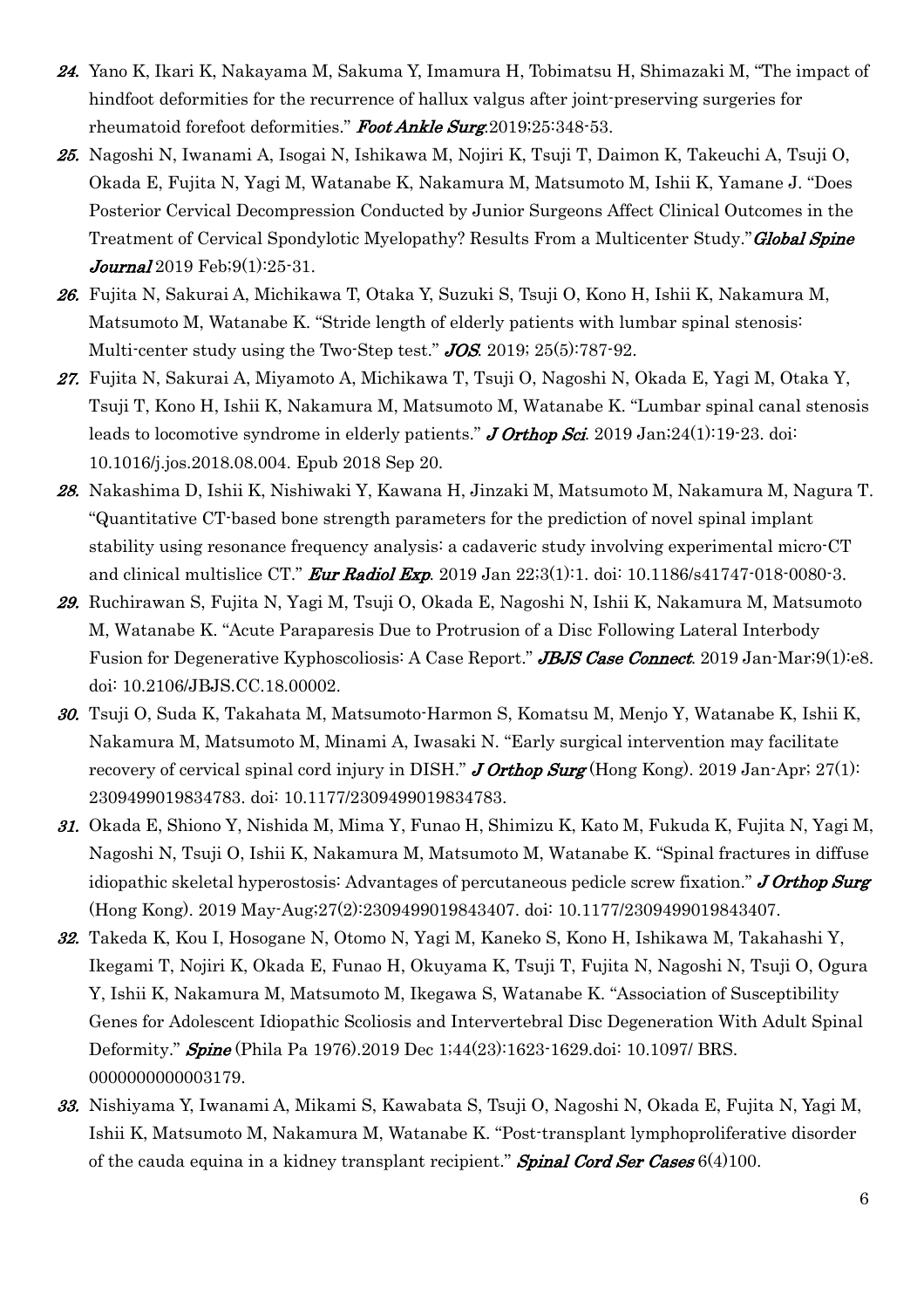24. Yano K, Ikari K, Nakayama M, Sakuma Y, Imamura H, Tobimatsu H, Shimazaki M, "The impact of hindfoot deformities for the recurrence of hallux valgus after joint-preserving surgeries for rheumatoid forefoot deformities." ***Foot Ankle Surg***.2019;25:348-53.

25. Nagoshi N, Iwanami A, Isogai N, Ishikawa M, Nojiri K, Tsuji T, Daimon K, Takeuchi A, Tsuji O, Okada E, Fujita N, Yagi M, Watanabe K, Nakamura M, Matsumoto M, Ishii K, Yamane J. "Does Posterior Cervical Decompression Conducted by Junior Surgeons Affect Clinical Outcomes in the Treatment of Cervical Spondylotic Myelopathy? Results From a Multicenter Study." ***Global Spine Journal*** 2019 Feb;9(1):25-31.

26. Fujita N, Sakurai A, Michikawa T, Otaka Y, Suzuki S, Tsuji O, Kono H, Ishii K, Nakamura M, Matsumoto M, Watanabe K. "Stride length of elderly patients with lumbar spinal stenosis: Multi-center study using the Two-Step test." ***JOS***. 2019; 25(5):787-92.

27. Fujita N, Sakurai A, Miyamoto A, Michikawa T, Tsuji O, Nagoshi N, Okada E, Yagi M, Otaka Y, Tsuji T, Kono H, Ishii K, Nakamura M, Matsumoto M, Watanabe K. "Lumbar spinal canal stenosis leads to locomotive syndrome in elderly patients." ***J Orthop Sci***. 2019 Jan;24(1):19-23. doi: 10.1016/j.jos.2018.08.004. Epub 2018 Sep 20.

28. Nakashima D, Ishii K, Nishiwaki Y, Kawana H, Jinzaki M, Matsumoto M, Nakamura M, Nagura T. "Quantitative CT-based bone strength parameters for the prediction of novel spinal implant stability using resonance frequency analysis: a cadaveric study involving experimental micro-CT and clinical multislice CT." ***Eur Radiol Exp***. 2019 Jan 22;3(1):1. doi: 10.1186/s41747-018-0080-3.

29. Ruchirawan S, Fujita N, Yagi M, Tsuji O, Okada E, Nagoshi N, Ishii K, Nakamura M, Matsumoto M, Watanabe K. "Acute Paraparesis Due to Protrusion of a Disc Following Lateral Interbody Fusion for Degenerative Kyphoscoliosis: A Case Report." ***JBJS Case Connect***. 2019 Jan-Mar;9(1):e8. doi: 10.2106/JBJS.CC.18.00002.

30. Tsuji O, Suda K, Takahata M, Matsumoto-Harmon S, Komatsu M, Menjo Y, Watanabe K, Ishii K, Nakamura M, Matsumoto M, Minami A, Iwasaki N. "Early surgical intervention may facilitate recovery of cervical spinal cord injury in DISH." ***J Orthop Surg*** (Hong Kong). 2019 Jan-Apr; 27(1): 2309499019834783. doi: 10.1177/2309499019834783.

31. Okada E, Shiono Y, Nishida M, Mima Y, Funao H, Shimizu K, Kato M, Fukuda K, Fujita N, Yagi M, Nagoshi N, Tsuji O, Ishii K, Nakamura M, Matsumoto M, Watanabe K. "Spinal fractures in diffuse idiopathic skeletal hyperostosis: Advantages of percutaneous pedicle screw fixation." ***J Orthop Surg*** (Hong Kong). 2019 May-Aug;27(2):2309499019843407. doi: 10.1177/2309499019843407.

32. Takeda K, Kou I, Hosogane N, Otomo N, Yagi M, Kaneko S, Kono H, Ishikawa M, Takahashi Y, Ikegami T, Nojiri K, Okada E, Funao H, Okuyama K, Tsuji T, Fujita N, Nagoshi N, Tsuji O, Ogura Y, Ishii K, Nakamura M, Matsumoto M, Ikegawa S, Watanabe K. "Association of Susceptibility Genes for Adolescent Idiopathic Scoliosis and Intervertebral Disc Degeneration With Adult Spinal Deformity." ***Spine*** (Phila Pa 1976).2019 Dec 1;44(23):1623-1629.doi: 10.1097/ BRS. 0000000000003179.

33. Nishiyama Y, Iwanami A, Mikami S, Kawabata S, Tsuji O, Nagoshi N, Okada E, Fujita N, Yagi M, Ishii K, Matsumoto M, Nakamura M, Watanabe K. "Post-transplant lymphoproliferative disorder of the cauda equina in a kidney transplant recipient." ***Spinal Cord Ser Cases*** 6(4)100.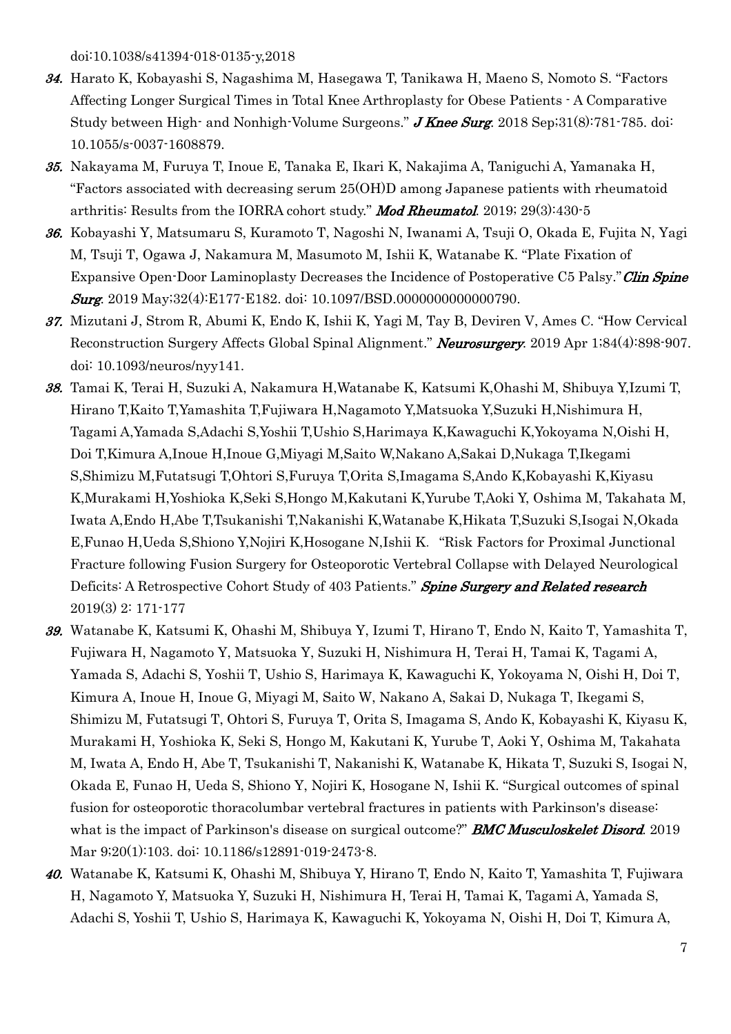doi:10.1038/s41394-018-0135-y,2018

34. Harato K, Kobayashi S, Nagashima M, Hasegawa T, Tanikawa H, Maeno S, Nomoto S. "Factors Affecting Longer Surgical Times in Total Knee Arthroplasty for Obese Patients - A Comparative Study between High- and Nonhigh-Volume Surgeons." ***J Knee Surg***. 2018 Sep;31(8):781-785. doi: 10.1055/s-0037-1608879.
35. Nakayama M, Furuya T, Inoue E, Tanaka E, Ikari K, Nakajima A, Taniguchi A, Yamanaka H, "Factors associated with decreasing serum 25(OH)D among Japanese patients with rheumatoid arthritis: Results from the IORRA cohort study." ***Mod Rheumatol***. 2019; 29(3):430-5
36. Kobayashi Y, Matsumaru S, Kuramoto T, Nagoshi N, Iwanami A, Tsuji O, Okada E, Fujita N, Yagi M, Tsuji T, Ogawa J, Nakamura M, Masumoto M, Ishii K, Watanabe K. "Plate Fixation of Expansive Open-Door Laminoplasty Decreases the Incidence of Postoperative C5 Palsy." ***Clin Spine Surg***. 2019 May;32(4):E177-E182. doi: 10.1097/BSD.0000000000000790.
37. Mizutani J, Strom R, Abumi K, Endo K, Ishii K, Yagi M, Tay B, Deviren V, Ames C. "How Cervical Reconstruction Surgery Affects Global Spinal Alignment." ***Neurosurgery***. 2019 Apr 1;84(4):898-907. doi: 10.1093/neuros/nyy141.
38. Tamai K, Terai H, Suzuki A, Nakamura H,Watanabe K, Katsumi K,Ohashi M, Shibuya Y,Izumi T, Hirano T,Kaito T,Yamashita T,Fujiwara H,Nagamoto Y,Matsuoka Y,Suzuki H,Nishimura H, Tagami A,Yamada S,Adachi S,Yoshii T,Ushio S,Harimaya K,Kawaguchi K,Yokoyama N,Oishi H, Doi T,Kimura A,Inoue H,Inoue G,Miyagi M,Saito W,Nakano A,Sakai D,Nukaga T,Ikegami S,Shimizu M,Futatsugi T,Ohtori S,Furuya T,Orita S,Imagama S,Ando K,Kobayashi K,Kiyasu K,Murakami H,Yoshioka K,Seki S,Hongo M,Kakutani K,Yurube T,Aoki Y, Oshima M, Takahata M, Iwata A,Endo H,Abe T,Tsukanishi T,Nakanishi K,Watanabe K,Hikata T,Suzuki S,Isogai N,Okada E,Funao H,Ueda S,Shiono Y,Nojiri K,Hosogane N,Ishii K. "Risk Factors for Proximal Junctional Fracture following Fusion Surgery for Osteoporotic Vertebral Collapse with Delayed Neurological Deficits: A Retrospective Cohort Study of 403 Patients." ***Spine Surgery and Related research*** 2019(3) 2: 171-177
39. Watanabe K, Katsumi K, Ohashi M, Shibuya Y, Izumi T, Hirano T, Endo N, Kaito T, Yamashita T, Fujiwara H, Nagamoto Y, Matsuoka Y, Suzuki H, Nishimura H, Terai H, Tamai K, Tagami A, Yamada S, Adachi S, Yoshii T, Ushio S, Harimaya K, Kawaguchi K, Yokoyama N, Oishi H, Doi T, Kimura A, Inoue H, Inoue G, Miyagi M, Saito W, Nakano A, Sakai D, Nukaga T, Ikegami S, Shimizu M, Futatsugi T, Ohtori S, Furuya T, Orita S, Imagama S, Ando K, Kobayashi K, Kiyasu K, Murakami H, Yoshioka K, Seki S, Hongo M, Kakutani K, Yurube T, Aoki Y, Oshima M, Takahata M, Iwata A, Endo H, Abe T, Tsukanishi T, Nakanishi K, Watanabe K, Hikata T, Suzuki S, Isogai N, Okada E, Funao H, Ueda S, Shiono Y, Nojiri K, Hosogane N, Ishii K. "Surgical outcomes of spinal fusion for osteoporotic thoracolumbar vertebral fractures in patients with Parkinson's disease: what is the impact of Parkinson's disease on surgical outcome?" ***BMC Musculoskelet Disord***. 2019 Mar 9;20(1):103. doi: 10.1186/s12891-019-2473-8.
40. Watanabe K, Katsumi K, Ohashi M, Shibuya Y, Hirano T, Endo N, Kaito T, Yamashita T, Fujiwara H, Nagamoto Y, Matsuoka Y, Suzuki H, Nishimura H, Terai H, Tamai K, Tagami A, Yamada S, Adachi S, Yoshii T, Ushio S, Harimaya K, Kawaguchi K, Yokoyama N, Oishi H, Doi T, Kimura A,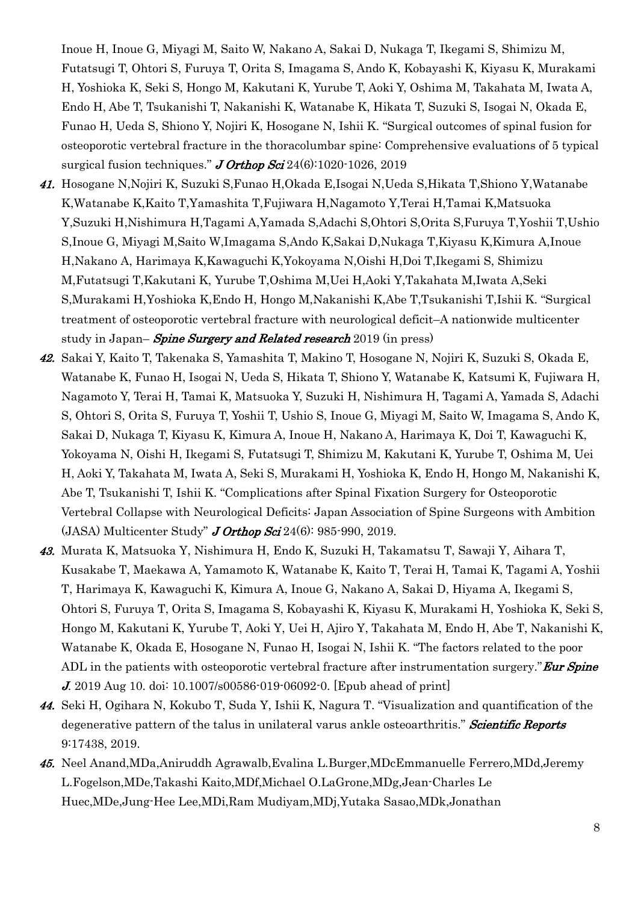Inoue H, Inoue G, Miyagi M, Saito W, Nakano A, Sakai D, Nukaga T, Ikegami S, Shimizu M, Futatsugi T, Ohtori S, Furuya T, Orita S, Imagama S, Ando K, Kobayashi K, Kiyasu K, Murakami H, Yoshioka K, Seki S, Hongo M, Kakutani K, Yurube T, Aoki Y, Oshima M, Takahata M, Iwata A, Endo H, Abe T, Tsukanishi T, Nakanishi K, Watanabe K, Hikata T, Suzuki S, Isogai N, Okada E, Funao H, Ueda S, Shiono Y, Nojiri K, Hosogane N, Ishii K. "Surgical outcomes of spinal fusion for osteoporotic vertebral fracture in the thoracolumbar spine: Comprehensive evaluations of 5 typical surgical fusion techniques." ***J Orthop Sci*** 24(6):1020-1026, 2019

41. Hosogane N,Nojiri K, Suzuki S,Funao H,Okada E,Isogai N,Ueda S,Hikata T,Shiono Y,Watanabe K,Watanabe K,Kaito T,Yamashita T,Fujiwara H,Nagamoto Y,Terai H,Tamai K,Matsuoka Y,Suzuki H,Nishimura H,Tagami A,Yamada S,Adachi S,Ohtori S,Orita S,Furuya T,Yoshii T,Ushio S,Inoue G, Miyagi M,Saito W,Imagama S,Ando K,Sakai D,Nukaga T,Kiyasu K,Kimura A,Inoue H,Nakano A, Harimaya K,Kawaguchi K,Yokoyama N,Oishi H,Doi T,Ikegami S, Shimizu M,Futatsugi T,Kakutani K, Yurube T,Oshima M,Uei H,Aoki Y,Takahata M,Iwata A,Seki S,Murakami H,Yoshioka K,Endo H, Hongo M,Nakanishi K,Abe T,Tsukanishi T,Ishii K. "Surgical treatment of osteoporotic vertebral fracture with neurological deficit–A nationwide multicenter study in Japan– ***Spine Surgery and Related research*** 2019 (in press)

42. Sakai Y, Kaito T, Takenaka S, Yamashita T, Makino T, Hosogane N, Nojiri K, Suzuki S, Okada E, Watanabe K, Funao H, Isogai N, Ueda S, Hikata T, Shiono Y, Watanabe K, Katsumi K, Fujiwara H, Nagamoto Y, Terai H, Tamai K, Matsuoka Y, Suzuki H, Nishimura H, Tagami A, Yamada S, Adachi S, Ohtori S, Orita S, Furuya T, Yoshii T, Ushio S, Inoue G, Miyagi M, Saito W, Imagama S, Ando K, Sakai D, Nukaga T, Kiyasu K, Kimura A, Inoue H, Nakano A, Harimaya K, Doi T, Kawaguchi K, Yokoyama N, Oishi H, Ikegami S, Futatsugi T, Shimizu M, Kakutani K, Yurube T, Oshima M, Uei H, Aoki Y, Takahata M, Iwata A, Seki S, Murakami H, Yoshioka K, Endo H, Hongo M, Nakanishi K, Abe T, Tsukanishi T, Ishii K. "Complications after Spinal Fixation Surgery for Osteoporotic Vertebral Collapse with Neurological Deficits: Japan Association of Spine Surgeons with Ambition (JASA) Multicenter Study" ***J Orthop Sci*** 24(6): 985-990, 2019.

43. Murata K, Matsuoka Y, Nishimura H, Endo K, Suzuki H, Takamatsu T, Sawaji Y, Aihara T, Kusakabe T, Maekawa A, Yamamoto K, Watanabe K, Kaito T, Terai H, Tamai K, Tagami A, Yoshii T, Harimaya K, Kawaguchi K, Kimura A, Inoue G, Nakano A, Sakai D, Hiyama A, Ikegami S, Ohtori S, Furuya T, Orita S, Imagama S, Kobayashi K, Kiyasu K, Murakami H, Yoshioka K, Seki S, Hongo M, Kakutani K, Yurube T, Aoki Y, Uei H, Ajiro Y, Takahata M, Endo H, Abe T, Nakanishi K, Watanabe K, Okada E, Hosogane N, Funao H, Isogai N, Ishii K. "The factors related to the poor ADL in the patients with osteoporotic vertebral fracture after instrumentation surgery."***Eur Spine J***. 2019 Aug 10. doi: 10.1007/s00586-019-06092-0. [Epub ahead of print]

44. Seki H, Ogihara N, Kokubo T, Suda Y, Ishii K, Nagura T. "Visualization and quantification of the degenerative pattern of the talus in unilateral varus ankle osteoarthritis." ***Scientific Reports*** 9:17438, 2019.

45. Neel Anand,MDa,Aniruddh Agrawalb,Evalina L.Burger,MDcEmmanuelle Ferrero,MDd,Jeremy L.Fogelson,MDe,Takashi Kaito,MDf,Michael O.LaGrone,MDg,Jean-Charles Le Huec,MDe,Jung-Hee Lee,MDi,Ram Mudiyam,MDj,Yutaka Sasao,MDk,Jonathan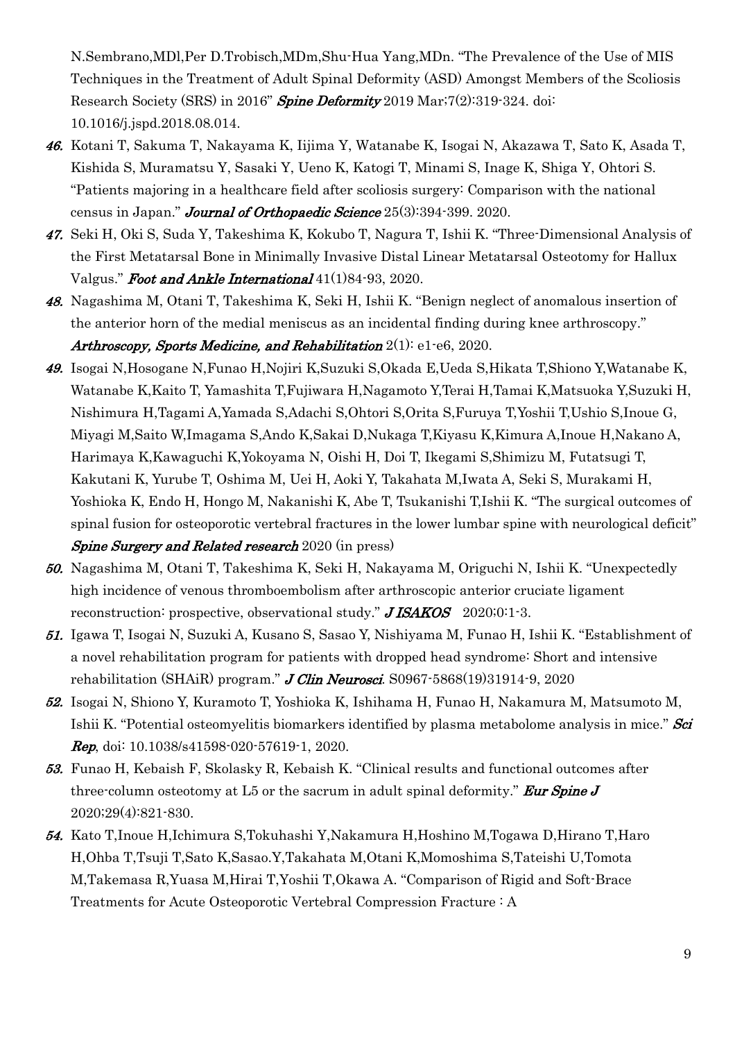N.Sembrano,MDl,Per D.Trobisch,MDm,Shu-Hua Yang,MDn. "The Prevalence of the Use of MIS Techniques in the Treatment of Adult Spinal Deformity (ASD) Amongst Members of the Scoliosis Research Society (SRS) in 2016" ***Spine Deformity*** 2019 Mar;7(2):319-324. doi: 10.1016/j.jspd.2018.08.014.

46. Kotani T, Sakuma T, Nakayama K, Iijima Y, Watanabe K, Isogai N, Akazawa T, Sato K, Asada T, Kishida S, Muramatsu Y, Sasaki Y, Ueno K, Katogi T, Minami S, Inage K, Shiga Y, Ohtori S. "Patients majoring in a healthcare field after scoliosis surgery: Comparison with the national census in Japan." ***Journal of Orthopaedic Science*** 25(3):394-399. 2020.
47. Seki H, Oki S, Suda Y, Takeshima K, Kokubo T, Nagura T, Ishii K. "Three-Dimensional Analysis of the First Metatarsal Bone in Minimally Invasive Distal Linear Metatarsal Osteotomy for Hallux Valgus." ***Foot and Ankle International*** 41(1)84-93, 2020.
48. Nagashima M, Otani T, Takeshima K, Seki H, Ishii K. "Benign neglect of anomalous insertion of the anterior horn of the medial meniscus as an incidental finding during knee arthroscopy." ***Arthroscopy, Sports Medicine, and Rehabilitation*** 2(1): e1-e6, 2020.
49. Isogai N,Hosogane N,Funao H,Nojiri K,Suzuki S,Okada E,Ueda S,Hikata T,Shiono Y,Watanabe K, Watanabe K,Kaito T, Yamashita T,Fujiwara H,Nagamoto Y,Terai H,Tamai K,Matsuoka Y,Suzuki H, Nishimura H,Tagami A,Yamada S,Adachi S,Ohtori S,Orita S,Furuya T,Yoshii T,Ushio S,Inoue G, Miyagi M,Saito W,Imagama S,Ando K,Sakai D,Nukaga T,Kiyasu K,Kimura A,Inoue H,Nakano A, Harimaya K,Kawaguchi K,Yokoyama N, Oishi H, Doi T, Ikegami S,Shimizu M, Futatsugi T, Kakutani K, Yurube T, Oshima M, Uei H, Aoki Y, Takahata M,Iwata A, Seki S, Murakami H, Yoshioka K, Endo H, Hongo M, Nakanishi K, Abe T, Tsukanishi T,Ishii K. "The surgical outcomes of spinal fusion for osteoporotic vertebral fractures in the lower lumbar spine with neurological deficit" ***Spine Surgery and Related research*** 2020 (in press)
50. Nagashima M, Otani T, Takeshima K, Seki H, Nakayama M, Origuchi N, Ishii K. "Unexpectedly high incidence of venous thromboembolism after arthroscopic anterior cruciate ligament reconstruction: prospective, observational study." ***J ISAKOS*** 2020;0:1-3.
51. Igawa T, Isogai N, Suzuki A, Kusano S, Sasao Y, Nishiyama M, Funao H, Ishii K. "Establishment of a novel rehabilitation program for patients with dropped head syndrome: Short and intensive rehabilitation (SHAiR) program." ***J Clin Neurosci***. S0967-5868(19)31914-9, 2020
52. Isogai N, Shiono Y, Kuramoto T, Yoshioka K, Ishihama H, Funao H, Nakamura M, Matsumoto M, Ishii K. "Potential osteomyelitis biomarkers identified by plasma metabolome analysis in mice." ***Sci Rep***, doi: 10.1038/s41598-020-57619-1, 2020.
53. Funao H, Kebaish F, Skolasky R, Kebaish K. "Clinical results and functional outcomes after three-column osteotomy at L5 or the sacrum in adult spinal deformity." ***Eur Spine J*** 2020;29(4):821-830.
54. Kato T,Inoue H,Ichimura S,Tokuhashi Y,Nakamura H,Hoshino M,Togawa D,Hirano T,Haro H,Ohba T,Tsuji T,Sato K,Sasao.Y,Takahata M,Otani K,Momoshima S,Tateishi U,Tomota M,Takemasa R,Yuasa M,Hirai T,Yoshii T,Okawa A. "Comparison of Rigid and Soft-Brace Treatments for Acute Osteoporotic Vertebral Compression Fracture : A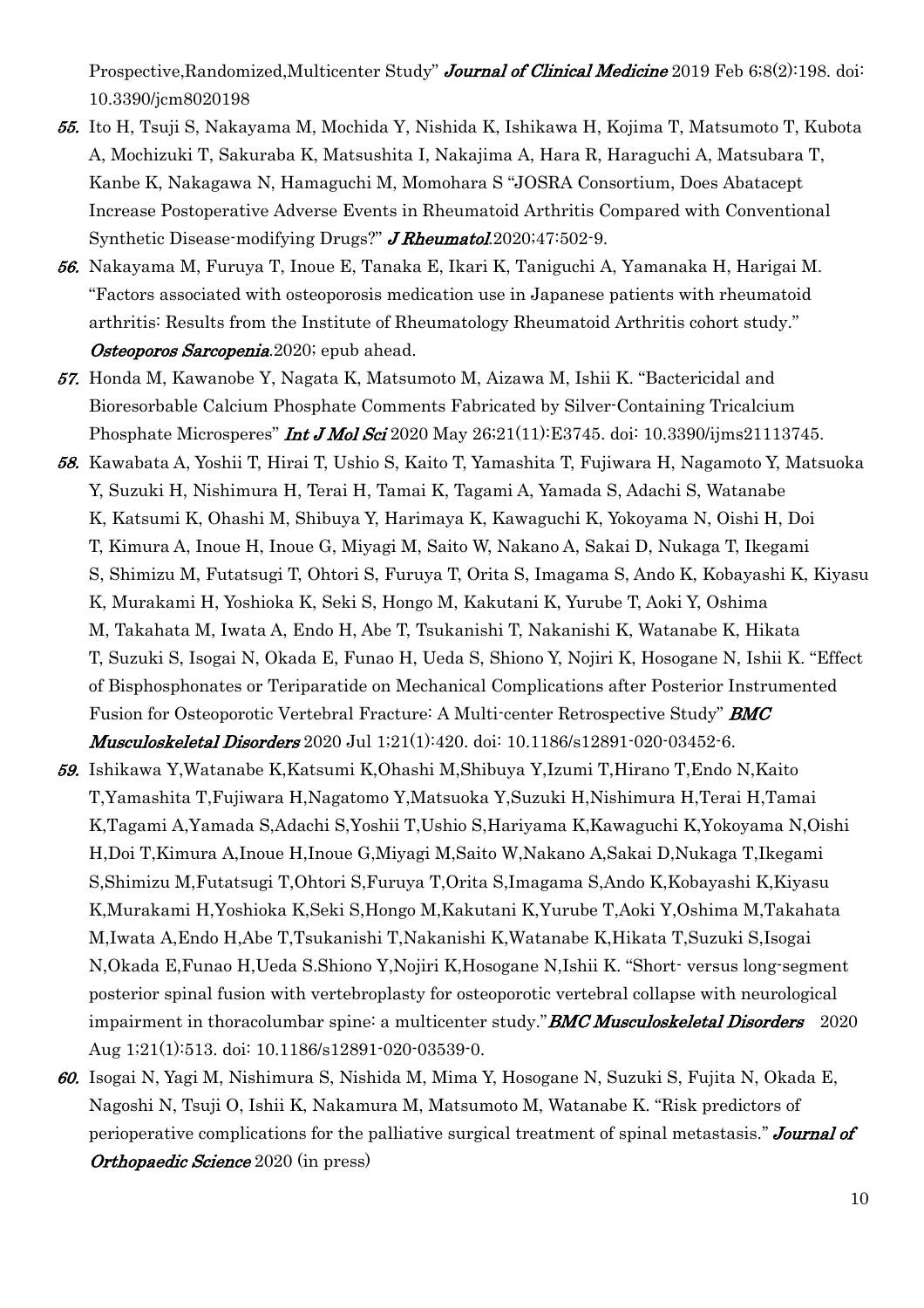Prospective,Randomized,Multicenter Study" ***Journal of Clinical Medicine*** 2019 Feb 6;8(2):198. doi: 10.3390/jcm8020198

55. Ito H, Tsuji S, Nakayama M, Mochida Y, Nishida K, Ishikawa H, Kojima T, Matsumoto T, Kubota A, Mochizuki T, Sakuraba K, Matsushita I, Nakajima A, Hara R, Haraguchi A, Matsubara T, Kanbe K, Nakagawa N, Hamaguchi M, Momohara S "JOSRA Consortium, Does Abatacept Increase Postoperative Adverse Events in Rheumatoid Arthritis Compared with Conventional Synthetic Disease-modifying Drugs?" ***J Rheumatol.***2020;47:502-9.
56. Nakayama M, Furuya T, Inoue E, Tanaka E, Ikari K, Taniguchi A, Yamanaka H, Harigai M. "Factors associated with osteoporosis medication use in Japanese patients with rheumatoid arthritis: Results from the Institute of Rheumatology Rheumatoid Arthritis cohort study." ***Osteoporos Sarcopenia.***2020; epub ahead.
57. Honda M, Kawanobe Y, Nagata K, Matsumoto M, Aizawa M, Ishii K. "Bactericidal and Bioresorbable Calcium Phosphate Comments Fabricated by Silver-Containing Tricalcium Phosphate Microsperes" ***Int J Mol Sci*** 2020 May 26;21(11):E3745. doi: 10.3390/ijms21113745.
58. Kawabata A, Yoshii T, Hirai T, Ushio S, Kaito T, Yamashita T, Fujiwara H, Nagamoto Y, Matsuoka Y, Suzuki H, Nishimura H, Terai H, Tamai K, Tagami A, Yamada S, Adachi S, Watanabe K, Katsumi K, Ohashi M, Shibuya Y, Harimaya K, Kawaguchi K, Yokoyama N, Oishi H, Doi T, Kimura A, Inoue H, Inoue G, Miyagi M, Saito W, Nakano A, Sakai D, Nukaga T, Ikegami S, Shimizu M, Futatsugi T, Ohtori S, Furuya T, Orita S, Imagama S, Ando K, Kobayashi K, Kiyasu K, Murakami H, Yoshioka K, Seki S, Hongo M, Kakutani K, Yurube T, Aoki Y, Oshima M, Takahata M, Iwata A, Endo H, Abe T, Tsukanishi T, Nakanishi K, Watanabe K, Hikata T, Suzuki S, Isogai N, Okada E, Funao H, Ueda S, Shiono Y, Nojiri K, Hosogane N, Ishii K. "Effect of Bisphosphonates or Teriparatide on Mechanical Complications after Posterior Instrumented Fusion for Osteoporotic Vertebral Fracture: A Multi-center Retrospective Study" ***BMC Musculoskeletal Disorders*** 2020 Jul 1;21(1):420. doi: 10.1186/s12891-020-03452-6.
59. Ishikawa Y,Watanabe K,Katsumi K,Ohashi M,Shibuya Y,Izumi T,Hirano T,Endo N,Kaito T,Yamashita T,Fujiwara H,Nagatomo Y,Matsuoka Y,Suzuki H,Nishimura H,Terai H,Tamai K,Tagami A,Yamada S,Adachi S,Yoshii T,Ushio S,Hariyama K,Kawaguchi K,Yokoyama N,Oishi H,Doi T,Kimura A,Inoue H,Inoue G,Miyagi M,Saito W,Nakano A,Sakai D,Nukaga T,Ikegami S,Shimizu M,Futatsugi T,Ohtori S,Furuya T,Orita S,Imagama S,Ando K,Kobayashi K,Kiyasu K,Murakami H,Yoshioka K,Seki S,Hongo M,Kakutani K,Yurube T,Aoki Y,Oshima M,Takahata M,Iwata A,Endo H,Abe T,Tsukanishi T,Nakanishi K,Watanabe K,Hikata T,Suzuki S,Isogai N,Okada E,Funao H,Ueda S.Shiono Y,Nojiri K,Hosogane N,Ishii K. "Short- versus long-segment posterior spinal fusion with vertebroplasty for osteoporotic vertebral collapse with neurological impairment in thoracolumbar spine: a multicenter study."***BMC Musculoskeletal Disorders*** 2020 Aug 1;21(1):513. doi: 10.1186/s12891-020-03539-0.
60. Isogai N, Yagi M, Nishimura S, Nishida M, Mima Y, Hosogane N, Suzuki S, Fujita N, Okada E, Nagoshi N, Tsuji O, Ishii K, Nakamura M, Matsumoto M, Watanabe K. "Risk predictors of perioperative complications for the palliative surgical treatment of spinal metastasis." ***Journal of Orthopaedic Science*** 2020 (in press)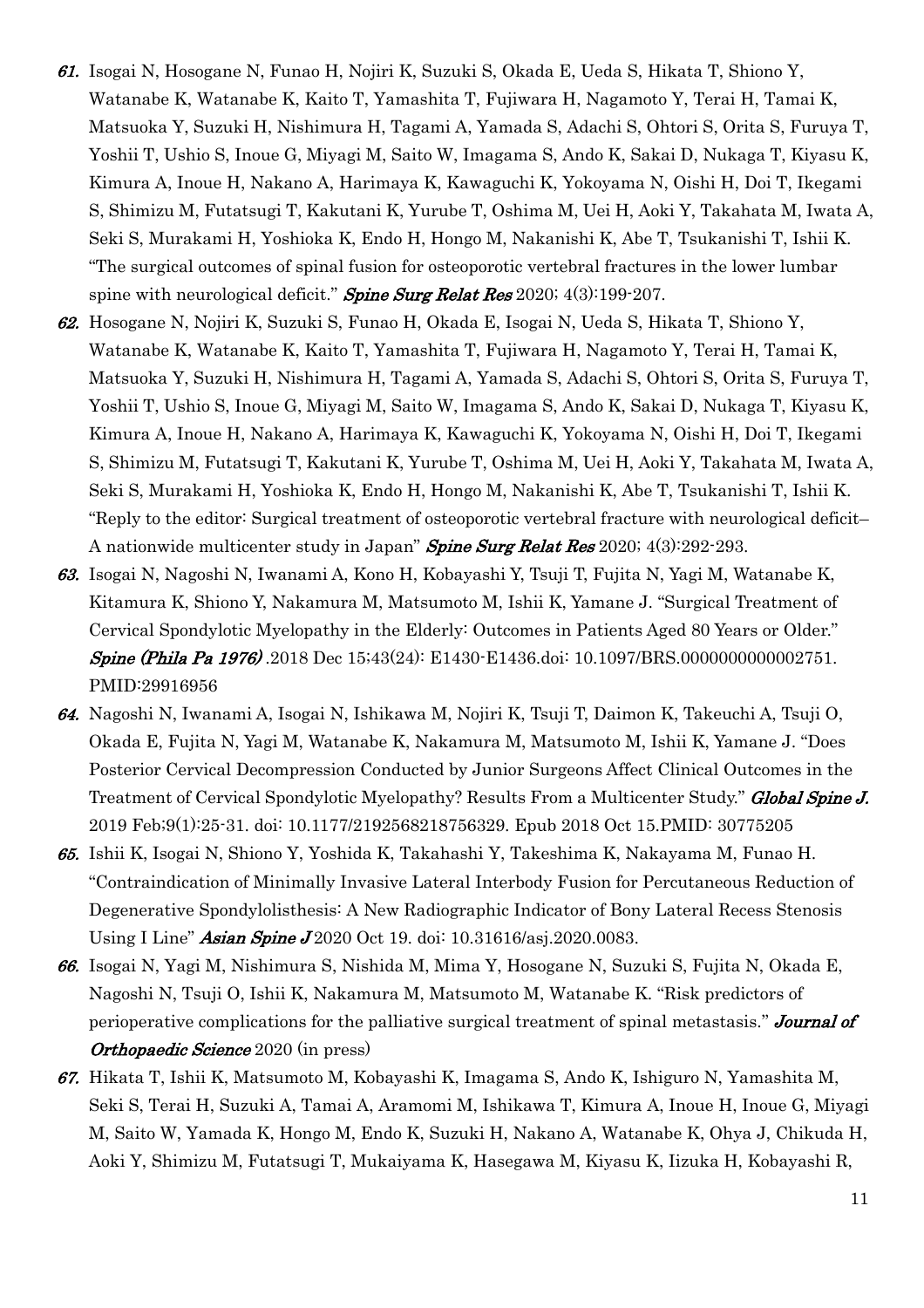61. Isogai N, Hosogane N, Funao H, Nojiri K, Suzuki S, Okada E, Ueda S, Hikata T, Shiono Y, Watanabe K, Watanabe K, Kaito T, Yamashita T, Fujiwara H, Nagamoto Y, Terai H, Tamai K, Matsuoka Y, Suzuki H, Nishimura H, Tagami A, Yamada S, Adachi S, Ohtori S, Orita S, Furuya T, Yoshii T, Ushio S, Inoue G, Miyagi M, Saito W, Imagama S, Ando K, Sakai D, Nukaga T, Kiyasu K, Kimura A, Inoue H, Nakano A, Harimaya K, Kawaguchi K, Yokoyama N, Oishi H, Doi T, Ikegami S, Shimizu M, Futatsugi T, Kakutani K, Yurube T, Oshima M, Uei H, Aoki Y, Takahata M, Iwata A, Seki S, Murakami H, Yoshioka K, Endo H, Hongo M, Nakanishi K, Abe T, Tsukanishi T, Ishii K. "The surgical outcomes of spinal fusion for osteoporotic vertebral fractures in the lower lumbar spine with neurological deficit." ***Spine Surg Relat Res*** 2020; 4(3):199-207.
62. Hosogane N, Nojiri K, Suzuki S, Funao H, Okada E, Isogai N, Ueda S, Hikata T, Shiono Y, Watanabe K, Watanabe K, Kaito T, Yamashita T, Fujiwara H, Nagamoto Y, Terai H, Tamai K, Matsuoka Y, Suzuki H, Nishimura H, Tagami A, Yamada S, Adachi S, Ohtori S, Orita S, Furuya T, Yoshii T, Ushio S, Inoue G, Miyagi M, Saito W, Imagama S, Ando K, Sakai D, Nukaga T, Kiyasu K, Kimura A, Inoue H, Nakano A, Harimaya K, Kawaguchi K, Yokoyama N, Oishi H, Doi T, Ikegami S, Shimizu M, Futatsugi T, Kakutani K, Yurube T, Oshima M, Uei H, Aoki Y, Takahata M, Iwata A, Seki S, Murakami H, Yoshioka K, Endo H, Hongo M, Nakanishi K, Abe T, Tsukanishi T, Ishii K. "Reply to the editor: Surgical treatment of osteoporotic vertebral fracture with neurological deficit– A nationwide multicenter study in Japan" ***Spine Surg Relat Res*** 2020; 4(3):292-293.
63. Isogai N, Nagoshi N, Iwanami A, Kono H, Kobayashi Y, Tsuji T, Fujita N, Yagi M, Watanabe K, Kitamura K, Shiono Y, Nakamura M, Matsumoto M, Ishii K, Yamane J. "Surgical Treatment of Cervical Spondylotic Myelopathy in the Elderly: Outcomes in Patients Aged 80 Years or Older." ***Spine (Phila Pa 1976)*** .2018 Dec 15;43(24): E1430-E1436.doi: 10.1097/BRS.0000000000002751. PMID:29916956
64. Nagoshi N, Iwanami A, Isogai N, Ishikawa M, Nojiri K, Tsuji T, Daimon K, Takeuchi A, Tsuji O, Okada E, Fujita N, Yagi M, Watanabe K, Nakamura M, Matsumoto M, Ishii K, Yamane J. "Does Posterior Cervical Decompression Conducted by Junior Surgeons Affect Clinical Outcomes in the Treatment of Cervical Spondylotic Myelopathy? Results From a Multicenter Study." ***Global Spine J.*** 2019 Feb;9(1):25-31. doi: 10.1177/2192568218756329. Epub 2018 Oct 15.PMID: 30775205
65. Ishii K, Isogai N, Shiono Y, Yoshida K, Takahashi Y, Takeshima K, Nakayama M, Funao H. "Contraindication of Minimally Invasive Lateral Interbody Fusion for Percutaneous Reduction of Degenerative Spondylolisthesis: A New Radiographic Indicator of Bony Lateral Recess Stenosis Using I Line" ***Asian Spine J*** 2020 Oct 19. doi: 10.31616/asj.2020.0083.
66. Isogai N, Yagi M, Nishimura S, Nishida M, Mima Y, Hosogane N, Suzuki S, Fujita N, Okada E, Nagoshi N, Tsuji O, Ishii K, Nakamura M, Matsumoto M, Watanabe K. "Risk predictors of perioperative complications for the palliative surgical treatment of spinal metastasis." ***Journal of Orthopaedic Science*** 2020 (in press)
67. Hikata T, Ishii K, Matsumoto M, Kobayashi K, Imagama S, Ando K, Ishiguro N, Yamashita M, Seki S, Terai H, Suzuki A, Tamai A, Aramomi M, Ishikawa T, Kimura A, Inoue H, Inoue G, Miyagi M, Saito W, Yamada K, Hongo M, Endo K, Suzuki H, Nakano A, Watanabe K, Ohya J, Chikuda H, Aoki Y, Shimizu M, Futatsugi T, Mukaiyama K, Hasegawa M, Kiyasu K, Iizuka H, Kobayashi R,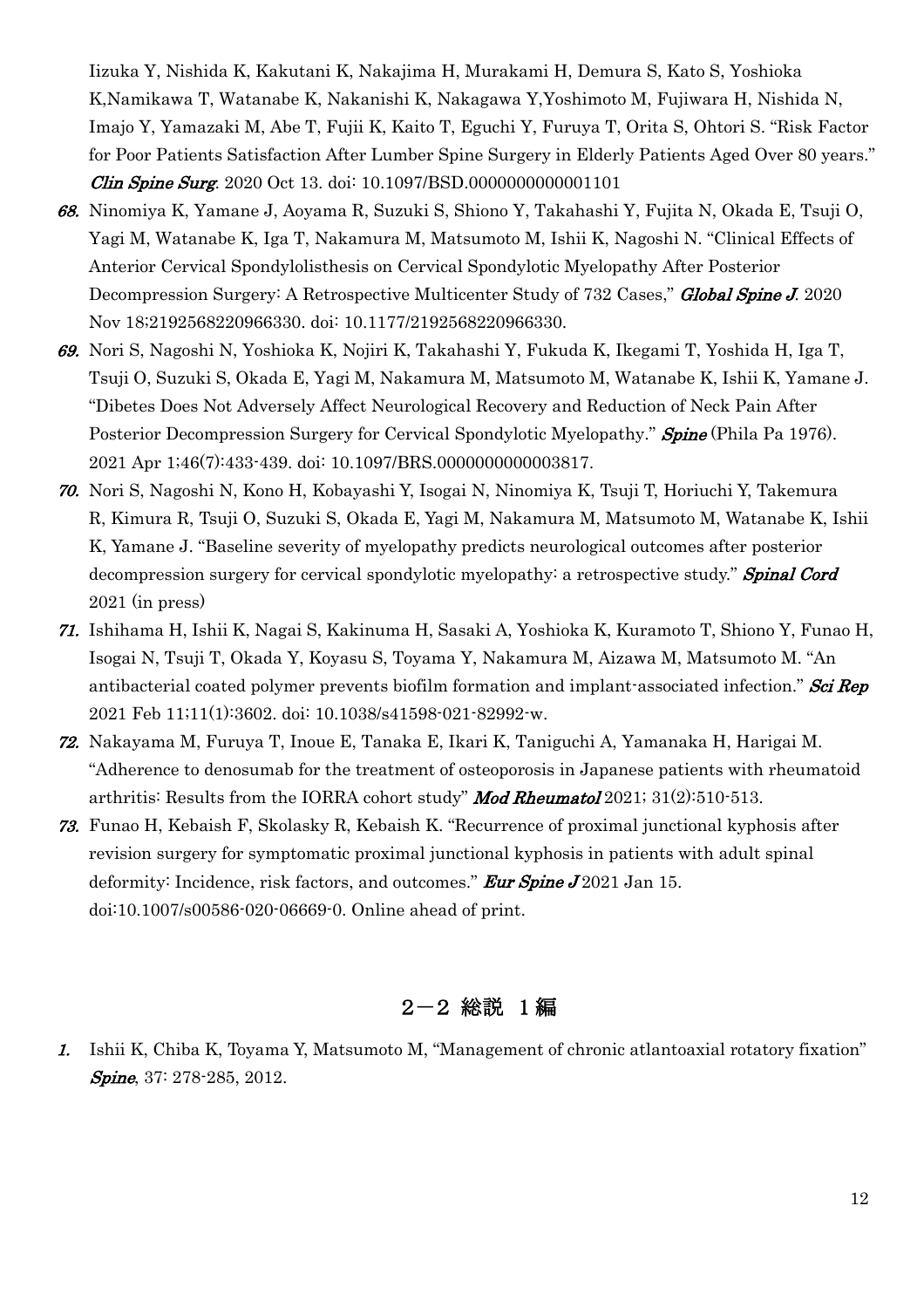Iizuka Y, Nishida K, Kakutani K, Nakajima H, Murakami H, Demura S, Kato S, Yoshioka K,Namikawa T, Watanabe K, Nakanishi K, Nakagawa Y,Yoshimoto M, Fujiwara H, Nishida N, Imajo Y, Yamazaki M, Abe T, Fujii K, Kaito T, Eguchi Y, Furuya T, Orita S, Ohtori S. "Risk Factor for Poor Patients Satisfaction After Lumber Spine Surgery in Elderly Patients Aged Over 80 years." ***Clin Spine Surg***. 2020 Oct 13. doi: 10.1097/BSD.0000000000001101

68. Ninomiya K, Yamane J, Aoyama R, Suzuki S, Shiono Y, Takahashi Y, Fujita N, Okada E, Tsuji O, Yagi M, Watanabe K, Iga T, Nakamura M, Matsumoto M, Ishii K, Nagoshi N. "Clinical Effects of Anterior Cervical Spondylolisthesis on Cervical Spondylotic Myelopathy After Posterior Decompression Surgery: A Retrospective Multicenter Study of 732 Cases," ***Global Spine J***. 2020 Nov 18;2192568220966330. doi: 10.1177/2192568220966330.
69. Nori S, Nagoshi N, Yoshioka K, Nojiri K, Takahashi Y, Fukuda K, Ikegami T, Yoshida H, Iga T, Tsuji O, Suzuki S, Okada E, Yagi M, Nakamura M, Matsumoto M, Watanabe K, Ishii K, Yamane J. "Dibetes Does Not Adversely Affect Neurological Recovery and Reduction of Neck Pain After Posterior Decompression Surgery for Cervical Spondylotic Myelopathy." ***Spine*** (Phila Pa 1976). 2021 Apr 1;46(7):433-439. doi: 10.1097/BRS.0000000000003817.
70. Nori S, Nagoshi N, Kono H, Kobayashi Y, Isogai N, Ninomiya K, Tsuji T, Horiuchi Y, Takemura R, Kimura R, Tsuji O, Suzuki S, Okada E, Yagi M, Nakamura M, Matsumoto M, Watanabe K, Ishii K, Yamane J. "Baseline severity of myelopathy predicts neurological outcomes after posterior decompression surgery for cervical spondylotic myelopathy: a retrospective study." ***Spinal Cord*** 2021 (in press)
71. Ishihama H, Ishii K, Nagai S, Kakinuma H, Sasaki A, Yoshioka K, Kuramoto T, Shiono Y, Funao H, Isogai N, Tsuji T, Okada Y, Koyasu S, Toyama Y, Nakamura M, Aizawa M, Matsumoto M. "An antibacterial coated polymer prevents biofilm formation and implant-associated infection." ***Sci Rep*** 2021 Feb 11;11(1):3602. doi: 10.1038/s41598-021-82992-w.
72. Nakayama M, Furuya T, Inoue E, Tanaka E, Ikari K, Taniguchi A, Yamanaka H, Harigai M. "Adherence to denosumab for the treatment of osteoporosis in Japanese patients with rheumatoid arthritis: Results from the IORRA cohort study" ***Mod Rheumatol*** 2021; 31(2):510-513.
73. Funao H, Kebaish F, Skolasky R, Kebaish K. "Recurrence of proximal junctional kyphosis after revision surgery for symptomatic proximal junctional kyphosis in patients with adult spinal deformity: Incidence, risk factors, and outcomes." ***Eur Spine J*** 2021 Jan 15. doi:10.1007/s00586-020-06669-0. Online ahead of print.

## 2－2 総説 1編

1. Ishii K, Chiba K, Toyama Y, Matsumoto M, "Management of chronic atlantoaxial rotatory fixation" ***Spine***, 37: 278-285, 2012.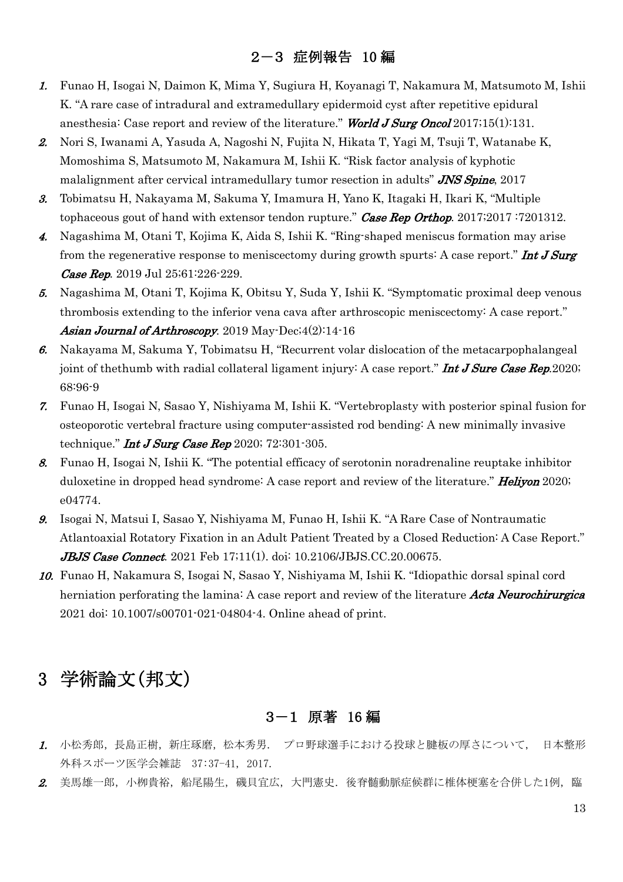### 2－3 症例報告 10 編

1. Funao H, Isogai N, Daimon K, Mima Y, Sugiura H, Koyanagi T, Nakamura M, Matsumoto M, Ishii K. "A rare case of intradural and extramedullary epidermoid cyst after repetitive epidural anesthesia: Case report and review of the literature." ***World J Surg Oncol*** 2017;15(1):131.
2. Nori S, Iwanami A, Yasuda A, Nagoshi N, Fujita N, Hikata T, Yagi M, Tsuji T, Watanabe K, Momoshima S, Matsumoto M, Nakamura M, Ishii K. "Risk factor analysis of kyphotic malalignment after cervical intramedullary tumor resection in adults" ***JNS Spine***, 2017
3. Tobimatsu H, Nakayama M, Sakuma Y, Imamura H, Yano K, Itagaki H, Ikari K, "Multiple tophaceous gout of hand with extensor tendon rupture." ***Case Rep Orthop***. 2017;2017 :7201312.
4. Nagashima M, Otani T, Kojima K, Aida S, Ishii K. "Ring-shaped meniscus formation may arise from the regenerative response to meniscectomy during growth spurts: A case report." ***Int J Surg Case Rep***. 2019 Jul 25;61:226-229.
5. Nagashima M, Otani T, Kojima K, Obitsu Y, Suda Y, Ishii K. "Symptomatic proximal deep venous thrombosis extending to the inferior vena cava after arthroscopic meniscectomy: A case report." ***Asian Journal of Arthroscopy***. 2019 May-Dec;4(2):14-16
6. Nakayama M, Sakuma Y, Tobimatsu H, "Recurrent volar dislocation of the metacarpophalangeal joint of thethumb with radial collateral ligament injury: A case report." ***Int J Sure Case Rep***.2020; 68:96-9
7. Funao H, Isogai N, Sasao Y, Nishiyama M, Ishii K. "Vertebroplasty with posterior spinal fusion for osteoporotic vertebral fracture using computer-assisted rod bending: A new minimally invasive technique." ***Int J Surg Case Rep*** 2020; 72:301-305.
8. Funao H, Isogai N, Ishii K. "The potential efficacy of serotonin noradrenaline reuptake inhibitor duloxetine in dropped head syndrome: A case report and review of the literature." ***Heliyon*** 2020; e04774.
9. Isogai N, Matsui I, Sasao Y, Nishiyama M, Funao H, Ishii K. "A Rare Case of Nontraumatic Atlantoaxial Rotatory Fixation in an Adult Patient Treated by a Closed Reduction: A Case Report." ***JBJS Case Connect***. 2021 Feb 17;11(1). doi: 10.2106/JBJS.CC.20.00675.
10. Funao H, Nakamura S, Isogai N, Sasao Y, Nishiyama M, Ishii K. "Idiopathic dorsal spinal cord herniation perforating the lamina: A case report and review of the literature ***Acta Neurochirurgica*** 2021 doi: 10.1007/s00701-021-04804-4. Online ahead of print.

## 3 学術論文(邦文)

### 3－1 原著 16 編

1. 小松秀郎，長島正樹，新庄琢磨，松本秀男． プロ野球選手における投球と腱板の厚さについて， 日本整形外科スポーツ医学会雑誌 37:37-41，2017.
2. 美馬雄一郎，小柳貴裕，船尾陽生，磯貝宜広，大門憲史．後脊髄動脈症候群に椎体梗塞を合併した1例，臨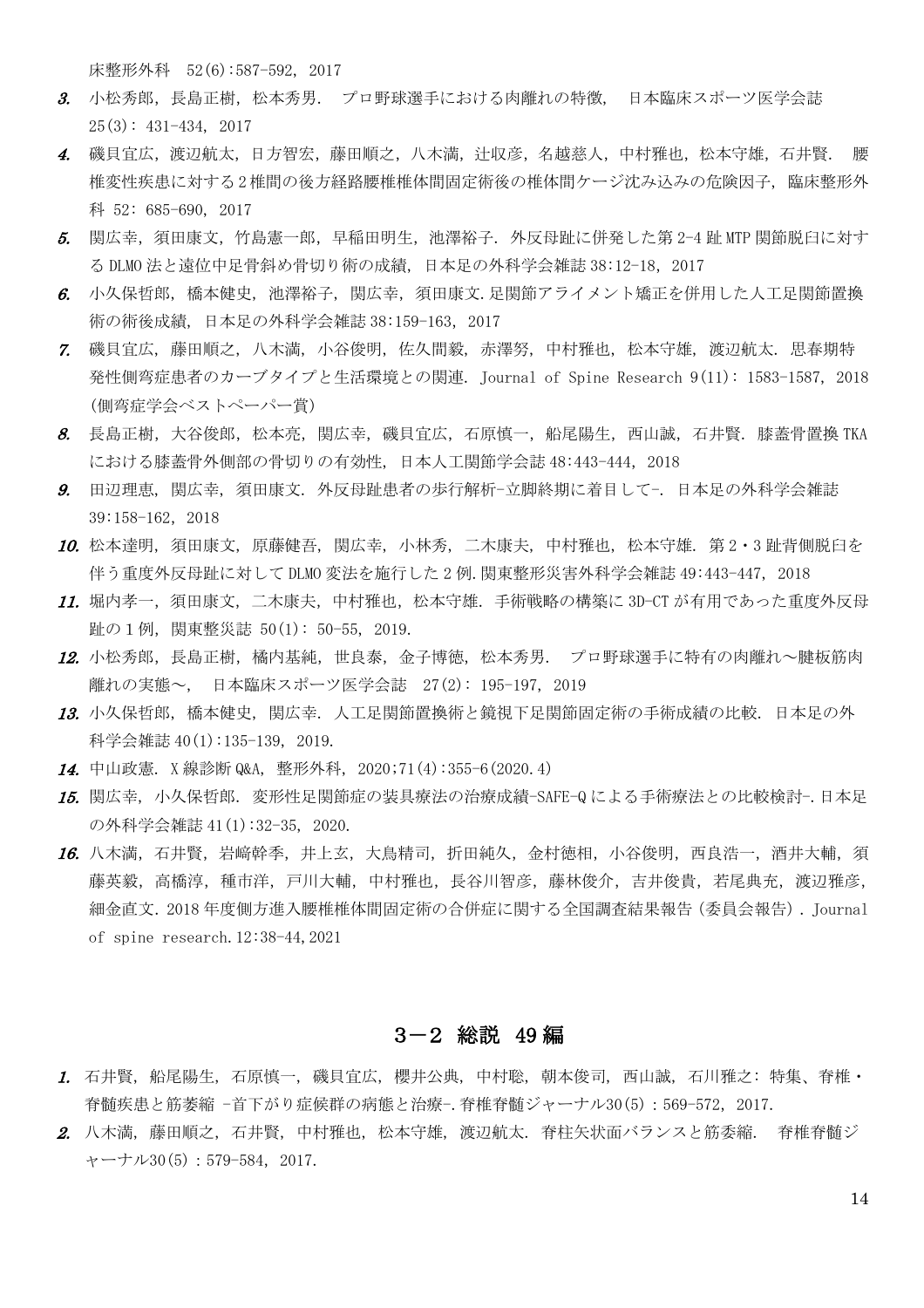床整形外科　52(6):587-592, 2017

3. 小松秀郎，長島正樹，松本秀男．　プロ野球選手における肉離れの特徴，　日本臨床スポーツ医学会誌 25(3): 431-434, 2017
4. 磯貝宜広，渡辺航太，日方智宏，藤田順之，八木満，辻収彦，名越慈人，中村雅也，松本守雄，石井賢．　腰椎変性疾患に対する2椎間の後方経路腰椎椎体間固定術後の椎体間ケージ沈み込みの危険因子，臨床整形外科 52: 685-690, 2017
5. 関広幸，須田康文，竹島憲一郎，早稲田明生，池澤裕子．外反母趾に併発した第 2-4 趾 MTP 関節脱臼に対する DLMO 法と遠位中足骨斜め骨切り術の成績，日本足の外科学会雑誌 38:12-18, 2017
6. 小久保哲郎，橋本健史，池澤裕子，関広幸，須田康文.足関節アライメント矯正を併用した人工足関節置換術の術後成績，日本足の外科学会雑誌 38:159-163, 2017
7. 磯貝宜広，藤田順之，八木満，小谷俊明，佐久間毅，赤澤努，中村雅也，松本守雄，渡辺航太．思春期特発性側弯症患者のカーブタイプと生活環境との関連．Journal of Spine Research 9(11): 1583-1587, 2018 (側弯症学会ベストペーパー賞)
8. 長島正樹，大谷俊郎，松本亮，関広幸，磯貝宜広，石原慎一，船尾陽生，西山誠，石井賢．膝蓋骨置換 TKA における膝蓋骨外側部の骨切りの有効性，日本人工関節学会誌 48:443-444, 2018
9. 田辺理恵，関広幸，須田康文．外反母趾患者の歩行解析-立脚終期に着目して-．日本足の外科学会雑誌 39:158-162, 2018
10. 松本達明，須田康文，原藤健吾，関広幸，小林秀，二木康夫，中村雅也，松本守雄．第2・3趾背側脱臼を伴う重度外反母趾に対して DLMO 変法を施行した2例.関東整形災害外科学会雑誌 49:443-447, 2018
11. 堀内孝一，須田康文，二木康夫，中村雅也，松本守雄．手術戦略の構築に 3D-CT が有用であった重度外反母趾の1例，関東整災誌 50(1): 50-55, 2019.
12. 小松秀郎，長島正樹，橘内基純，世良泰，金子博徳，松本秀男．　プロ野球選手に特有の肉離れ～腱板筋肉離れの実態～，　日本臨床スポーツ医学会誌　27(2): 195-197, 2019
13. 小久保哲郎，橋本健史，関広幸．人工足関節置換術と鏡視下足関節固定術の手術成績の比較．日本足の外科学会雑誌 40(1):135-139, 2019.
14. 中山政憲．X 線診断 Q&A，整形外科，2020;71(4):355-6(2020.4)
15. 関広幸，小久保哲郎．変形性足関節症の装具療法の治療成績-SAFE-Q による手術療法との比較検討-.日本足の外科学会雑誌 41(1):32-35, 2020.
16. 八木満，石井賢，岩﨑幹季，井上玄，大鳥精司，折田純久，金村徳相，小谷俊明，西良浩一，酒井大輔，須藤英毅，高橋淳，種市洋，戸川大輔，中村雅也，長谷川智彦，藤林俊介，吉井俊貴，若尾典充，渡辺雅彦，細金直文．2018 年度側方進入腰椎椎体間固定術の合併症に関する全国調査結果報告（委員会報告）．Journal of spine research.12:38-44,2021

## 3－2 総説 49 編

1. 石井賢，船尾陽生，石原慎一，磯貝宜広，櫻井公典，中村聡，朝本俊司，西山誠，石川雅之: 特集、脊椎・脊髄疾患と筋萎縮 -首下がり症候群の病態と治療-.脊椎脊髄ジャーナル30(5)：569-572, 2017.
2. 八木満，藤田順之，石井賢，中村雅也，松本守雄，渡辺航太．脊柱矢状面バランスと筋委縮．　脊椎脊髄ジャーナル30(5)：579-584, 2017.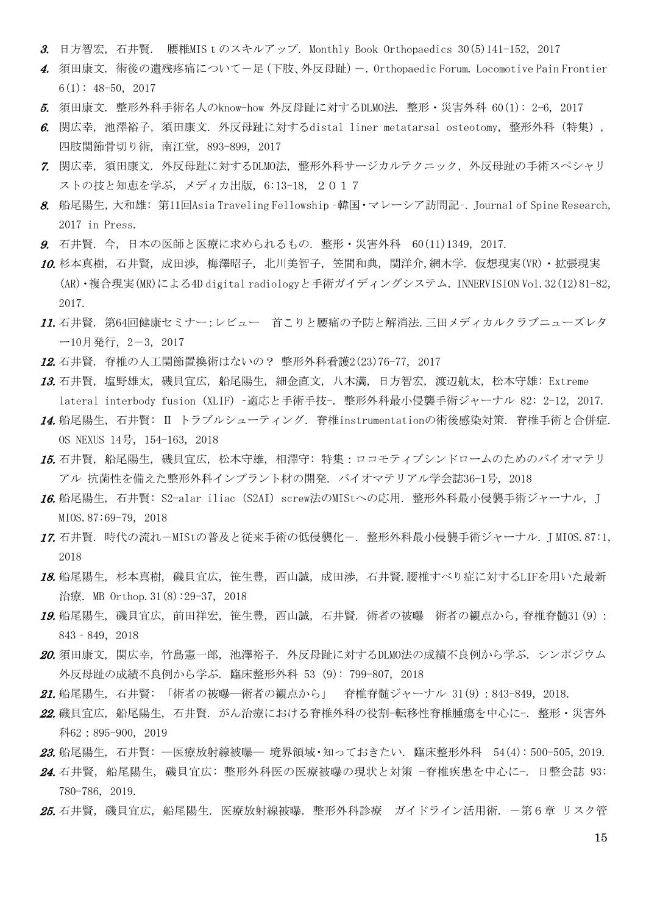*3.* 日方智宏, 石井賢. 腰椎MIS t のスキルアップ. Monthly Book Orthopaedics 30(5)141-152, 2017

*4.* 須田康文. 術後の遺残疼痛について－足(下肢、外反母趾)－. Orthopaedic Forum. Locomotive Pain Frontier 6(1): 48-50, 2017

*5.* 須田康文. 整形外科手術名人のknow-how 外反母趾に対するDLMO法. 整形・災害外科 60(1): 2-6, 2017

*6.* 関広幸, 池澤裕子, 須田康文. 外反母趾に対するdistal liner metatarsal osteotomy, 整形外科 (特集), 四肢関節骨切り術, 南江堂, 893-899, 2017

*7.* 関広幸, 須田康文. 外反母趾に対するDLMO法, 整形外科サージカルテクニック, 外反母趾の手術スペシャリストの技と知恵を学ぶ, メディカ出版, 6:13-18, ２０１７

*8.* 船尾陽生, 大和雄: 第11回Asia Traveling Fellowship -韓国・マレーシア訪問記-. Journal of Spine Research, 2017 in Press.

*9.* 石井賢. 今, 日本の医師と医療に求められるもの. 整形・災害外科　60(11)1349, 2017.

*10.* 杉本真樹, 石井賢, 成田渉, 梅澤昭子, 北川美智子, 笠間和典, 関洋介,網木学. 仮想現実(VR)・拡張現実(AR)・複合現実(MR)による4D digital radiologyと手術ガイディングシステム. INNERVISION Vol.32(12)81-82, 2017.

*11.* 石井賢. 第64回健康セミナー:レビュー　首こりと腰痛の予防と解消法.三田メディカルクラブニューズレター10月発行, 2－3, 2017

*12.* 石井賢. 脊椎の人工関節置換術はないの? 整形外科看護2(23)76-77, 2017

*13.* 石井賢, 塩野雄太, 磯貝宜広, 船尾陽生, 細金直文, 八木満, 日方智宏, 渡辺航太, 松本守雄: Extreme lateral interbody fusion (XLIF) -適応と手術手技-. 整形外科最小侵襲手術ジャーナル 82: 2-12, 2017.

*14.* 船尾陽生, 石井賢: Ⅱ トラブルシューティング. 脊椎instrumentationの術後感染対策. 脊椎手術と合併症. OS NEXUS 14号, 154-163, 2018

*15.* 石井賢, 船尾陽生, 磯貝宜広, 松本守雄, 相澤守: 特集:ロコモティブシンドロームのためのバイオマテリアル 抗菌性を備えた整形外科インプラント材の開発. バイオマテリアル学会誌36-1号, 2018

*16.* 船尾陽生, 石井賢: S2-alar iliac (S2AI) screw法のMIStへの応用. 整形外科最小侵襲手術ジャーナル, J MIOS.87:69-79, 2018

*17.* 石井賢. 時代の流れ－MIStの普及と従来手術の低侵襲化－. 整形外科最小侵襲手術ジャーナル. J MIOS.87:1, 2018

*18.* 船尾陽生, 杉本真樹, 磯貝宜広, 笹生豊, 西山誠, 成田渉, 石井賢.腰椎すべり症に対するLIFを用いた最新治療. MB Orthop.31(8):29-37, 2018

*19.* 船尾陽生, 磯貝宜広, 前田祥宏, 笹生豊, 西山誠, 石井賢. 術者の被曝　術者の観点から,脊椎脊髄31(9): 843‐849, 2018

*20.* 須田康文, 関広幸, 竹島憲一郎, 池澤裕子. 外反母趾に対するDLMO法の成績不良例から学ぶ. シンポジウム 外反母趾の成績不良例から学ぶ. 臨床整形外科 53 (9): 799-807, 2018

*21.* 船尾陽生, 石井賢: 「術者の被曝―術者の観点から」　脊椎脊髄ジャーナル 31(9):843-849, 2018.

*22.* 磯貝宜広, 船尾陽生, 石井賢. がん治療における脊椎外科の役割-転移性脊椎腫瘍を中心に-. 整形・災害外科62:895-900, 2019

*23.* 船尾陽生, 石井賢: ―医療放射線被曝― 境界領域・知っておきたい. 臨床整形外科　54(4):500-505, 2019.

*24.* 石井賢, 船尾陽生, 磯貝宜広: 整形外科医の医療被曝の現状と対策 -脊椎疾患を中心に-. 日整会誌 93: 780-786, 2019.

*25.* 石井賢, 磯貝宜広, 船尾陽生. 医療放射線被曝. 整形外科診療　ガイドライン活用術. －第６章 リスク管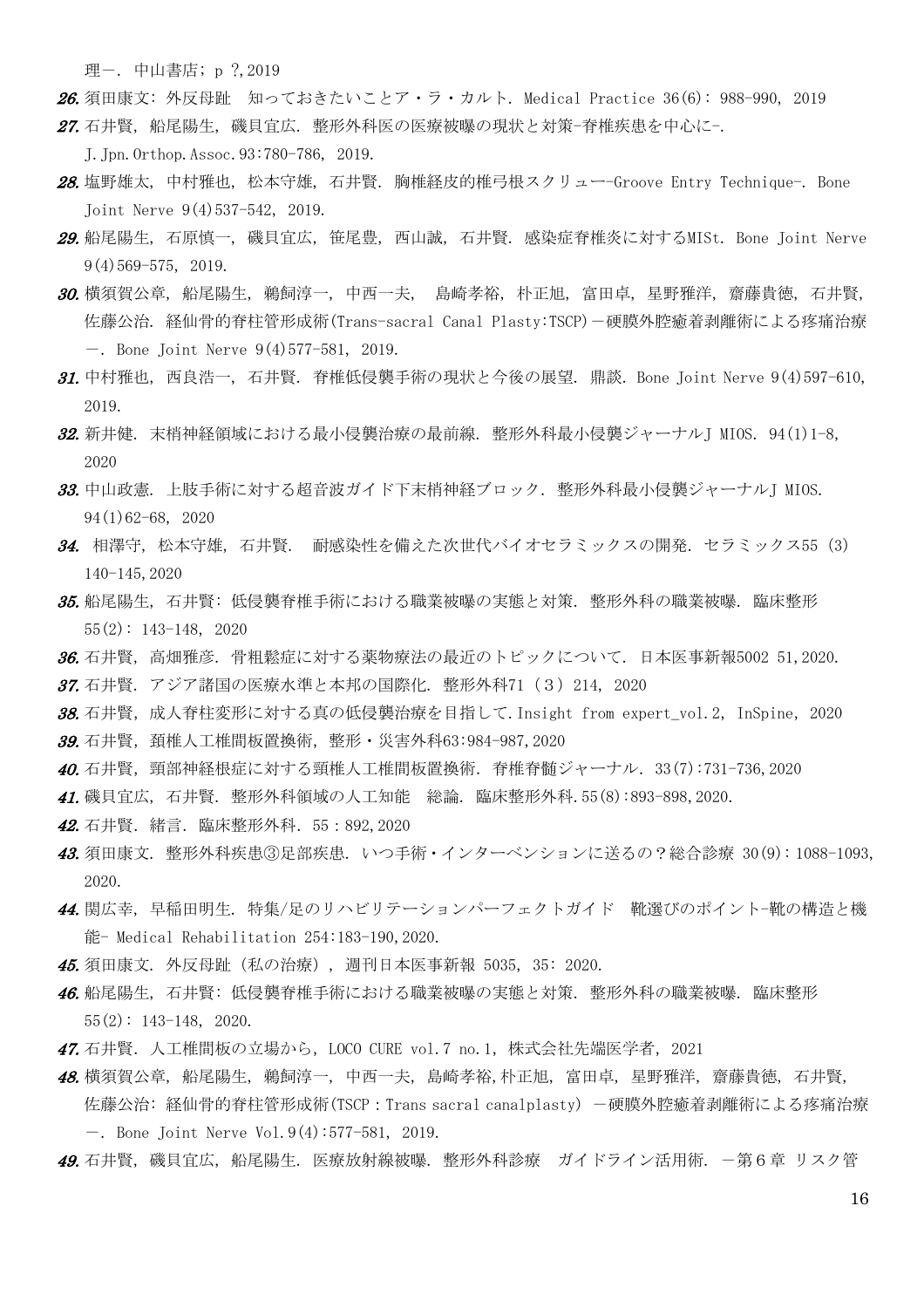理ー．中山書店；p ?,2019

*26.* 須田康文: 外反母趾　知っておきたいことア・ラ・カルト. Medical Practice 36(6): 988-990, 2019

*27.* 石井賢, 船尾陽生, 磯貝宜広. 整形外科医の医療被曝の現状と対策-脊椎疾患を中心に-. J.Jpn.Orthop.Assoc.93:780-786, 2019.

*28.* 塩野雄太, 中村雅也, 松本守雄, 石井賢. 胸椎経皮的椎弓根スクリュー-Groove Entry Technique-. Bone Joint Nerve 9(4)537-542, 2019.

*29.* 船尾陽生, 石原慎一, 磯貝宜広, 笹尾豊, 西山誠, 石井賢. 感染症脊椎炎に対するMISt. Bone Joint Nerve 9(4)569-575, 2019.

*30.* 横須賀公章, 船尾陽生, 鵜飼淳一, 中西一夫, 島崎孝裕, 朴正旭, 富田卓, 星野雅洋, 齋藤貴徳, 石井賢, 佐藤公治. 経仙骨的脊柱管形成術(Trans-sacral Canal Plasty:TSCP)－硬膜外腔癒着剥離術による疼痛治療－. Bone Joint Nerve 9(4)577-581, 2019.

*31.* 中村雅也, 西良浩一, 石井賢. 脊椎低侵襲手術の現状と今後の展望. 鼎談. Bone Joint Nerve 9(4)597-610, 2019.

*32.* 新井健. 末梢神経領域における最小侵襲治療の最前線. 整形外科最小侵襲ジャーナルJ MIOS. 94(1)1-8, 2020

*33.* 中山政憲. 上肢手術に対する超音波ガイド下末梢神経ブロック. 整形外科最小侵襲ジャーナルJ MIOS. 94(1)62-68, 2020

*34.* 相澤守, 松本守雄, 石井賢. 耐感染性を備えた次世代バイオセラミックスの開発. セラミックス55 (3) 140-145,2020

*35.* 船尾陽生, 石井賢: 低侵襲脊椎手術における職業被曝の実態と対策. 整形外科の職業被曝. 臨床整形 55(2): 143-148, 2020

*36.* 石井賢, 高畑雅彦. 骨粗鬆症に対する薬物療法の最近のトピックについて. 日本医事新報5002 51,2020.

*37.* 石井賢. アジア諸国の医療水準と本邦の国際化. 整形外科71（3）214, 2020

*38.* 石井賢, 成人脊柱変形に対する真の低侵襲治療を目指して.Insight from expert_vol.2, InSpine, 2020

*39.* 石井賢, 頚椎人工椎間板置換術, 整形・災害外科63:984-987,2020

*40.* 石井賢, 頸部神経根症に対する頸椎人工椎間板置換術. 脊椎脊髄ジャーナル. 33(7):731-736,2020

*41.* 磯貝宜広, 石井賢. 整形外科領域の人工知能　総論. 臨床整形外科.55(8):893-898,2020.

*42.* 石井賢. 緒言. 臨床整形外科. 55：892,2020

*43.* 須田康文. 整形外科疾患③足部疾患. いつ手術・インターベンションに送るの？総合診療 30(9): 1088-1093, 2020.

*44.* 関広幸, 早稲田明生. 特集/足のリハビリテーションパーフェクトガイド　靴選びのポイント-靴の構造と機能- Medical Rehabilitation 254:183-190,2020.

*45.* 須田康文. 外反母趾 (私の治療) , 週刊日本医事新報 5035, 35: 2020.

*46.* 船尾陽生, 石井賢: 低侵襲脊椎手術における職業被曝の実態と対策. 整形外科の職業被曝. 臨床整形 55(2): 143-148, 2020.

*47.* 石井賢. 人工椎間板の立場から, LOCO CURE vol.7 no.1, 株式会社先端医学者, 2021

*48.* 横須賀公章, 船尾陽生, 鵜飼淳一, 中西一夫, 島崎孝裕,朴正旭, 富田卓, 星野雅洋, 齋藤貴徳, 石井賢, 佐藤公治: 経仙骨的脊柱管形成術(TSCP：Trans sacral canalplasty) －硬膜外腔癒着剥離術による疼痛治療－. Bone Joint Nerve Vol.9(4):577-581, 2019.

*49.* 石井賢, 磯貝宜広, 船尾陽生. 医療放射線被曝. 整形外科診療　ガイドライン活用術. －第６章 リスク管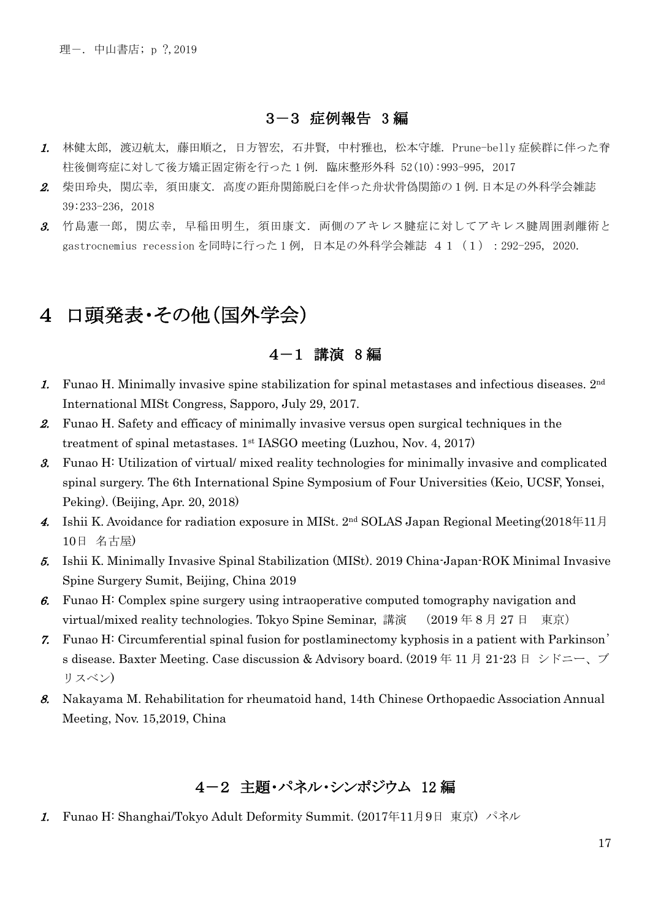理一. 中山書店; p ?,2019

### 3－3 症例報告 3編

1. 林健太郎, 渡辺航太, 藤田順之, 日方智宏, 石井賢, 中村雅也, 松本守雄. Prune-belly症候群に伴った脊柱後側弯症に対して後方矯正固定術を行った1例. 臨床整形外科 52(10):993-995, 2017
2. 柴田玲央, 関広幸, 須田康文. 高度の距舟関節脱臼を伴った舟状骨偽関節の1例. 日本足の外科学会雑誌 39:233-236, 2018
3. 竹島憲一郎, 関広幸, 早稲田明生, 須田康文. 両側のアキレス腱症に対してアキレス腱周囲剥離術とgastrocnemius recessionを同時に行った1例, 日本足の外科学会雑誌 ４１（１）：292-295, 2020.

## 4 口頭発表・その他（国外学会）

### 4－1 講演 8編

1. Funao H. Minimally invasive spine stabilization for spinal metastases and infectious diseases. 2nd International MISt Congress, Sapporo, July 29, 2017.
2. Funao H. Safety and efficacy of minimally invasive versus open surgical techniques in the treatment of spinal metastases. 1st IASGO meeting (Luzhou, Nov. 4, 2017)
3. Funao H: Utilization of virtual/ mixed reality technologies for minimally invasive and complicated spinal surgery. The 6th International Spine Symposium of Four Universities (Keio, UCSF, Yonsei, Peking). (Beijing, Apr. 20, 2018)
4. Ishii K. Avoidance for radiation exposure in MISt. 2nd SOLAS Japan Regional Meeting(2018年11月10日 名古屋)
5. Ishii K. Minimally Invasive Spinal Stabilization (MISt). 2019 China-Japan-ROK Minimal Invasive Spine Surgery Sumit, Beijing, China 2019
6. Funao H: Complex spine surgery using intraoperative computed tomography navigation and virtual/mixed reality technologies. Tokyo Spine Seminar, 講演 （2019年8月27日 東京）
7. Funao H: Circumferential spinal fusion for postlaminectomy kyphosis in a patient with Parkinson's disease. Baxter Meeting. Case discussion & Advisory board. (2019年11月21-23日 シドニー、ブリスベン)
8. Nakayama M. Rehabilitation for rheumatoid hand, 14th Chinese Orthopaedic Association Annual Meeting, Nov. 15,2019, China

### 4－2 主題・パネル・シンポジウム 12編

1. Funao H: Shanghai/Tokyo Adult Deformity Summit. (2017年11月9日 東京) パネル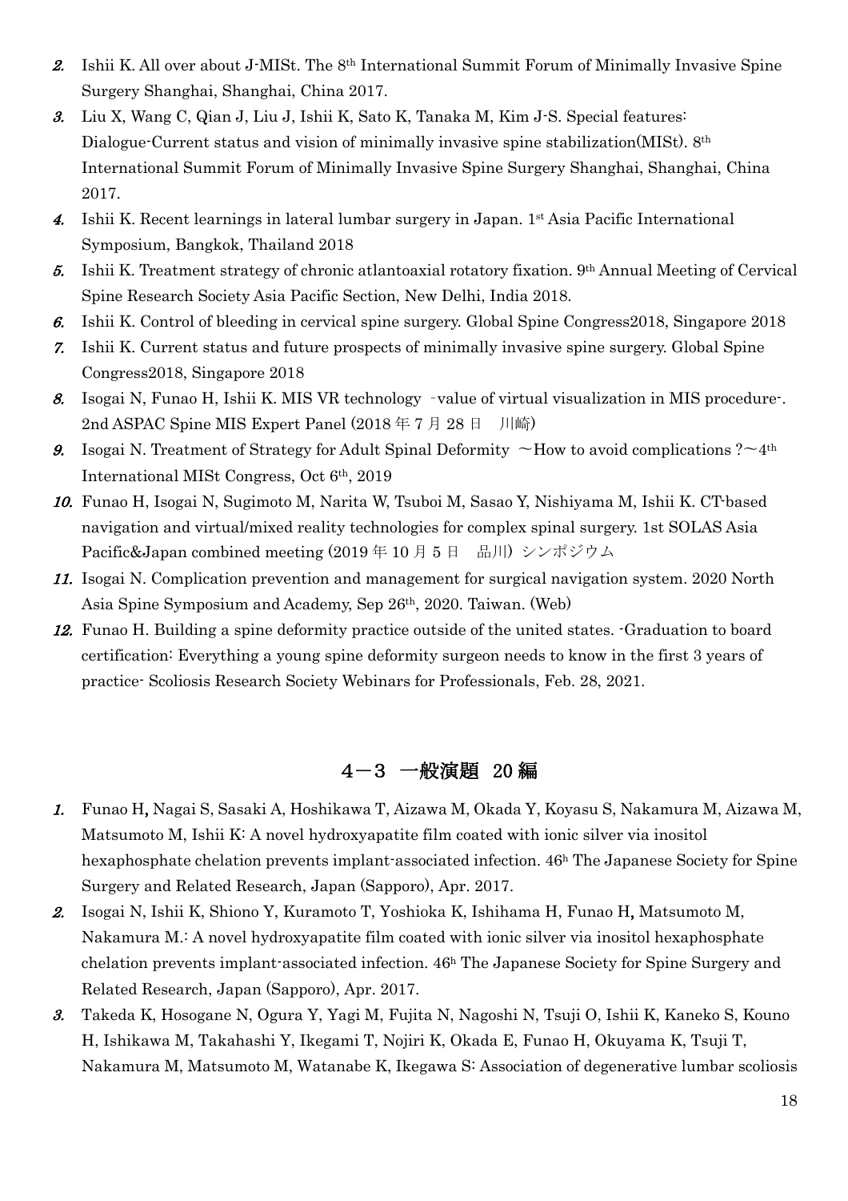2. Ishii K. All over about J-MISt. The 8th International Summit Forum of Minimally Invasive Spine Surgery Shanghai, Shanghai, China 2017.
3. Liu X, Wang C, Qian J, Liu J, Ishii K, Sato K, Tanaka M, Kim J-S. Special features: Dialogue-Current status and vision of minimally invasive spine stabilization(MISt). 8th International Summit Forum of Minimally Invasive Spine Surgery Shanghai, Shanghai, China 2017.
4. Ishii K. Recent learnings in lateral lumbar surgery in Japan. 1st Asia Pacific International Symposium, Bangkok, Thailand 2018
5. Ishii K. Treatment strategy of chronic atlantoaxial rotatory fixation. 9th Annual Meeting of Cervical Spine Research Society Asia Pacific Section, New Delhi, India 2018.
6. Ishii K. Control of bleeding in cervical spine surgery. Global Spine Congress2018, Singapore 2018
7. Ishii K. Current status and future prospects of minimally invasive spine surgery. Global Spine Congress2018, Singapore 2018
8. Isogai N, Funao H, Ishii K. MIS VR technology -value of virtual visualization in MIS procedure-. 2nd ASPAC Spine MIS Expert Panel (2018 年 7 月 28 日　川崎)
9. Isogai N. Treatment of Strategy for Adult Spinal Deformity ～How to avoid complications ?～4th International MISt Congress, Oct 6th, 2019
10. Funao H, Isogai N, Sugimoto M, Narita W, Tsuboi M, Sasao Y, Nishiyama M, Ishii K. CT-based navigation and virtual/mixed reality technologies for complex spinal surgery. 1st SOLAS Asia Pacific&Japan combined meeting (2019 年 10 月 5 日　品川) シンポジウム
11. Isogai N. Complication prevention and management for surgical navigation system. 2020 North Asia Spine Symposium and Academy, Sep 26th, 2020. Taiwan. (Web)
12. Funao H. Building a spine deformity practice outside of the united states. -Graduation to board certification: Everything a young spine deformity surgeon needs to know in the first 3 years of practice- Scoliosis Research Society Webinars for Professionals, Feb. 28, 2021.

## 4－3 一般演題 20 編

1. Funao H, Nagai S, Sasaki A, Hoshikawa T, Aizawa M, Okada Y, Koyasu S, Nakamura M, Aizawa M, Matsumoto M, Ishii K: A novel hydroxyapatite film coated with ionic silver via inositol hexaphosphate chelation prevents implant-associated infection. 46h The Japanese Society for Spine Surgery and Related Research, Japan (Sapporo), Apr. 2017.
2. Isogai N, Ishii K, Shiono Y, Kuramoto T, Yoshioka K, Ishihama H, Funao H, Matsumoto M, Nakamura M.: A novel hydroxyapatite film coated with ionic silver via inositol hexaphosphate chelation prevents implant-associated infection. 46h The Japanese Society for Spine Surgery and Related Research, Japan (Sapporo), Apr. 2017.
3. Takeda K, Hosogane N, Ogura Y, Yagi M, Fujita N, Nagoshi N, Tsuji O, Ishii K, Kaneko S, Kouno H, Ishikawa M, Takahashi Y, Ikegami T, Nojiri K, Okada E, Funao H, Okuyama K, Tsuji T, Nakamura M, Matsumoto M, Watanabe K, Ikegawa S: Association of degenerative lumbar scoliosis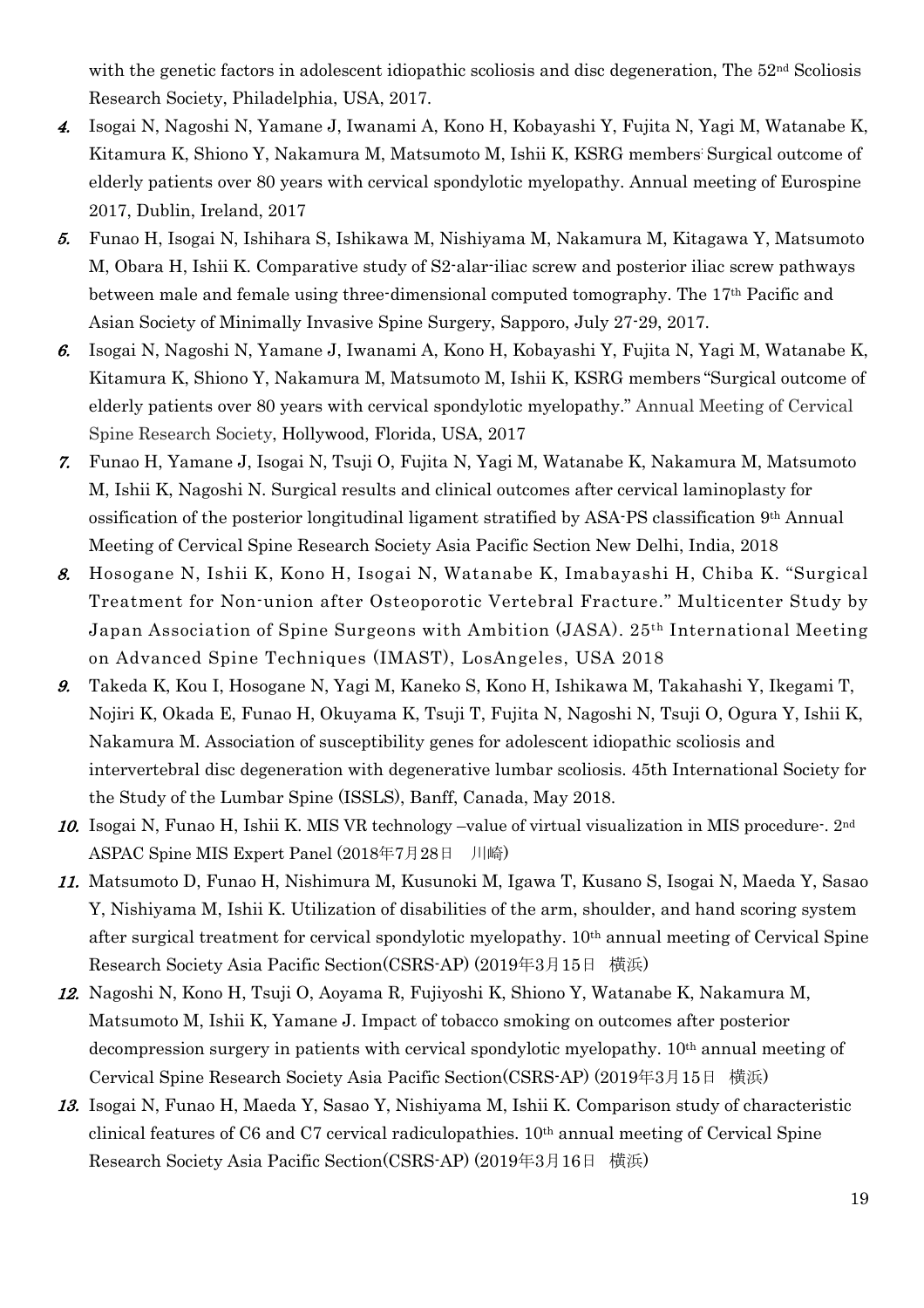with the genetic factors in adolescent idiopathic scoliosis and disc degeneration, The 52nd Scoliosis Research Society, Philadelphia, USA, 2017.

4. Isogai N, Nagoshi N, Yamane J, Iwanami A, Kono H, Kobayashi Y, Fujita N, Yagi M, Watanabe K, Kitamura K, Shiono Y, Nakamura M, Matsumoto M, Ishii K, KSRG members: Surgical outcome of elderly patients over 80 years with cervical spondylotic myelopathy. Annual meeting of Eurospine 2017, Dublin, Ireland, 2017
5. Funao H, Isogai N, Ishihara S, Ishikawa M, Nishiyama M, Nakamura M, Kitagawa Y, Matsumoto M, Obara H, Ishii K. Comparative study of S2-alar-iliac screw and posterior iliac screw pathways between male and female using three-dimensional computed tomography. The 17th Pacific and Asian Society of Minimally Invasive Spine Surgery, Sapporo, July 27-29, 2017.
6. Isogai N, Nagoshi N, Yamane J, Iwanami A, Kono H, Kobayashi Y, Fujita N, Yagi M, Watanabe K, Kitamura K, Shiono Y, Nakamura M, Matsumoto M, Ishii K, KSRG members "Surgical outcome of elderly patients over 80 years with cervical spondylotic myelopathy." Annual Meeting of Cervical Spine Research Society, Hollywood, Florida, USA, 2017
7. Funao H, Yamane J, Isogai N, Tsuji O, Fujita N, Yagi M, Watanabe K, Nakamura M, Matsumoto M, Ishii K, Nagoshi N. Surgical results and clinical outcomes after cervical laminoplasty for ossification of the posterior longitudinal ligament stratified by ASA-PS classification 9th Annual Meeting of Cervical Spine Research Society Asia Pacific Section New Delhi, India, 2018
8. Hosogane N, Ishii K, Kono H, Isogai N, Watanabe K, Imabayashi H, Chiba K. "Surgical Treatment for Non-union after Osteoporotic Vertebral Fracture." Multicenter Study by Japan Association of Spine Surgeons with Ambition (JASA). 25th International Meeting on Advanced Spine Techniques (IMAST), LosAngeles, USA 2018
9. Takeda K, Kou I, Hosogane N, Yagi M, Kaneko S, Kono H, Ishikawa M, Takahashi Y, Ikegami T, Nojiri K, Okada E, Funao H, Okuyama K, Tsuji T, Fujita N, Nagoshi N, Tsuji O, Ogura Y, Ishii K, Nakamura M. Association of susceptibility genes for adolescent idiopathic scoliosis and intervertebral disc degeneration with degenerative lumbar scoliosis. 45th International Society for the Study of the Lumbar Spine (ISSLS), Banff, Canada, May 2018.
10. Isogai N, Funao H, Ishii K. MIS VR technology –value of virtual visualization in MIS procedure-. 2nd ASPAC Spine MIS Expert Panel (2018年7月28日　川崎)
11. Matsumoto D, Funao H, Nishimura M, Kusunoki M, Igawa T, Kusano S, Isogai N, Maeda Y, Sasao Y, Nishiyama M, Ishii K. Utilization of disabilities of the arm, shoulder, and hand scoring system after surgical treatment for cervical spondylotic myelopathy. 10th annual meeting of Cervical Spine Research Society Asia Pacific Section(CSRS-AP) (2019年3月15日　横浜)
12. Nagoshi N, Kono H, Tsuji O, Aoyama R, Fujiyoshi K, Shiono Y, Watanabe K, Nakamura M, Matsumoto M, Ishii K, Yamane J. Impact of tobacco smoking on outcomes after posterior decompression surgery in patients with cervical spondylotic myelopathy. 10th annual meeting of Cervical Spine Research Society Asia Pacific Section(CSRS-AP) (2019年3月15日　横浜)
13. Isogai N, Funao H, Maeda Y, Sasao Y, Nishiyama M, Ishii K. Comparison study of characteristic clinical features of C6 and C7 cervical radiculopathies. 10th annual meeting of Cervical Spine Research Society Asia Pacific Section(CSRS-AP) (2019年3月16日　横浜)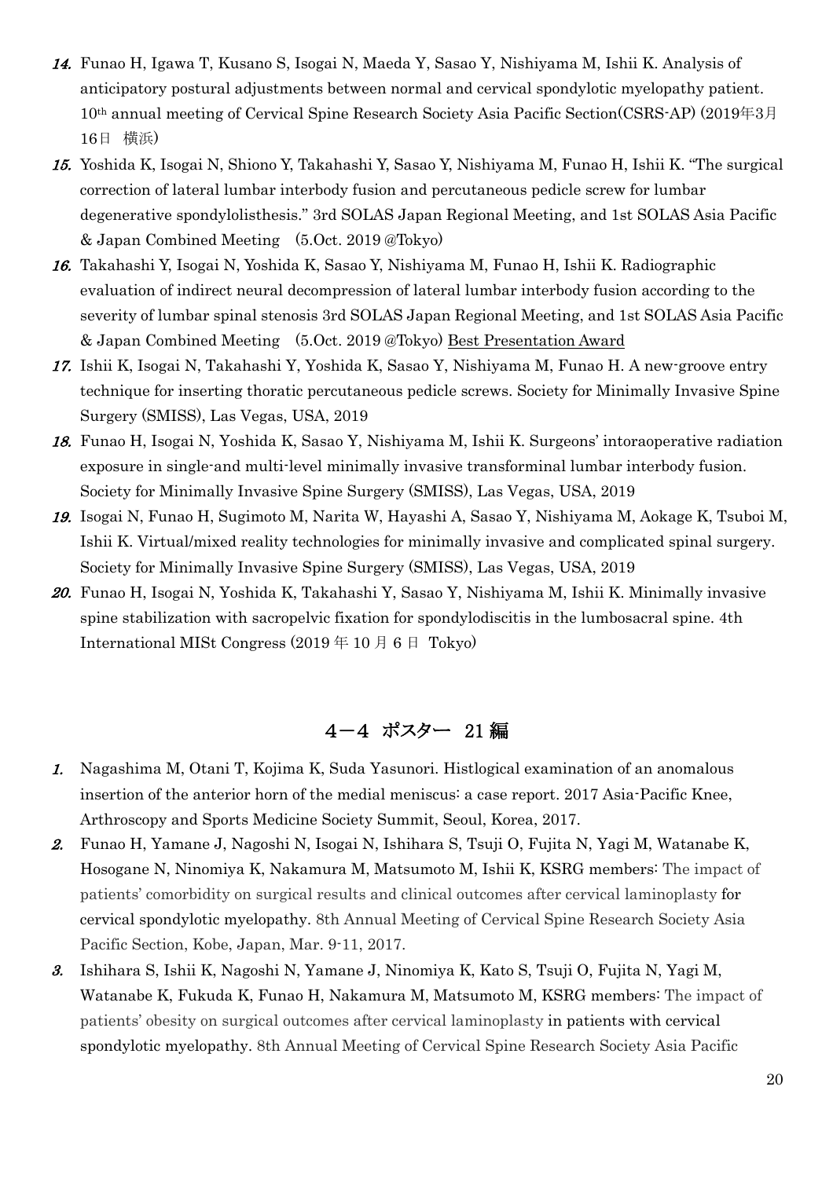14. Funao H, Igawa T, Kusano S, Isogai N, Maeda Y, Sasao Y, Nishiyama M, Ishii K. Analysis of anticipatory postural adjustments between normal and cervical spondylotic myelopathy patient. 10th annual meeting of Cervical Spine Research Society Asia Pacific Section(CSRS-AP) (2019年3月16日 横浜)
15. Yoshida K, Isogai N, Shiono Y, Takahashi Y, Sasao Y, Nishiyama M, Funao H, Ishii K. "The surgical correction of lateral lumbar interbody fusion and percutaneous pedicle screw for lumbar degenerative spondylolisthesis." 3rd SOLAS Japan Regional Meeting, and 1st SOLAS Asia Pacific & Japan Combined Meeting (5.Oct. 2019 @Tokyo)
16. Takahashi Y, Isogai N, Yoshida K, Sasao Y, Nishiyama M, Funao H, Ishii K. Radiographic evaluation of indirect neural decompression of lateral lumbar interbody fusion according to the severity of lumbar spinal stenosis 3rd SOLAS Japan Regional Meeting, and 1st SOLAS Asia Pacific & Japan Combined Meeting (5.Oct. 2019 @Tokyo) Best Presentation Award
17. Ishii K, Isogai N, Takahashi Y, Yoshida K, Sasao Y, Nishiyama M, Funao H. A new-groove entry technique for inserting thoratic percutaneous pedicle screws. Society for Minimally Invasive Spine Surgery (SMISS), Las Vegas, USA, 2019
18. Funao H, Isogai N, Yoshida K, Sasao Y, Nishiyama M, Ishii K. Surgeons' intoraoperative radiation exposure in single-and multi-level minimally invasive transforminal lumbar interbody fusion. Society for Minimally Invasive Spine Surgery (SMISS), Las Vegas, USA, 2019
19. Isogai N, Funao H, Sugimoto M, Narita W, Hayashi A, Sasao Y, Nishiyama M, Aokage K, Tsuboi M, Ishii K. Virtual/mixed reality technologies for minimally invasive and complicated spinal surgery. Society for Minimally Invasive Spine Surgery (SMISS), Las Vegas, USA, 2019
20. Funao H, Isogai N, Yoshida K, Takahashi Y, Sasao Y, Nishiyama M, Ishii K. Minimally invasive spine stabilization with sacropelvic fixation for spondylodiscitis in the lumbosacral spine. 4th International MISt Congress (2019 年 10 月 6 日 Tokyo)

## 4－4 ポスター 21 編

1. Nagashima M, Otani T, Kojima K, Suda Yasunori. Histlogical examination of an anomalous insertion of the anterior horn of the medial meniscus: a case report. 2017 Asia-Pacific Knee, Arthroscopy and Sports Medicine Society Summit, Seoul, Korea, 2017.
2. Funao H, Yamane J, Nagoshi N, Isogai N, Ishihara S, Tsuji O, Fujita N, Yagi M, Watanabe K, Hosogane N, Ninomiya K, Nakamura M, Matsumoto M, Ishii K, KSRG members: The impact of patients' comorbidity on surgical results and clinical outcomes after cervical laminoplasty for cervical spondylotic myelopathy. 8th Annual Meeting of Cervical Spine Research Society Asia Pacific Section, Kobe, Japan, Mar. 9-11, 2017.
3. Ishihara S, Ishii K, Nagoshi N, Yamane J, Ninomiya K, Kato S, Tsuji O, Fujita N, Yagi M, Watanabe K, Fukuda K, Funao H, Nakamura M, Matsumoto M, KSRG members: The impact of patients' obesity on surgical outcomes after cervical laminoplasty in patients with cervical spondylotic myelopathy. 8th Annual Meeting of Cervical Spine Research Society Asia Pacific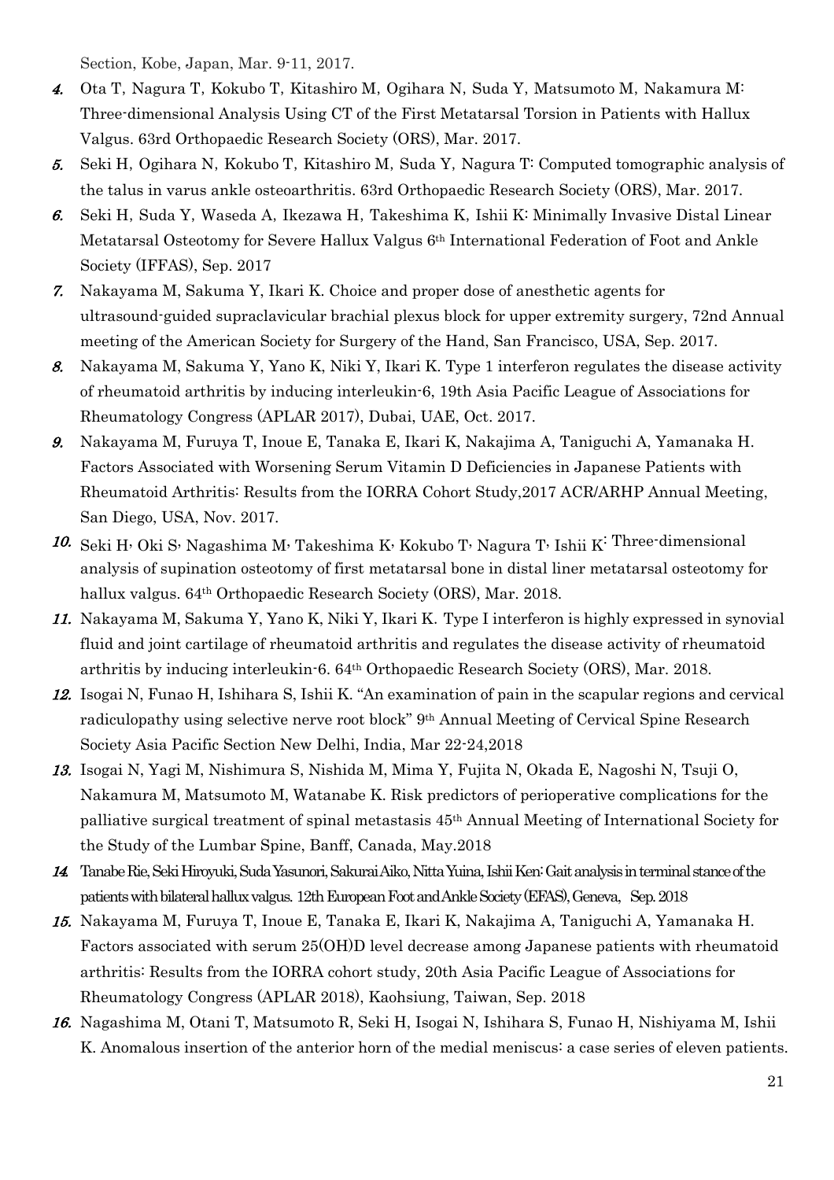Section, Kobe, Japan, Mar. 9-11, 2017.

4. Ota T, Nagura T, Kokubo T, Kitashiro M, Ogihara N, Suda Y, Matsumoto M, Nakamura M: Three-dimensional Analysis Using CT of the First Metatarsal Torsion in Patients with Hallux Valgus. 63rd Orthopaedic Research Society (ORS), Mar. 2017.
5. Seki H, Ogihara N, Kokubo T, Kitashiro M, Suda Y, Nagura T: Computed tomographic analysis of the talus in varus ankle osteoarthritis. 63rd Orthopaedic Research Society (ORS), Mar. 2017.
6. Seki H, Suda Y, Waseda A, Ikezawa H, Takeshima K, Ishii K: Minimally Invasive Distal Linear Metatarsal Osteotomy for Severe Hallux Valgus 6th International Federation of Foot and Ankle Society (IFFAS), Sep. 2017
7. Nakayama M, Sakuma Y, Ikari K. Choice and proper dose of anesthetic agents for ultrasound-guided supraclavicular brachial plexus block for upper extremity surgery, 72nd Annual meeting of the American Society for Surgery of the Hand, San Francisco, USA, Sep. 2017.
8. Nakayama M, Sakuma Y, Yano K, Niki Y, Ikari K. Type 1 interferon regulates the disease activity of rheumatoid arthritis by inducing interleukin-6, 19th Asia Pacific League of Associations for Rheumatology Congress (APLAR 2017), Dubai, UAE, Oct. 2017.
9. Nakayama M, Furuya T, Inoue E, Tanaka E, Ikari K, Nakajima A, Taniguchi A, Yamanaka H. Factors Associated with Worsening Serum Vitamin D Deficiencies in Japanese Patients with Rheumatoid Arthritis: Results from the IORRA Cohort Study,2017 ACR/ARHP Annual Meeting, San Diego, USA, Nov. 2017.
10. Seki H, Oki S, Nagashima M, Takeshima K, Kokubo T, Nagura T, Ishii K: Three-dimensional analysis of supination osteotomy of first metatarsal bone in distal liner metatarsal osteotomy for hallux valgus. 64th Orthopaedic Research Society (ORS), Mar. 2018.
11. Nakayama M, Sakuma Y, Yano K, Niki Y, Ikari K. Type I interferon is highly expressed in synovial fluid and joint cartilage of rheumatoid arthritis and regulates the disease activity of rheumatoid arthritis by inducing interleukin-6. 64th Orthopaedic Research Society (ORS), Mar. 2018.
12. Isogai N, Funao H, Ishihara S, Ishii K. "An examination of pain in the scapular regions and cervical radiculopathy using selective nerve root block" 9th Annual Meeting of Cervical Spine Research Society Asia Pacific Section New Delhi, India, Mar 22-24,2018
13. Isogai N, Yagi M, Nishimura S, Nishida M, Mima Y, Fujita N, Okada E, Nagoshi N, Tsuji O, Nakamura M, Matsumoto M, Watanabe K. Risk predictors of perioperative complications for the palliative surgical treatment of spinal metastasis 45th Annual Meeting of International Society for the Study of the Lumbar Spine, Banff, Canada, May.2018
14. Tanabe Rie, Seki Hiroyuki, Suda Yasunori, Sakurai Aiko, Nitta Yuina, Ishii Ken: Gait analysis in terminal stance of the patients with bilateral hallux valgus. 12th European Foot and Ankle Society (EFAS), Geneva, Sep. 2018
15. Nakayama M, Furuya T, Inoue E, Tanaka E, Ikari K, Nakajima A, Taniguchi A, Yamanaka H. Factors associated with serum 25(OH)D level decrease among Japanese patients with rheumatoid arthritis: Results from the IORRA cohort study, 20th Asia Pacific League of Associations for Rheumatology Congress (APLAR 2018), Kaohsiung, Taiwan, Sep. 2018
16. Nagashima M, Otani T, Matsumoto R, Seki H, Isogai N, Ishihara S, Funao H, Nishiyama M, Ishii K. Anomalous insertion of the anterior horn of the medial meniscus: a case series of eleven patients.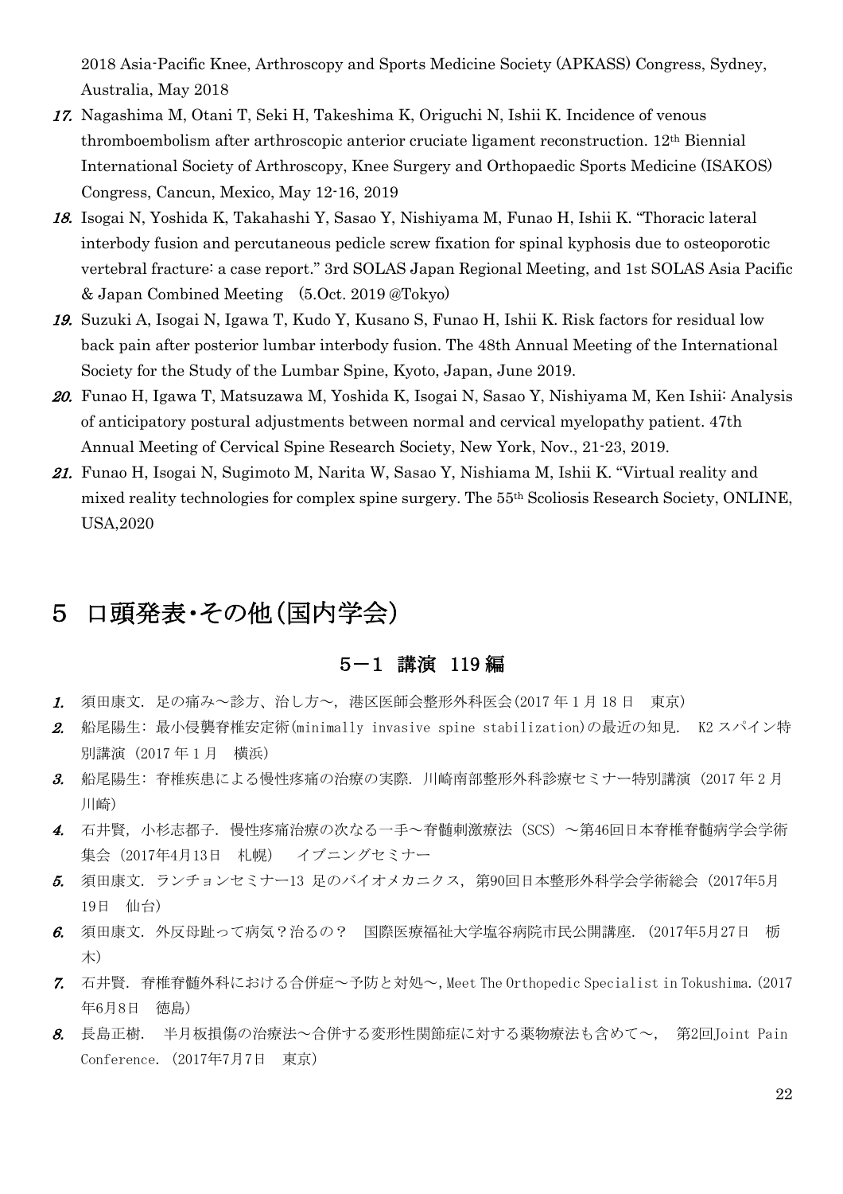2018 Asia-Pacific Knee, Arthroscopy and Sports Medicine Society (APKASS) Congress, Sydney, Australia, May 2018

17. Nagashima M, Otani T, Seki H, Takeshima K, Origuchi N, Ishii K. Incidence of venous thromboembolism after arthroscopic anterior cruciate ligament reconstruction. 12th Biennial International Society of Arthroscopy, Knee Surgery and Orthopaedic Sports Medicine (ISAKOS) Congress, Cancun, Mexico, May 12-16, 2019
18. Isogai N, Yoshida K, Takahashi Y, Sasao Y, Nishiyama M, Funao H, Ishii K. "Thoracic lateral interbody fusion and percutaneous pedicle screw fixation for spinal kyphosis due to osteoporotic vertebral fracture: a case report." 3rd SOLAS Japan Regional Meeting, and 1st SOLAS Asia Pacific & Japan Combined Meeting (5.Oct. 2019 @Tokyo)
19. Suzuki A, Isogai N, Igawa T, Kudo Y, Kusano S, Funao H, Ishii K. Risk factors for residual low back pain after posterior lumbar interbody fusion. The 48th Annual Meeting of the International Society for the Study of the Lumbar Spine, Kyoto, Japan, June 2019.
20. Funao H, Igawa T, Matsuzawa M, Yoshida K, Isogai N, Sasao Y, Nishiyama M, Ken Ishii: Analysis of anticipatory postural adjustments between normal and cervical myelopathy patient. 47th Annual Meeting of Cervical Spine Research Society, New York, Nov., 21-23, 2019.
21. Funao H, Isogai N, Sugimoto M, Narita W, Sasao Y, Nishiama M, Ishii K. "Virtual reality and mixed reality technologies for complex spine surgery. The 55th Scoliosis Research Society, ONLINE, USA,2020

# 5 口頭発表・その他（国内学会）

## 5－1 講演 119 編

1. 須田康文. 足の痛み～診方、治し方～, 港区医師会整形外科医会(2017 年 1 月 18 日　東京)
2. 船尾陽生: 最小侵襲脊椎安定術(minimally invasive spine stabilization)の最近の知見. K2 スパイン特別講演 (2017 年 1 月　横浜)
3. 船尾陽生: 脊椎疾患による慢性疼痛の治療の実際. 川崎南部整形外科診療セミナー特別講演 (2017 年 2 月　川崎)
4. 石井賢, 小杉志都子. 慢性疼痛治療の次なる一手～脊髄刺激療法 (SCS) ～第46回日本脊椎脊髄病学会学術集会 (2017年4月13日　札幌)　イブニングセミナー
5. 須田康文. ランチョンセミナー13 足のバイオメカニクス, 第90回日本整形外科学会学術総会 (2017年5月19日　仙台)
6. 須田康文. 外反母趾って病気？治るの？　国際医療福祉大学塩谷病院市民公開講座. (2017年5月27日　栃木)
7. 石井賢. 脊椎脊髄外科における合併症～予防と対処～, Meet The Orthopedic Specialist in Tokushima. (2017年6月8日　徳島)
8. 長島正樹.　半月板損傷の治療法～合併する変形性関節症に対する薬物療法も含めて～,　第2回Joint Pain Conference. (2017年7月7日　東京)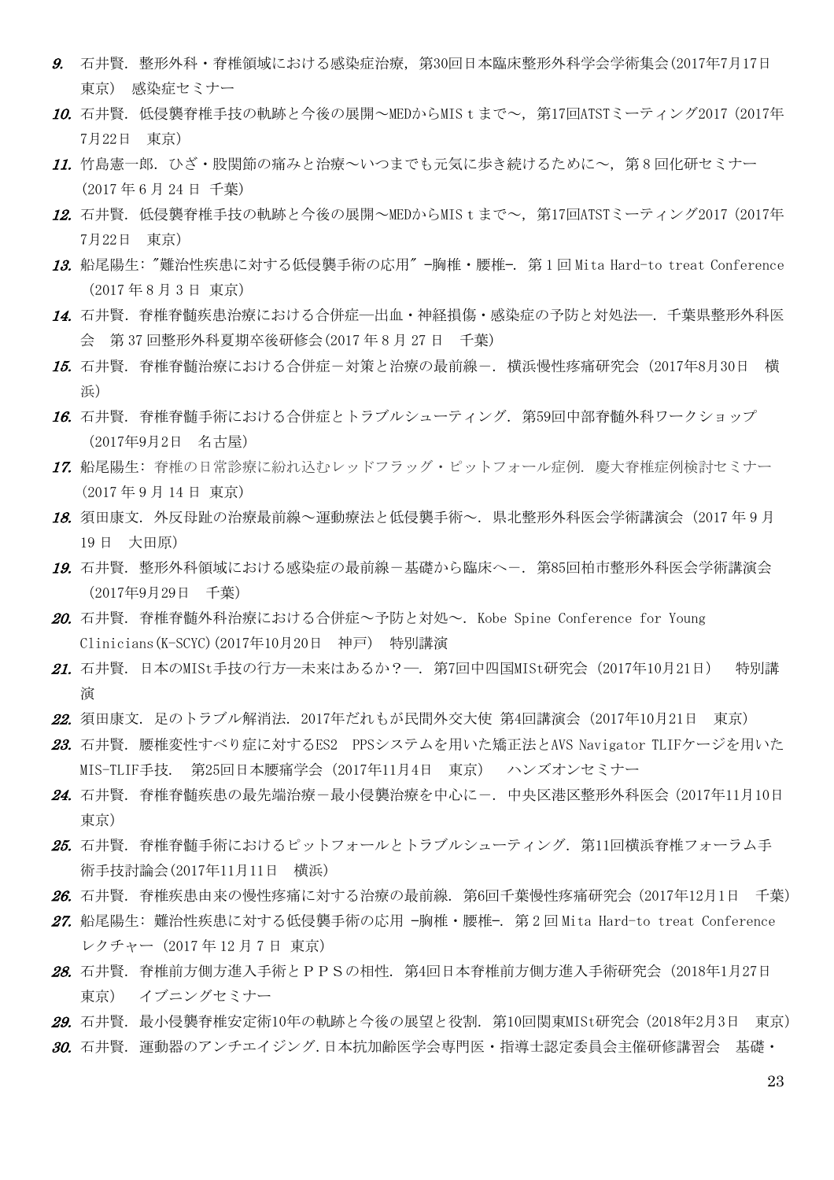9. 石井賢. 整形外科・脊椎領域における感染症治療, 第30回日本臨床整形外科学会学術集会(2017年7月17日　東京)　感染症セミナー
10. 石井賢. 低侵襲脊椎手技の軌跡と今後の展開～MEDからMISｔまで～, 第17回ATSTミーティング2017 (2017年7月22日　東京)
11. 竹島憲一郎. ひざ・股関節の痛みと治療～いつまでも元気に歩き続けるために～, 第８回化研セミナー (2017 年 6 月 24 日 千葉)
12. 石井賢. 低侵襲脊椎手技の軌跡と今後の展開～MEDからMISｔまで～, 第17回ATSTミーティング2017 (2017年7月22日　東京)
13. 船尾陽生: "難治性疾患に対する低侵襲手術の応用" -胸椎・腰椎-. 第１回 Mita Hard-to treat Conference (2017 年 8 月 3 日 東京)
14. 石井賢. 脊椎脊髄疾患治療における合併症―出血・神経損傷・感染症の予防と対処法―. 千葉県整形外科医会　第 37 回整形外科夏期卒後研修会(2017 年 8 月 27 日　千葉)
15. 石井賢. 脊椎脊髄治療における合併症－対策と治療の最前線－. 横浜慢性疼痛研究会 (2017年8月30日　横浜)
16. 石井賢. 脊椎脊髄手術における合併症とトラブルシューティング. 第59回中部脊髄外科ワークショップ (2017年9月2日　名古屋)
17. 船尾陽生: 脊椎の日常診療に紛れ込むレッドフラッグ・ピットフォール症例. 慶大脊椎症例検討セミナー (2017 年 9 月 14 日 東京)
18. 須田康文. 外反母趾の治療最前線～運動療法と低侵襲手術～. 県北整形外科医会学術講演会 (2017 年 9 月 19 日　大田原)
19. 石井賢. 整形外科領域における感染症の最前線－基礎から臨床へ－. 第85回柏市整形外科医会学術講演会 (2017年9月29日　千葉)
20. 石井賢. 脊椎脊髄外科治療における合併症～予防と対処～. Kobe Spine Conference for Young Clinicians(K-SCYC)(2017年10月20日　神戸)　特別講演
21. 石井賢. 日本のMISt手技の行方―未来はあるか？―. 第7回中四国MISt研究会 (2017年10月21日)　特別講演
22. 須田康文. 足のトラブル解消法. 2017年だれもが民間外交大使 第4回講演会 (2017年10月21日　東京)
23. 石井賢. 腰椎変性すべり症に対するES2　PPSシステムを用いた矯正法とAVS Navigator TLIFケージを用いたMIS-TLIF手技.　第25回日本腰痛学会 (2017年11月4日　東京)　ハンズオンセミナー
24. 石井賢. 脊椎脊髄疾患の最先端治療－最小侵襲治療を中心に－. 中央区港区整形外科医会 (2017年11月10日　東京)
25. 石井賢. 脊椎脊髄手術におけるピットフォールとトラブルシューティング. 第11回横浜脊椎フォーラム手術手技討論会(2017年11月11日　横浜)
26. 石井賢. 脊椎疾患由来の慢性疼痛に対する治療の最前線. 第6回千葉慢性疼痛研究会 (2017年12月1日　千葉)
27. 船尾陽生: 難治性疾患に対する低侵襲手術の応用 -胸椎・腰椎-. 第２回 Mita Hard-to treat Conference レクチャー (2017 年 12 月 7 日 東京)
28. 石井賢. 脊椎前方側方進入手術とＰＰＳの相性. 第4回日本脊椎前方側方進入手術研究会 (2018年1月27日　東京)　イブニングセミナー
29. 石井賢. 最小侵襲脊椎安定術10年の軌跡と今後の展望と役割. 第10回関東MISt研究会 (2018年2月3日　東京)
30. 石井賢. 運動器のアンチエイジング.日本抗加齢医学会専門医・指導士認定委員会主催研修講習会　基礎・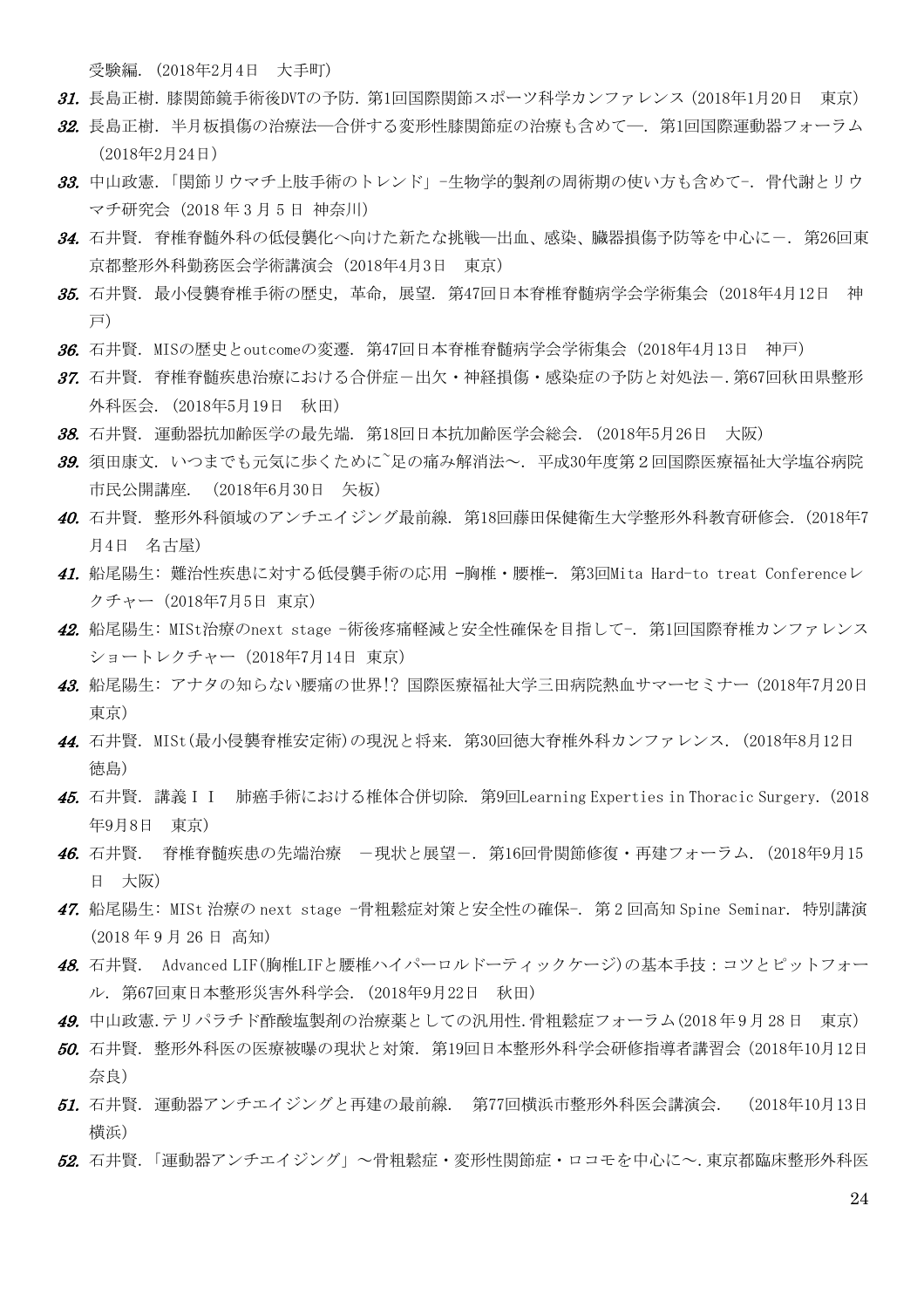受験編. (2018年2月4日　大手町)

31. 長島正樹. 膝関節鏡手術後DVTの予防. 第1回国際関節スポーツ科学カンファレンス (2018年1月20日　東京)
32. 長島正樹. 半月板損傷の治療法―合併する変形性膝関節症の治療も含めて―. 第1回国際運動器フォーラム (2018年2月24日)
33. 中山政憲. 「関節リウマチ上肢手術のトレンド」-生物学的製剤の周術期の使い方も含めて-. 骨代謝とリウマチ研究会 (2018 年 3 月 5 日 神奈川)
34. 石井賢. 脊椎脊髄外科の低侵襲化へ向けた新たな挑戦―出血、感染、臓器損傷予防等を中心に－. 第26回東京都整形外科勤務医会学術講演会 (2018年4月3日　東京)
35. 石井賢. 最小侵襲脊椎手術の歴史, 革命, 展望. 第47回日本脊椎脊髄病学会学術集会 (2018年4月12日　神戸)
36. 石井賢. MISの歴史とoutcomeの変遷. 第47回日本脊椎脊髄病学会学術集会 (2018年4月13日　神戸)
37. 石井賢. 脊椎脊髄疾患治療における合併症－出欠・神経損傷・感染症の予防と対処法－.第67回秋田県整形外科医会. (2018年5月19日　秋田)
38. 石井賢. 運動器抗加齢医学の最先端. 第18回日本抗加齢医学会総会. (2018年5月26日　大阪)
39. 須田康文. いつまでも元気に歩くために~足の痛み解消法～. 平成30年度第２回国際医療福祉大学塩谷病院市民公開講座. (2018年6月30日　矢板)
40. 石井賢. 整形外科領域のアンチエイジング最前線. 第18回藤田保健衛生大学整形外科教育研修会. (2018年7月4日　名古屋)
41. 船尾陽生: 難治性疾患に対する低侵襲手術の応用 -胸椎・腰椎-. 第3回Mita Hard-to treat Conferenceレクチャー (2018年7月5日 東京)
42. 船尾陽生: MISt治療のnext stage -術後疼痛軽減と安全性確保を目指して-. 第1回国際脊椎カンファレンスショートレクチャー (2018年7月14日 東京)
43. 船尾陽生: アナタの知らない腰痛の世界!? 国際医療福祉大学三田病院熱血サマーセミナー (2018年7月20日 東京)
44. 石井賢. MISt(最小侵襲脊椎安定術)の現況と将来. 第30回徳大脊椎外科カンファレンス. (2018年8月12日 徳島)
45. 石井賢. 講義ＩＩ　肺癌手術における椎体合併切除. 第9回Learning Experties in Thoracic Surgery. (2018年9月8日　東京)
46. 石井賢.　脊椎脊髄疾患の先端治療　－現状と展望－. 第16回骨関節修復・再建フォーラム. (2018年9月15日　大阪)
47. 船尾陽生: MISt 治療の next stage -骨粗鬆症対策と安全性の確保-. 第 2 回高知 Spine Seminar. 特別講演 (2018 年 9 月 26 日 高知)
48. 石井賢.　Advanced LIF(胸椎LIFと腰椎ハイパーロルドーティックケージ)の基本手技：コツとピットフォール. 第67回東日本整形災害外科学会. (2018年9月22日　秋田)
49. 中山政憲.テリパラチド酢酸塩製剤の治療薬としての汎用性.骨粗鬆症フォーラム(2018 年 9 月 28 日　東京)
50. 石井賢. 整形外科医の医療被曝の現状と対策. 第19回日本整形外科学会研修指導者講習会 (2018年10月12日 奈良)
51. 石井賢. 運動器アンチエイジングと再建の最前線.　第77回横浜市整形外科医会講演会.　(2018年10月13日 横浜)
52. 石井賢.「運動器アンチエイジング」～骨粗鬆症・変形性関節症・ロコモを中心に～.東京都臨床整形外科医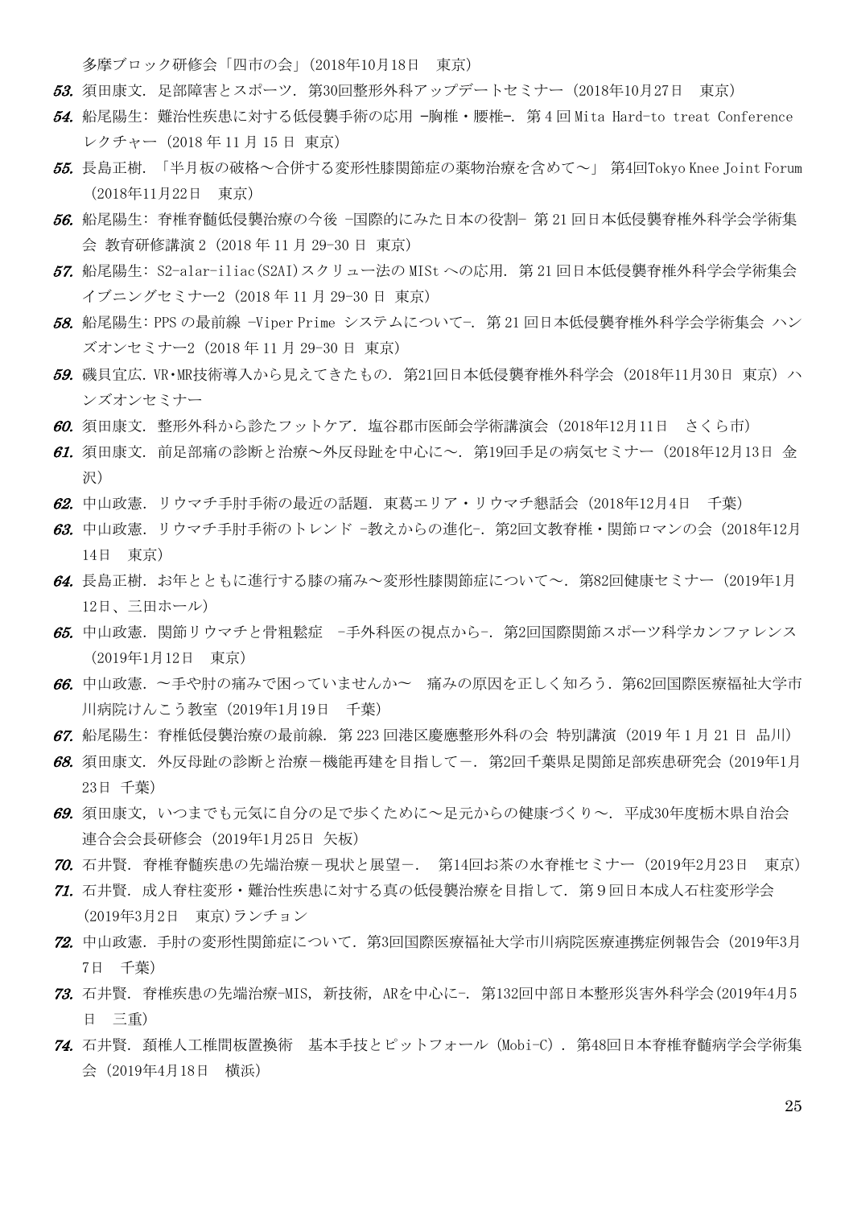多摩ブロック研修会「四市の会」(2018年10月18日　東京)

53. 須田康文. 足部障害とスポーツ. 第30回整形外科アップデートセミナー (2018年10月27日　東京)
54. 船尾陽生: 難治性疾患に対する低侵襲手術の応用 -胸椎・腰椎-. 第4回 Mita Hard-to treat Conference レクチャー (2018 年 11 月 15 日 東京)
55. 長島正樹. 「半月板の破格～合併する変形性膝関節症の薬物治療を含めて～」 第4回Tokyo Knee Joint Forum (2018年11月22日　東京)
56. 船尾陽生: 脊椎脊髄低侵襲治療の今後 -国際的にみた日本の役割- 第 21 回日本低侵襲脊椎外科学会学術集会 教育研修講演 2 (2018 年 11 月 29-30 日 東京)
57. 船尾陽生: S2-alar-iliac(S2AI)スクリュー法の MISt への応用. 第 21 回日本低侵襲脊椎外科学会学術集会 イブニングセミナー2 (2018 年 11 月 29-30 日 東京)
58. 船尾陽生: PPS の最前線 -Viper Prime システムについて-. 第 21 回日本低侵襲脊椎外科学会学術集会 ハンズオンセミナー2 (2018 年 11 月 29-30 日 東京)
59. 磯貝宜広. VR・MR技術導入から見えてきたもの. 第21回日本低侵襲脊椎外科学会 (2018年11月30日 東京) ハンズオンセミナー
60. 須田康文. 整形外科から診たフットケア. 塩谷郡市医師会学術講演会 (2018年12月11日　さくら市)
61. 須田康文. 前足部痛の診断と治療～外反母趾を中心に～. 第19回手足の病気セミナー (2018年12月13日 金沢)
62. 中山政憲. リウマチ手肘手術の最近の話題. 東葛エリア・リウマチ懇話会 (2018年12月4日　千葉)
63. 中山政憲. リウマチ手肘手術のトレンド -教えからの進化-. 第2回文教脊椎・関節ロマンの会 (2018年12月14日　東京)
64. 長島正樹. お年とともに進行する膝の痛み～変形性膝関節症について～. 第82回健康セミナー (2019年1月12日、三田ホール)
65. 中山政憲. 関節リウマチと骨粗鬆症　-手外科医の視点から-. 第2回国際関節スポーツ科学カンファレンス (2019年1月12日　東京)
66. 中山政憲. ～手や肘の痛みで困っていませんか～　痛みの原因を正しく知ろう. 第62回国際医療福祉大学市川病院けんこう教室 (2019年1月19日　千葉)
67. 船尾陽生: 脊椎低侵襲治療の最前線. 第 223 回港区慶應整形外科の会 特別講演 (2019 年 1 月 21 日 品川)
68. 須田康文. 外反母趾の診断と治療－機能再建を目指して－. 第2回千葉県足関節足部疾患研究会 (2019年1月23日 千葉)
69. 須田康文, いつまでも元気に自分の足で歩くために～足元からの健康づくり～. 平成30年度栃木県自治会連合会会長研修会 (2019年1月25日 矢板)
70. 石井賢. 脊椎脊髄疾患の先端治療－現状と展望－.　第14回お茶の水脊椎セミナー (2019年2月23日　東京)
71. 石井賢. 成人脊柱変形・難治性疾患に対する真の低侵襲治療を目指して. 第９回日本成人石柱変形学会 (2019年3月2日　東京)ランチョン
72. 中山政憲. 手肘の変形性関節症について. 第3回国際医療福祉大学市川病院医療連携症例報告会 (2019年3月7日　千葉)
73. 石井賢. 脊椎疾患の先端治療-MIS, 新技術, ARを中心に-. 第132回中部日本整形災害外科学会(2019年4月5日　三重)
74. 石井賢. 頚椎人工椎間板置換術　基本手技とピットフォール (Mobi-C) . 第48回日本脊椎脊髄病学会学術集会 (2019年4月18日　横浜)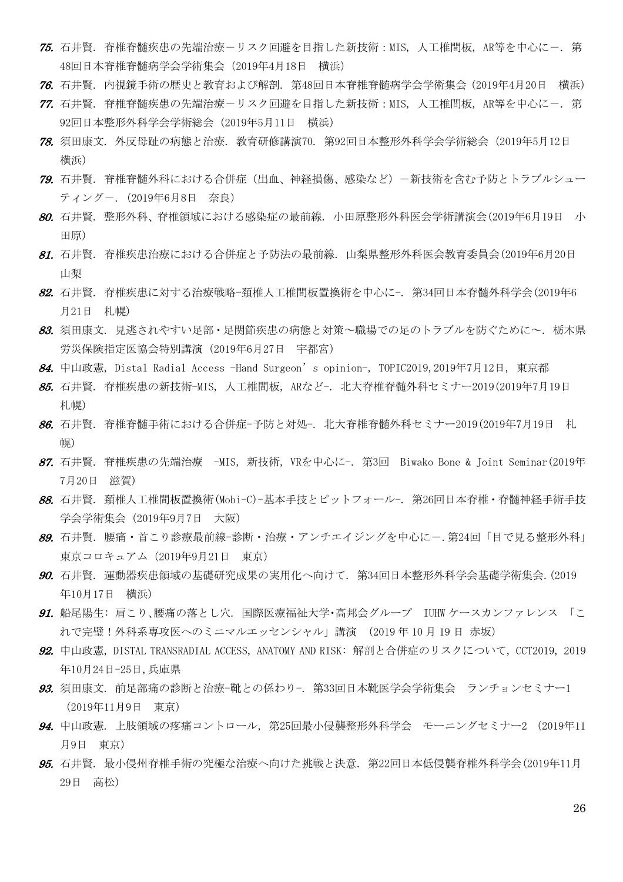75. 石井賢. 脊椎脊髄疾患の先端治療－リスク回避を目指した新技術：MIS, 人工椎間板, AR等を中心に－. 第48回日本脊椎脊髄病学会学術集会 (2019年4月18日　横浜)

76. 石井賢. 内視鏡手術の歴史と教育および解剖. 第48回日本脊椎脊髄病学会学術集会 (2019年4月20日　横浜)

77. 石井賢. 脊椎脊髄疾患の先端治療－リスク回避を目指した新技術：MIS, 人工椎間板, AR等を中心に－. 第92回日本整形外科学会学術総会 (2019年5月11日　横浜)

78. 須田康文. 外反母趾の病態と治療. 教育研修講演70. 第92回日本整形外科学会学術総会 (2019年5月12日　横浜)

79. 石井賢. 脊椎脊髄外科における合併症 (出血、神経損傷、感染など) －新技術を含む予防とトラブルシューティング－. (2019年6月8日　奈良)

80. 石井賢. 整形外科、脊椎領域における感染症の最前線. 小田原整形外科医会学術講演会(2019年6月19日　小田原)

81. 石井賢. 脊椎疾患治療における合併症と予防法の最前線. 山梨県整形外科医会教育委員会(2019年6月20日　山梨

82. 石井賢. 脊椎疾患に対する治療戦略-頚椎人工椎間板置換術を中心に-. 第34回日本脊髄外科学会(2019年6月21日　札幌)

83. 須田康文. 見逃されやすい足部・足関節疾患の病態と対策～職場での足のトラブルを防ぐために～. 栃木県労災保険指定医協会特別講演 (2019年6月27日　宇都宮)

84. 中山政憲, Distal Radial Access -Hand Surgeon's opinion-, TOPIC2019,2019年7月12日, 東京都

85. 石井賢. 脊椎疾患の新技術-MIS, 人工椎間板, ARなど-. 北大脊椎脊髄外科セミナー2019(2019年7月19日　札幌)

86. 石井賢. 脊椎脊髄手術における合併症-予防と対処-. 北大脊椎脊髄外科セミナー2019(2019年7月19日　札幌)

87. 石井賢. 脊椎疾患の先端治療　-MIS, 新技術, VRを中心に-. 第3回　Biwako Bone & Joint Seminar(2019年7月20日　滋賀)

88. 石井賢. 頚椎人工椎間板置換術(Mobi-C)-基本手技とピットフォール-. 第26回日本脊椎・脊髄神経手術手技学会学術集会 (2019年9月7日　大阪)

89. 石井賢. 腰痛・首こり診療最前線-診断・治療・アンチエイジングを中心に－.第24回「目で見る整形外科」東京コロキュアム (2019年9月21日　東京)

90. 石井賢. 運動器疾患領域の基礎研究成果の実用化へ向けて. 第34回日本整形外科学会基礎学術集会.(2019年10月17日　横浜)

91. 船尾陽生: 肩こり､腰痛の落とし穴. 国際医療福祉大学･高邦会グループ　IUHW ケースカンファレンス　「これで完璧！外科系専攻医へのミニマルエッセンシャル」講演　(2019 年 10 月 19 日 赤坂)

92. 中山政憲, DISTAL TRANSRADIAL ACCESS, ANATOMY AND RISK: 解剖と合併症のリスクについて, CCT2019, 2019年10月24日-25日,兵庫県

93. 須田康文. 前足部痛の診断と治療-靴との係わり-. 第33回日本靴医学会学術集会　ランチョンセミナー1　(2019年11月9日　東京)

94. 中山政憲. 上肢領域の疼痛コントロール, 第25回最小侵襲整形外科学会　モーニングセミナー2 (2019年11月9日　東京)

95. 石井賢. 最小侵州脊椎手術の究極な治療へ向けた挑戦と決意. 第22回日本低侵襲脊椎外科学会(2019年11月29日　高松)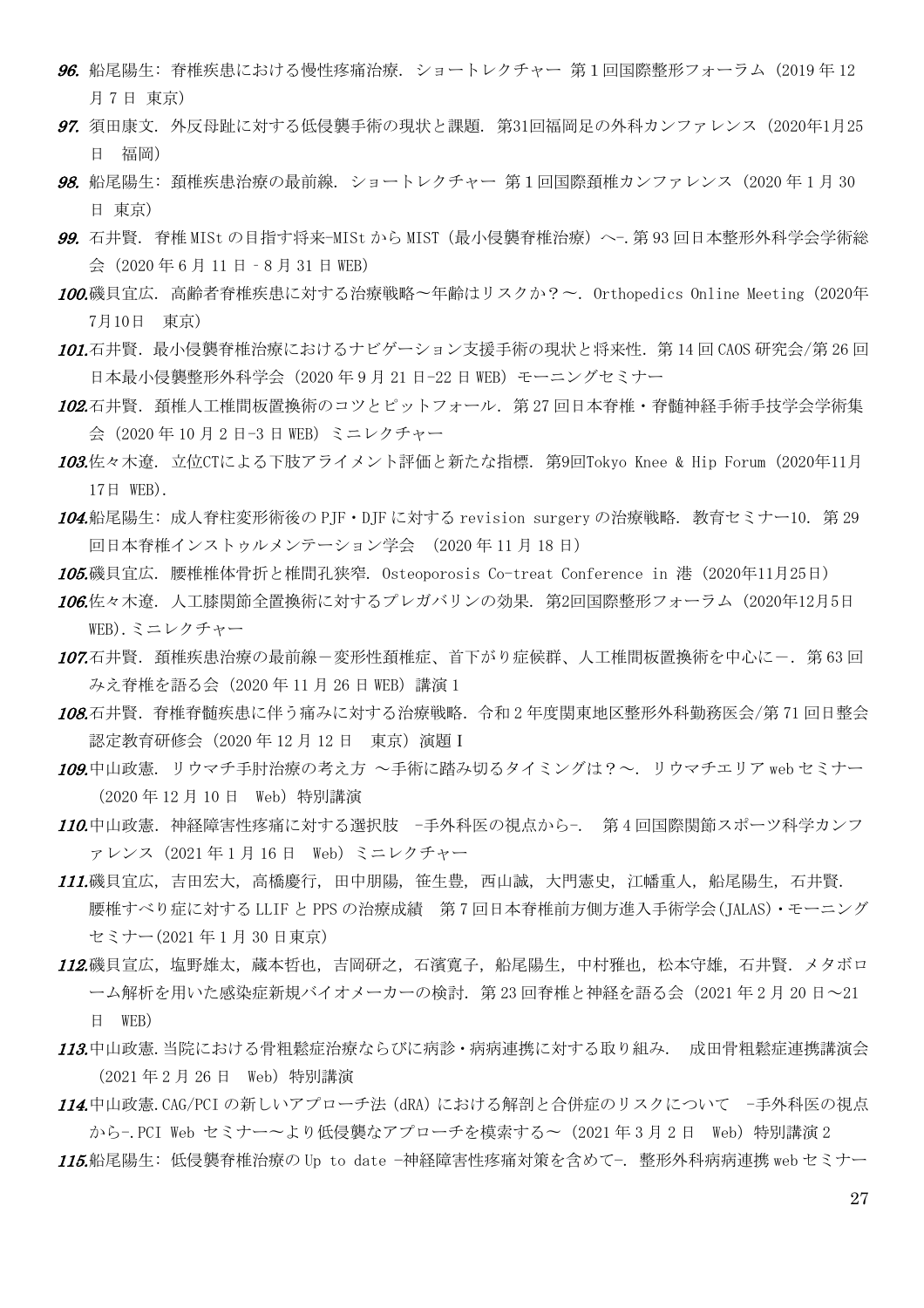**96.** 船尾陽生: 脊椎疾患における慢性疼痛治療. ショートレクチャー 第 1 回国際整形フォーラム (2019 年 12 月 7 日 東京)

**97.** 須田康文. 外反母趾に対する低侵襲手術の現状と課題. 第31回福岡足の外科カンファレンス (2020年1月25日 福岡)

**98.** 船尾陽生: 頚椎疾患治療の最前線. ショートレクチャー 第 1 回国際頚椎カンファレンス (2020 年 1 月 30 日 東京)

**99.** 石井賢. 脊椎 MISt の目指す将来-MISt から MIST (最小侵襲脊椎治療) へ-. 第 93 回日本整形外科学会学術総会 (2020 年 6 月 11 日 - 8 月 31 日 WEB)

**100.** 磯貝宜広. 高齢者脊椎疾患に対する治療戦略～年齢はリスクか？～. Orthopedics Online Meeting (2020年7月10日 東京)

**101.** 石井賢. 最小侵襲脊椎治療におけるナビゲーション支援手術の現状と将来性. 第 14 回 CAOS 研究会/第 26 回日本最小侵襲整形外科学会 (2020 年 9 月 21 日-22 日 WEB) モーニングセミナー

**102.** 石井賢. 頚椎人工椎間板置換術のコツとピットフォール. 第 27 回日本脊椎・脊髄神経手術手技学会学術集会 (2020 年 10 月 2 日-3 日 WEB) ミニレクチャー

**103.** 佐々木遼. 立位CTによる下肢アライメント評価と新たな指標. 第9回Tokyo Knee & Hip Forum (2020年11月17日 WEB).

**104.** 船尾陽生: 成人脊柱変形術後の PJF・DJF に対する revision surgery の治療戦略. 教育セミナー10. 第 29 回日本脊椎インストゥルメンテーション学会 (2020 年 11 月 18 日)

**105.** 磯貝宜広. 腰椎椎体骨折と椎間孔狭窄. Osteoporosis Co-treat Conference in 港 (2020年11月25日)

**106.** 佐々木遼. 人工膝関節全置換術に対するプレガバリンの効果. 第2回国際整形フォーラム (2020年12月5日 WEB). ミニレクチャー

**107.** 石井賢. 頚椎疾患治療の最前線－変形性頚椎症、首下がり症候群、人工椎間板置換術を中心に－. 第 63 回みえ脊椎を語る会 (2020 年 11 月 26 日 WEB) 講演 1

**108.** 石井賢. 脊椎脊髄疾患に伴う痛みに対する治療戦略. 令和 2 年度関東地区整形外科勤務医会/第 71 回日整会認定教育研修会 (2020 年 12 月 12 日 東京) 演題Ⅰ

**109.** 中山政憲. リウマチ手肘治療の考え方 ～手術に踏み切るタイミングは？～. リウマチエリア web セミナー (2020 年 12 月 10 日 Web) 特別講演

**110.** 中山政憲. 神経障害性疼痛に対する選択肢 -手外科医の視点から-. 第 4 回国際関節スポーツ科学カンファレンス (2021 年 1 月 16 日 Web) ミニレクチャー

**111.** 磯貝宜広, 吉田宏大, 高橋慶行, 田中朋陽, 笹生豊, 西山誠, 大門憲史, 江幡重人, 船尾陽生, 石井賢. 腰椎すべり症に対する LLIF と PPS の治療成績 第 7 回日本脊椎前方側方進入手術学会(JALAS)・モーニングセミナー(2021 年 1 月 30 日東京)

**112.** 磯貝宜広, 塩野雄太, 蔵本哲也, 吉岡研之, 石濱寛子, 船尾陽生, 中村雅也, 松本守雄, 石井賢. メタボローム解析を用いた感染症新規バイオメーカーの検討. 第 23 回脊椎と神経を語る会 (2021 年 2 月 20 日～21 日 WEB)

**113.** 中山政憲. 当院における骨粗鬆症治療ならびに病診・病病連携に対する取り組み. 成田骨粗鬆症連携講演会 (2021 年 2 月 26 日 Web) 特別講演

**114.** 中山政憲. CAG/PCI の新しいアプローチ法 (dRA) における解剖と合併症のリスクについて -手外科医の視点から-. PCI Web セミナー～より低侵襲なアプローチを模索する～ (2021 年 3 月 2 日 Web) 特別講演 2

**115.** 船尾陽生: 低侵襲脊椎治療の Up to date -神経障害性疼痛対策を含めて-. 整形外科病病連携 web セミナー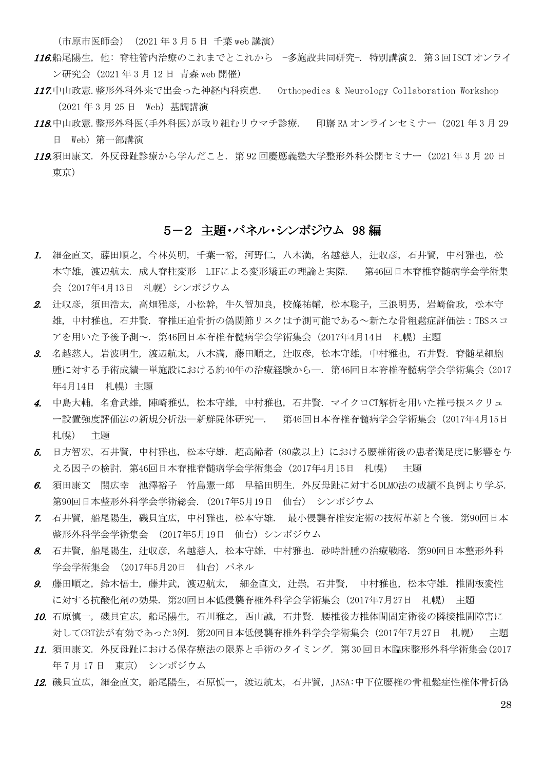（市原市医師会）（2021 年 3 月 5 日 千葉 web 講演）

***116.***船尾陽生，他：脊柱管内治療のこれまでとこれから －多施設共同研究－. 特別講演 2. 第 3 回 ISCT オンライン研究会（2021 年 3 月 12 日 青森 web 開催）

***117.***中山政憲. 整形外科外来で出会った神経内科疾患.　Orthopedics & Neurology Collaboration Workshop（2021 年 3 月 25 日　Web）基調講演

***118.***中山政憲. 整形外科医(手外科医)が取り組むリウマチ診療.　印旛 RA オンラインセミナー（2021 年 3 月 29 日　Web）第一部講演

***119.***須田康文. 外反母趾診療から学んだこと. 第 92 回慶應義塾大学整形外科公開セミナー（2021 年 3 月 20 日 東京）

## 5－2 主題･パネル･シンポジウム 98 編

***1.*** 細金直文，藤田順之，今林英明，千葉一裕，河野仁，八木満，名越慈人，辻収彦，石井賢，中村雅也，松本守雄，渡辺航太. 成人脊柱変形 LIFによる変形矯正の理論と実際.　第46回日本脊椎脊髄病学会学術集会（2017年4月13日　札幌）シンポジウム

***2.*** 辻収彦，須田浩太，高畑雅彦，小松幹，牛久智加良，校條祐輔，松本聡子，三浪明男，岩崎倫政，松本守雄，中村雅也，石井賢. 脊椎圧迫骨折の偽関節リスクは予測可能である～新たな骨粗鬆症評価法：TBSスコアを用いた予後予測～. 第46回日本脊椎脊髄病学会学術集会（2017年4月14日　札幌）主題

***3.*** 名越慈人，岩波明生，渡辺航太，八木満，藤田順之，辻収彦，松本守雄，中村雅也，石井賢. 脊髄星細胞腫に対する手術成績―単施設における約40年の治療経験から―. 第46回日本脊椎脊髄病学会学術集会（2017年4月14日　札幌）主題

***4.*** 中島大輔，名倉武雄，陣崎雅弘，松本守雄，中村雅也，石井賢. マイクロCT解析を用いた椎弓根スクリュー設置強度評価法の新規分析法―新鮮屍体研究―.　第46回日本脊椎脊髄病学会学術集会（2017年4月15日　札幌）　主題

***5.*** 日方智宏，石井賢，中村雅也，松本守雄. 超高齢者（80歳以上）における腰椎術後の患者満足度に影響を与える因子の検討. 第46回日本脊椎脊髄病学会学術集会（2017年4月15日　札幌）　主題

***6.*** 須田康文　関広幸　池澤裕子　竹島憲一郎　早稲田明生. 外反母趾に対するDLMO法の成績不良例より学ぶ. 第90回日本整形外科学会学術総会.（2017年5月19日　仙台）シンポジウム

***7.*** 石井賢，船尾陽生，磯貝宜広，中村雅也，松本守雄.　最小侵襲脊椎安定術の技術革新と今後. 第90回日本整形外科学会学術集会　(2017年5月19日　仙台) シンポジウム

***8.*** 石井賢，船尾陽生，辻収彦，名越慈人，松本守雄，中村雅也. 砂時計腫の治療戦略. 第90回日本整形外科学会学術集会　(2017年5月20日　仙台) パネル

***9.*** 藤田順之，鈴木悟士，藤井武，渡辺航太，　細金直文，辻崇，石井賢，　中村雅也，松本守雄. 椎間板変性に対する抗酸化剤の効果. 第20回日本低侵襲脊椎外科学会学術集会（2017年7月27日　札幌）　主題

***10.*** 石原慎一，磯貝宜広，船尾陽生，石川雅之，西山誠，石井賢. 腰椎後方椎体間固定術後の隣接椎間障害に対してCBT法が有効であった3例. 第20回日本低侵襲脊椎外科学会学術集会（2017年7月27日　札幌）　主題

***11.*** 須田康文. 外反母趾における保存療法の限界と手術のタイミング. 第 30 回日本臨床整形外科学術集会(2017 年 7 月 17 日　東京)　シンポジウム

***12.*** 磯貝宜広，細金直文，船尾陽生，石原慎一，渡辺航太，石井賢，JASA:中下位腰椎の骨粗鬆症性椎体骨折偽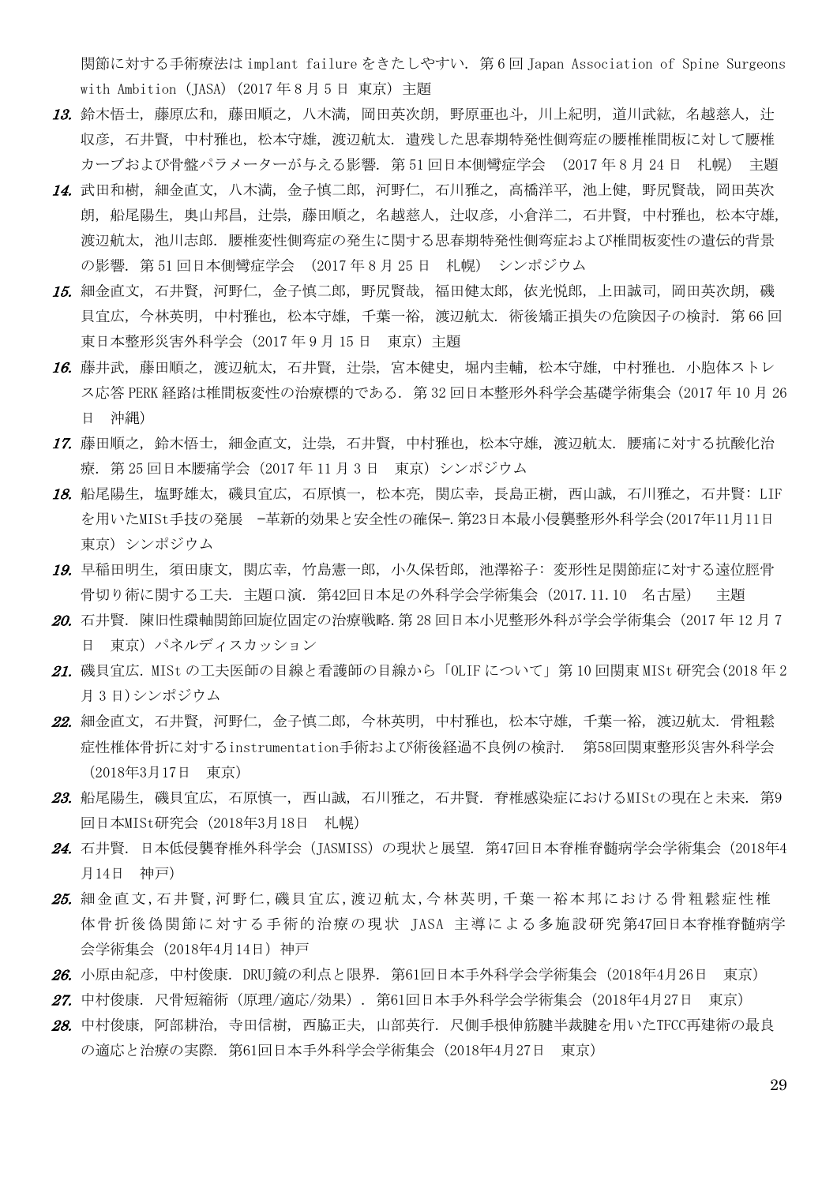関節に対する手術療法は implant failure をきたしやすい. 第 6 回 Japan Association of Spine Surgeons with Ambition (JASA) (2017 年 8 月 5 日 東京) 主題

13. 鈴木悟士, 藤原広和, 藤田順之, 八木満, 岡田英次朗, 野原亜也斗, 川上紀明, 道川武紘, 名越慈人, 辻収彦, 石井賢, 中村雅也, 松本守雄, 渡辺航太. 遺残した思春期特発性側弯症の腰椎椎間板に対して腰椎カーブおよび骨盤パラメーターが与える影響. 第 51 回日本側彎症学会 (2017 年 8 月 24 日 札幌) 主題

14. 武田和樹, 細金直文, 八木満, 金子慎二郎, 河野仁, 石川雅之, 高橋洋平, 池上健, 野尻賢哉, 岡田英次朗, 船尾陽生, 奥山邦昌, 辻崇, 藤田順之, 名越慈人, 辻収彦, 小倉洋二, 石井賢, 中村雅也, 松本守雄, 渡辺航太, 池川志郎. 腰椎変性側弯症の発生に関する思春期特発性側弯症および椎間板変性の遺伝的背景の影響. 第 51 回日本側彎症学会 (2017 年 8 月 25 日 札幌) シンポジウム

15. 細金直文, 石井賢, 河野仁, 金子慎二郎, 野尻賢哉, 福田健太郎, 依光悦郎, 上田誠司, 岡田英次朗, 磯貝宜広, 今林英明, 中村雅也, 松本守雄, 千葉一裕, 渡辺航太. 術後矯正損失の危険因子の検討. 第 66 回東日本整形災害外科学会 (2017 年 9 月 15 日 東京) 主題

16. 藤井武, 藤田順之, 渡辺航太, 石井賢, 辻崇, 宮本健史, 堀内圭輔, 松本守雄, 中村雅也. 小胞体ストレス応答 PERK 経路は椎間板変性の治療標的である. 第 32 回日本整形外科学会基礎学術集会 (2017 年 10 月 26 日 沖縄)

17. 藤田順之, 鈴木悟士, 細金直文, 辻崇, 石井賢, 中村雅也, 松本守雄, 渡辺航太. 腰痛に対する抗酸化治療. 第 25 回日本腰痛学会 (2017 年 11 月 3 日 東京) シンポジウム

18. 船尾陽生, 塩野雄太, 磯貝宜広, 石原慎一, 松本亮, 関広幸, 長島正樹, 西山誠, 石川雅之, 石井賢: LIF を用いたMISt手技の発展 -革新的効果と安全性の確保-. 第23日本最小侵襲整形外科学会(2017年11月11日 東京) シンポジウム

19. 早稲田明生, 須田康文, 関広幸, 竹島憲一郎, 小久保哲郎, 池澤裕子: 変形性足関節症に対する遠位脛骨骨切り術に関する工夫. 主題口演. 第42回日本足の外科学会学術集会 (2017.11.10 名古屋) 主題

20. 石井賢. 陳旧性環軸関節回旋位固定の治療戦略. 第 28 回日本小児整形外科が学会学術集会 (2017 年 12 月 7 日 東京) パネルディスカッション

21. 磯貝宜広. MISt の工夫医師の目線と看護師の目線から「OLIF について」第 10 回関東 MISt 研究会(2018 年 2 月 3 日)シンポジウム

22. 細金直文, 石井賢, 河野仁, 金子慎二郎, 今林英明, 中村雅也, 松本守雄, 千葉一裕, 渡辺航太. 骨粗鬆症性椎体骨折に対するinstrumentation手術および術後経過不良例の検討. 第58回関東整形災害外科学会 (2018年3月17日 東京)

23. 船尾陽生, 磯貝宜広, 石原慎一, 西山誠, 石川雅之, 石井賢. 脊椎感染症におけるMIStの現在と未来. 第9回日本MISt研究会 (2018年3月18日 札幌)

24. 石井賢. 日本低侵襲脊椎外科学会 (JASMISS) の現状と展望. 第47回日本脊椎脊髄病学会学術集会 (2018年4月14日 神戸)

25. 細金直文, 石井賢, 河野仁, 磯貝宜広, 渡辺航太, 今林英明, 千葉一裕本邦における骨粗鬆症性椎体骨折後偽関節に対する手術的治療の現状 JASA 主導による多施設研究第47回日本脊椎脊髄病学会学術集会 (2018年4月14日) 神戸

26. 小原由紀彦, 中村俊康. DRUJ鏡の利点と限界. 第61回日本手外科学会学術集会 (2018年4月26日 東京)

27. 中村俊康. 尺骨短縮術 (原理/適応/効果). 第61回日本手外科学会学術集会 (2018年4月27日 東京)

28. 中村俊康, 阿部耕治, 寺田信樹, 西脇正夫, 山部英行. 尺側手根伸筋腱半裁腱を用いたTFCC再建術の最良の適応と治療の実際. 第61回日本手外科学会学術集会 (2018年4月27日 東京)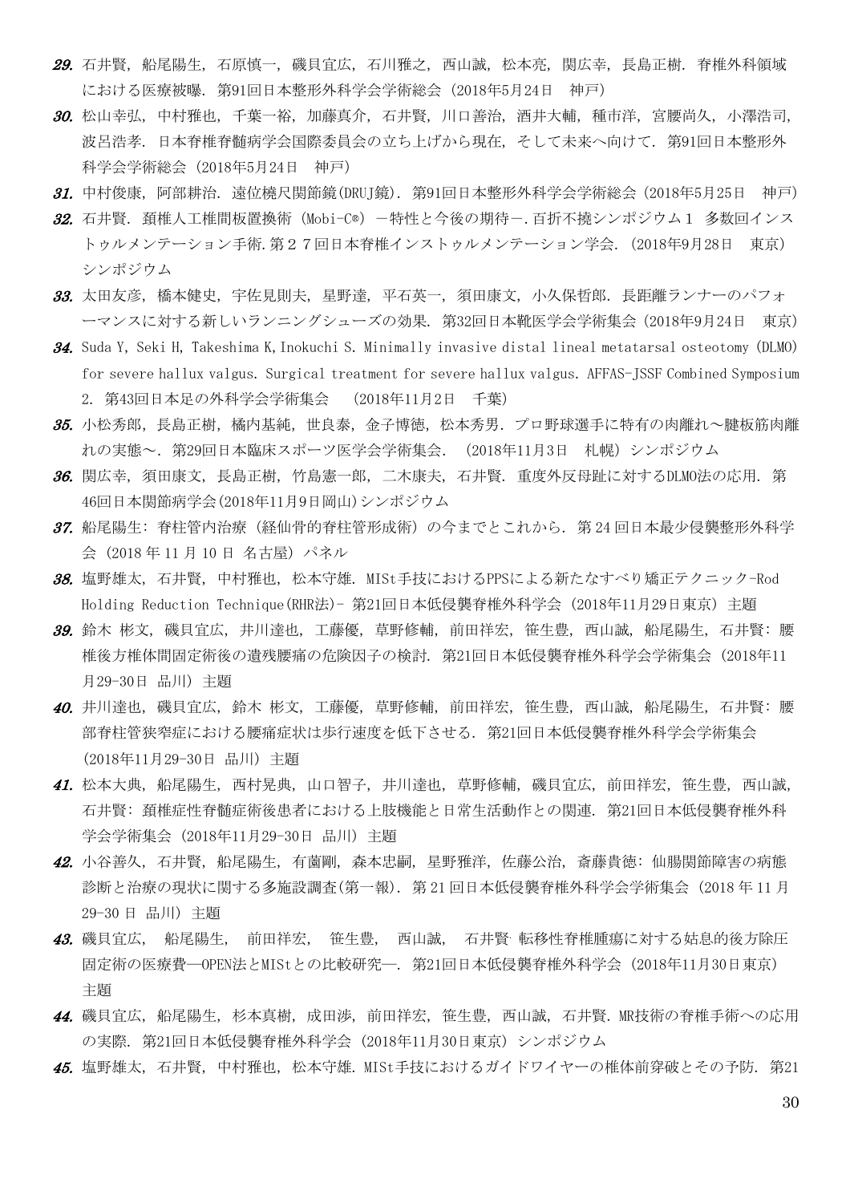29. 石井賢，船尾陽生，石原慎一，磯貝宜広，石川雅之，西山誠，松本亮，関広幸，長島正樹．脊椎外科領域における医療被曝．第91回日本整形外科学会学術総会（2018年5月24日　神戸）

30. 松山幸弘，中村雅也，千葉一裕，加藤真介，石井賢，川口善治，酒井大輔，種市洋，宮腰尚久，小澤浩司，波呂浩孝．日本脊椎脊髄病学会国際委員会の立ち上げから現在，そして未来へ向けて．第91回日本整形外科学会学術総会（2018年5月24日　神戸）

31. 中村俊康，阿部耕治．遠位橈尺関節鏡(DRUJ鏡)．第91回日本整形外科学会学術総会（2018年5月25日　神戸）

32. 石井賢．頚椎人工椎間板置換術（Mobi-C®）－特性と今後の期待－．百折不撓シンポジウム１　多数回インストゥルメンテーション手術．第２７回日本脊椎インストゥルメンテーション学会．(2018年9月28日　東京）シンポジウム

33. 太田友彦，橋本健史，宇佐見則夫，星野達，平石英一，須田康文，小久保哲郎．長距離ランナーのパフォーマンスに対する新しいランニングシューズの効果．第32回日本靴医学会学術集会（2018年9月24日　東京）

34. Suda Y, Seki H, Takeshima K, Inokuchi S. Minimally invasive distal lineal metatarsal osteotomy (DLMO) for severe hallux valgus. Surgical treatment for severe hallux valgus. AFFAS-JSSF Combined Symposium 2. 第43回日本足の外科学会学術集会　（2018年11月2日　千葉）

35. 小松秀郎，長島正樹，橘内基純，世良泰，金子博徳，松本秀男．プロ野球選手に特有の肉離れ～腱板筋肉離れの実態～．第29回日本臨床スポーツ医学会学術集会．（2018年11月3日　札幌）シンポジウム

36. 関広幸，須田康文，長島正樹，竹島憲一郎，二木康夫，石井賢．重度外反母趾に対するDLMO法の応用．第46回日本関節病学会(2018年11月9日岡山)シンポジウム

37. 船尾陽生：脊柱管内治療（経仙骨的脊柱管形成術）の今までとこれから．第 24 回日本最少侵襲整形外科学会（2018 年 11 月 10 日 名古屋）パネル

38. 塩野雄太，石井賢，中村雅也，松本守雄．MISt手技におけるPPSによる新たなすべり矯正テクニック-Rod Holding Reduction Technique(RHR法)- 第21回日本低侵襲脊椎外科学会（2018年11月29日東京）主題

39. 鈴木 彬文，磯貝宜広，井川達也，工藤優，草野修輔，前田祥宏，笹生豊，西山誠，船尾陽生，石井賢：腰椎後方椎体間固定術後の遺残腰痛の危険因子の検討．第21回日本低侵襲脊椎外科学会学術集会（2018年11月29-30日 品川）主題

40. 井川達也，磯貝宜広，鈴木 彬文，工藤優，草野修輔，前田祥宏，笹生豊，西山誠，船尾陽生，石井賢：腰部脊柱管狭窄症における腰痛症状は歩行速度を低下させる．第21回日本低侵襲脊椎外科学会学術集会（2018年11月29-30日 品川）主題

41. 松本大典，船尾陽生，西村晃典，山口智子，井川達也，草野修輔，磯貝宜広，前田祥宏，笹生豊，西山誠，石井賢：頚椎症性脊髄症術後患者における上肢機能と日常生活動作との関連．第21回日本低侵襲脊椎外科学会学術集会（2018年11月29-30日 品川）主題

42. 小谷善久，石井賢，船尾陽生，有薗剛，森本忠嗣，星野雅洋，佐藤公治，斎藤貴徳：仙腸関節障害の病態診断と治療の現状に関する多施設調査(第一報)．第 21 回日本低侵襲脊椎外科学会学術集会（2018 年 11 月 29-30 日 品川）主題

43. 磯貝宜広，　船尾陽生，　前田祥宏，　笹生豊，　西山誠，　石井賢· 転移性脊椎腫瘍に対する姑息的後方除圧固定術の医療費―OPEN法とMIStとの比較研究―．第21回日本低侵襲脊椎外科学会（2018年11月30日東京）主題

44. 磯貝宜広，船尾陽生，杉本真樹，成田渉，前田祥宏，笹生豊，西山誠，石井賢．MR技術の脊椎手術への応用の実際．第21回日本低侵襲脊椎外科学会（2018年11月30日東京）シンポジウム

45. 塩野雄太，石井賢，中村雅也，松本守雄．MISt手技におけるガイドワイヤーの椎体前穿破とその予防．第21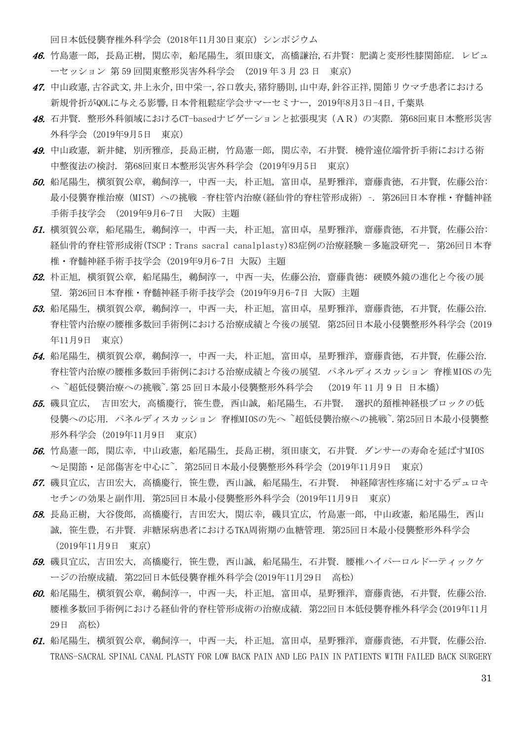回日本低侵襲脊椎外科学会（2018年11月30日東京）シンポジウム

46. 竹島憲一郎，長島正樹，関広幸，船尾陽生，須田康文，高橋謙治,石井賢：肥満と変形性膝関節症．レビューセッション 第59回関東整形災害外科学会 （2019年3月23日 東京）

47. 中山政憲,古谷武文,井上永介,田中栄一,谷口敦夫,猪狩勝則,山中寿,針谷正祥,関節リウマチ患者における新規骨折がQOLに与える影響,日本骨粗鬆症学会サマーセミナー，2019年8月3日-4日,千葉県

48. 石井賢．整形外科領域におけるCT-basedナビゲーションと拡張現実（ＡＲ）の実際．第68回東日本整形災害外科学会（2019年9月5日 東京）

49. 中山政憲，新井健，別所雅彦，長島正樹，竹島憲一郎，関広幸，石井賢．橈骨遠位端骨折手術における術中整復法の検討．第68回東日本整形災害外科学会（2019年9月5日 東京）

50. 船尾陽生，横須賀公章，鵜飼淳一，中西一夫，朴正旭，富田卓，星野雅洋，齋藤貴徳，石井賢，佐藤公治：最小侵襲脊椎治療（MIST）への挑戦 -脊柱管内治療(経仙骨的脊柱管形成術）-．第26回日本脊椎・脊髄神経手術手技学会 （2019年9月6-7日 大阪）主題

51. 横須賀公章，船尾陽生，鵜飼淳一，中西一夫，朴正旭，富田卓，星野雅洋，齋藤貴徳，石井賢，佐藤公治：経仙骨的脊柱管形成術(TSCP：Trans sacral canalplasty)83症例の治療経験－多施設研究－．第26回日本脊椎・脊髄神経手術手技学会（2019年9月6-7日 大阪）主題

52. 朴正旭，横須賀公章，船尾陽生，鵜飼淳一，中西一夫，佐藤公治，齋藤貴徳：硬膜外鏡の進化と今後の展望．第26回日本脊椎・脊髄神経手術手技学会（2019年9月6-7日 大阪）主題

53. 船尾陽生，横須賀公章，鵜飼淳一，中西一夫，朴正旭，富田卓，星野雅洋，齋藤貴徳，石井賢，佐藤公治．脊柱管内治療の腰椎多数回手術例における治療成績と今後の展望．第25回日本最小侵襲整形外科学会（2019年11月9日 東京）

54. 船尾陽生，横須賀公章，鵜飼淳一，中西一夫，朴正旭，富田卓，星野雅洋，齋藤貴徳，石井賢，佐藤公治．脊柱管内治療の腰椎多数回手術例における治療成績と今後の展望．パネルディスカッション 脊椎MIOSの先へ ~超低侵襲治療への挑戦~.第25回日本最小侵襲整形外科学会 （2019年11月9日 日本橋）

55. 磯貝宜広， 吉田宏大，高橋慶行，笹生豊，西山誠，船尾陽生，石井賢． 選択的頚椎神経根ブロックの低侵襲への応用．パネルディスカッション 脊椎MIOSの先へ ~超低侵襲治療への挑戦~.第25回日本最小侵襲整形外科学会（2019年11月9日 東京）

56. 竹島憲一郎，関広幸，中山政憲，船尾陽生，長島正樹，須田康文，石井賢．ダンサーの寿命を延ばすMIOS～足関節・足部傷害を中心に~．第25回日本最小侵襲整形外科学会（2019年11月9日 東京）

57. 磯貝宜広，吉田宏大，高橋慶行，笹生豊，西山誠，船尾陽生，石井賢． 神経障害性疼痛に対するデュロキセチンの効果と副作用．第25回日本最小侵襲整形外科学会（2019年11月9日 東京）

58. 長島正樹，大谷俊郎，高橋慶行，吉田宏大，関広幸，磯貝宜広，竹島憲一郎，中山政憲，船尾陽生，西山誠，笹生豊，石井賢．非糖尿病患者におけるTKA周術期の血糖管理．第25回日本最小侵襲整形外科学会（2019年11月9日 東京）

59. 磯貝宜広，吉田宏大，高橋慶行，笹生豊，西山誠，船尾陽生，石井賢．腰椎ハイパーロルドーティックケージの治療成績．第22回日本低侵襲脊椎外科学会(2019年11月29日 高松)

60. 船尾陽生，横須賀公章，鵜飼淳一，中西一夫，朴正旭，富田卓，星野雅洋，齋藤貴徳，石井賢，佐藤公治．腰椎多数回手術例における経仙骨的脊柱管形成術の治療成績．第22回日本低侵襲脊椎外科学会(2019年11月29日 高松)

61. 船尾陽生，横須賀公章，鵜飼淳一，中西一夫，朴正旭，富田卓，星野雅洋，齋藤貴徳，石井賢，佐藤公治．TRANS-SACRAL SPINAL CANAL PLASTY FOR LOW BACK PAIN AND LEG PAIN IN PATIENTS WITH FAILED BACK SURGERY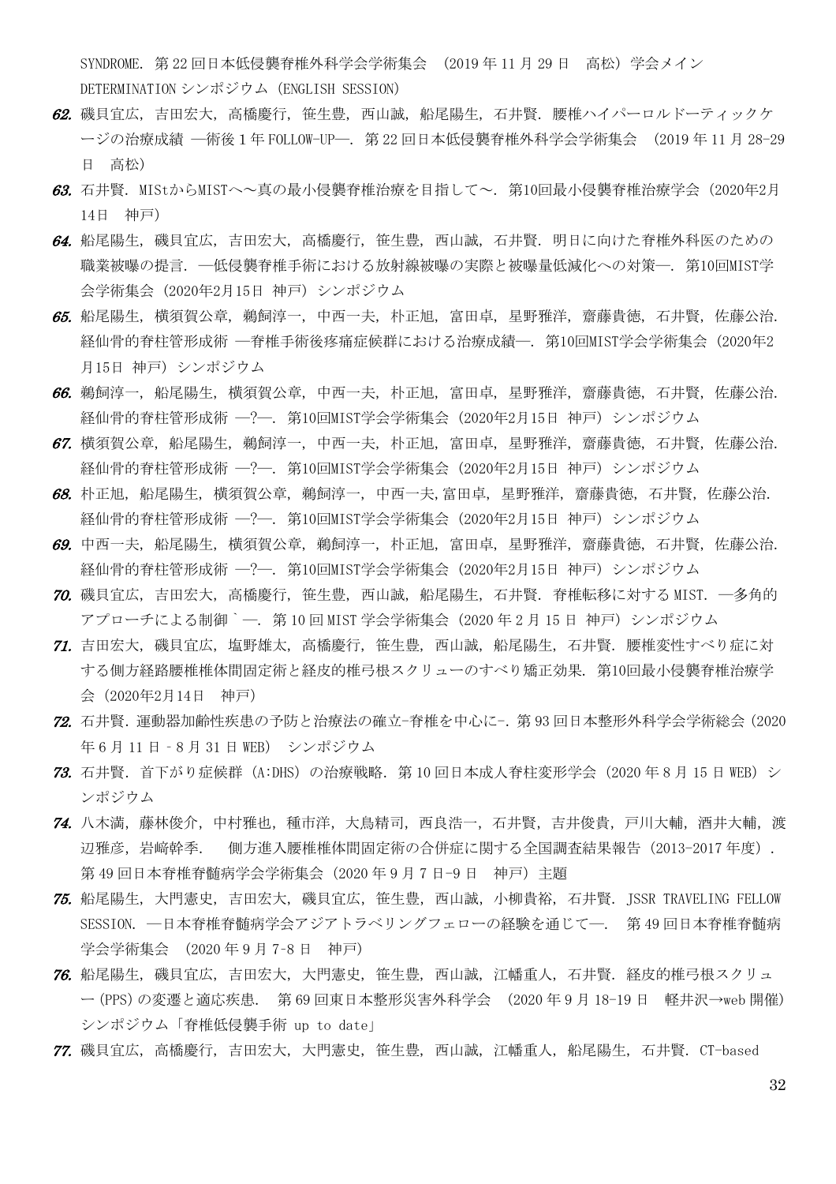SYNDROME. 第22回日本低侵襲脊椎外科学会学術集会 （2019年11月29日　高松）学会メイン DETERMINATIONシンポジウム（ENGLISH SESSION）

***62.*** 磯貝宜広，吉田宏大，高橋慶行，笹生豊，西山誠，船尾陽生，石井賢．腰椎ハイパーロルドーティックケージの治療成績 ―術後1年FOLLOW-UP―．第22回日本低侵襲脊椎外科学会学術集会 （2019年11月28-29日　高松）

***63.*** 石井賢．MIStからMISTへ～真の最小侵襲脊椎治療を目指して～．第10回最小侵襲脊椎治療学会（2020年2月14日　神戸）

***64.*** 船尾陽生，磯貝宜広，吉田宏大，高橋慶行，笹生豊，西山誠，石井賢．明日に向けた脊椎外科医のための職業被曝の提言．―低侵襲脊椎手術における放射線被曝の実際と被曝量低減化への対策―．第10回MIST学会学術集会（2020年2月15日 神戸）シンポジウム

***65.*** 船尾陽生，横須賀公章，鵜飼淳一，中西一夫，朴正旭，富田卓，星野雅洋，齋藤貴徳，石井賢，佐藤公治．経仙骨的脊柱管形成術 ―脊椎手術後疼痛症候群における治療成績―．第10回MIST学会学術集会（2020年2月15日 神戸）シンポジウム

***66.*** 鵜飼淳一，船尾陽生，横須賀公章，中西一夫，朴正旭，富田卓，星野雅洋，齋藤貴徳，石井賢，佐藤公治．経仙骨的脊柱管形成術 ―?―．第10回MIST学会学術集会（2020年2月15日 神戸）シンポジウム

***67.*** 横須賀公章，船尾陽生，鵜飼淳一，中西一夫，朴正旭，富田卓，星野雅洋，齋藤貴徳，石井賢，佐藤公治．経仙骨的脊柱管形成術 ―?―．第10回MIST学会学術集会（2020年2月15日 神戸）シンポジウム

***68.*** 朴正旭，船尾陽生，横須賀公章，鵜飼淳一，中西一夫,富田卓，星野雅洋，齋藤貴徳，石井賢，佐藤公治．経仙骨的脊柱管形成術 ―?―．第10回MIST学会学術集会（2020年2月15日 神戸）シンポジウム

***69.*** 中西一夫，船尾陽生，横須賀公章，鵜飼淳一，朴正旭，富田卓，星野雅洋，齋藤貴徳，石井賢，佐藤公治．経仙骨的脊柱管形成術 ―?―．第10回MIST学会学術集会（2020年2月15日 神戸）シンポジウム

***70.*** 磯貝宜広，吉田宏大，高橋慶行，笹生豊，西山誠，船尾陽生，石井賢．脊椎転移に対するMIST．―多角的アプローチによる制御｀―．第10回MIST学会学術集会（2020年2月15日 神戸）シンポジウム

***71.*** 吉田宏大，磯貝宜広，塩野雄太，高橋慶行，笹生豊，西山誠，船尾陽生，石井賢．腰椎変性すべり症に対する側方経路腰椎椎体間固定術と経皮的椎弓根スクリューのすべり矯正効果．第10回最小侵襲脊椎治療学会（2020年2月14日　神戸）

***72.*** 石井賢．運動器加齢性疾患の予防と治療法の確立-脊椎を中心に-．第93回日本整形外科学会学術総会（2020年6月11日‐8月31日WEB） シンポジウム

***73.*** 石井賢．首下がり症候群（A:DHS）の治療戦略．第10回日本成人脊柱変形学会（2020年8月15日WEB）シンポジウム

***74.*** 八木満，藤林俊介，中村雅也，種市洋，大鳥精司，西良浩一，石井賢，吉井俊貴，戸川大輔，酒井大輔，渡辺雅彦，岩﨑幹季．　側方進入腰椎椎体間固定術の合併症に関する全国調査結果報告（2013-2017年度）．第49回日本脊椎脊髄病学会学術集会（2020年9月7日-9日　神戸）主題

***75.*** 船尾陽生，大門憲史，吉田宏大，磯貝宜広，笹生豊，西山誠，小柳貴裕，石井賢．JSSR TRAVELING FELLOW SESSION. ―日本脊椎脊髄病学会アジアトラベリングフェローの経験を通じて―．　第49回日本脊椎脊髄病学会学術集会 （2020年9月7-8日　神戸）

***76.*** 船尾陽生，磯貝宜広，吉田宏大，大門憲史，笹生豊，西山誠，江幡重人，石井賢．経皮的椎弓根スクリュー(PPS)の変遷と適応疾患．　第69回東日本整形災害外科学会 （2020年9月18-19日　軽井沢→web開催）シンポジウム「脊椎低侵襲手術 up to date」

***77.*** 磯貝宜広，高橋慶行，吉田宏大，大門憲史，笹生豊，西山誠，江幡重人，船尾陽生，石井賢．CT-based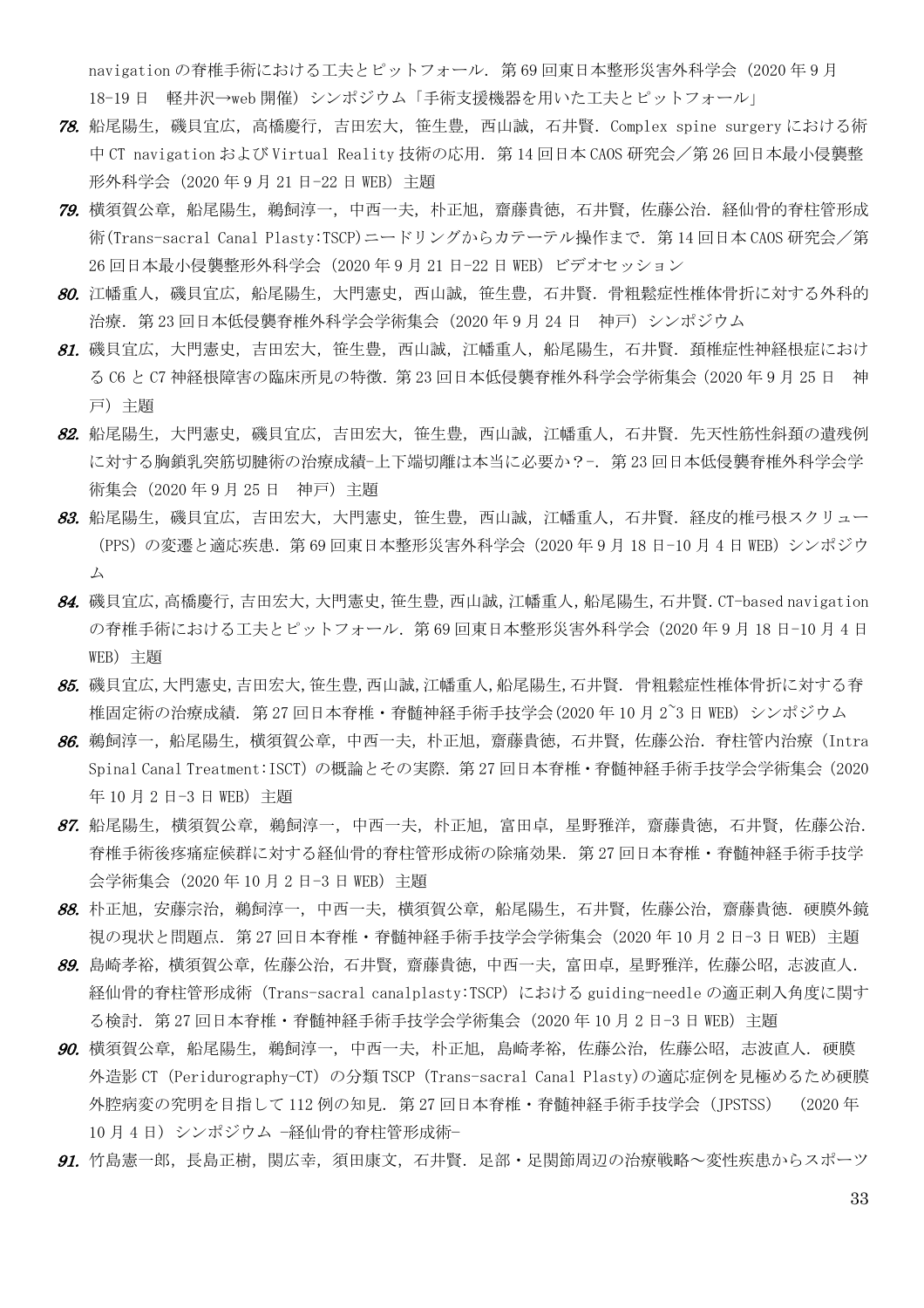navigation の脊椎手術における工夫とピットフォール．第 69 回東日本整形災害外科学会（2020 年 9 月 18-19 日　軽井沢→web 開催）シンポジウム「手術支援機器を用いた工夫とピットフォール」

***78.*** 船尾陽生，磯貝宜広，高橋慶行，吉田宏大，笹生豊，西山誠，石井賢．Complex spine surgery における術中 CT navigation および Virtual Reality 技術の応用．第 14 回日本 CAOS 研究会／第 26 回日本最小侵襲整形外科学会（2020 年 9 月 21 日-22 日 WEB）主題

***79.*** 横須賀公章，船尾陽生，鵜飼淳一，中西一夫，朴正旭，齋藤貴徳，石井賢，佐藤公治．経仙骨的脊柱管形成術(Trans-sacral Canal Plasty:TSCP)ニードリングからカテーテル操作まで．第 14 回日本 CAOS 研究会／第 26 回日本最小侵襲整形外科学会（2020 年 9 月 21 日-22 日 WEB）ビデオセッション

***80.*** 江幡重人，磯貝宜広，船尾陽生，大門憲史，西山誠，笹生豊，石井賢．骨粗鬆症性椎体骨折に対する外科的治療．第 23 回日本低侵襲脊椎外科学会学術集会（2020 年 9 月 24 日　神戸）シンポジウム

***81.*** 磯貝宜広，大門憲史，吉田宏大，笹生豊，西山誠，江幡重人，船尾陽生，石井賢．頚椎症性神経根症における C6 と C7 神経根障害の臨床所見の特徴．第 23 回日本低侵襲脊椎外科学会学術集会（2020 年 9 月 25 日　神戸）主題

***82.*** 船尾陽生，大門憲史，磯貝宜広，吉田宏大，笹生豊，西山誠，江幡重人，石井賢．先天性筋性斜頚の遺残例に対する胸鎖乳突筋切腱術の治療成績-上下端切離は本当に必要か？-．第 23 回日本低侵襲脊椎外科学会学術集会（2020 年 9 月 25 日　神戸）主題

***83.*** 船尾陽生，磯貝宜広，吉田宏大，大門憲史，笹生豊，西山誠，江幡重人，石井賢．経皮的椎弓根スクリュー（PPS）の変遷と適応疾患．第 69 回東日本整形災害外科学会（2020 年 9 月 18 日-10 月 4 日 WEB）シンポジウム

***84.*** 磯貝宜広，高橋慶行，吉田宏大，大門憲史，笹生豊，西山誠，江幡重人，船尾陽生，石井賢．CT-based navigation の脊椎手術における工夫とピットフォール．第 69 回東日本整形災害外科学会（2020 年 9 月 18 日-10 月 4 日 WEB）主題

***85.*** 磯貝宜広，大門憲史，吉田宏大，笹生豊，西山誠，江幡重人，船尾陽生，石井賢．骨粗鬆症性椎体骨折に対する脊椎固定術の治療成績．第 27 回日本脊椎・脊髄神経手術手技学会(2020 年 10 月 2~3 日 WEB）シンポジウム

***86.*** 鵜飼淳一，船尾陽生，横須賀公章，中西一夫，朴正旭，齋藤貴徳，石井賢，佐藤公治．脊柱管内治療（Intra Spinal Canal Treatment:ISCT）の概論とその実際．第 27 回日本脊椎・脊髄神経手術手技学会学術集会（2020 年 10 月 2 日-3 日 WEB）主題

***87.*** 船尾陽生，横須賀公章，鵜飼淳一，中西一夫，朴正旭，富田卓，星野雅洋，齋藤貴徳，石井賢，佐藤公治．脊椎手術後疼痛症候群に対する経仙骨的脊柱管形成術の除痛効果．第 27 回日本脊椎・脊髄神経手術手技学会学術集会（2020 年 10 月 2 日-3 日 WEB）主題

***88.*** 朴正旭，安藤宗治，鵜飼淳一，中西一夫，横須賀公章，船尾陽生，石井賢，佐藤公治，齋藤貴徳．硬膜外鏡視の現状と問題点．第 27 回日本脊椎・脊髄神経手術手技学会学術集会（2020 年 10 月 2 日-3 日 WEB）主題

***89.*** 島崎孝裕，横須賀公章，佐藤公治，石井賢，齋藤貴徳，中西一夫，富田卓，星野雅洋，佐藤公昭，志波直人．経仙骨的脊柱管形成術（Trans-sacral canalplasty:TSCP）における guiding-needle の適正刺入角度に関する検討．第 27 回日本脊椎・脊髄神経手術手技学会学術集会（2020 年 10 月 2 日-3 日 WEB）主題

***90.*** 横須賀公章，船尾陽生，鵜飼淳一，中西一夫，朴正旭，島崎孝裕，佐藤公治，佐藤公昭，志波直人．硬膜外造影 CT（Peridurography-CT）の分類 TSCP（Trans-sacral Canal Plasty)の適応症例を見極めるため硬膜外腔病変の究明を目指して 112 例の知見．第 27 回日本脊椎・脊髄神経手術手技学会（JPSTSS）　（2020 年 10 月 4 日）シンポジウム -経仙骨的脊柱管形成術-

***91.*** 竹島憲一郎，長島正樹，関広幸，須田康文，石井賢．足部・足関節周辺の治療戦略～変性疾患からスポーツ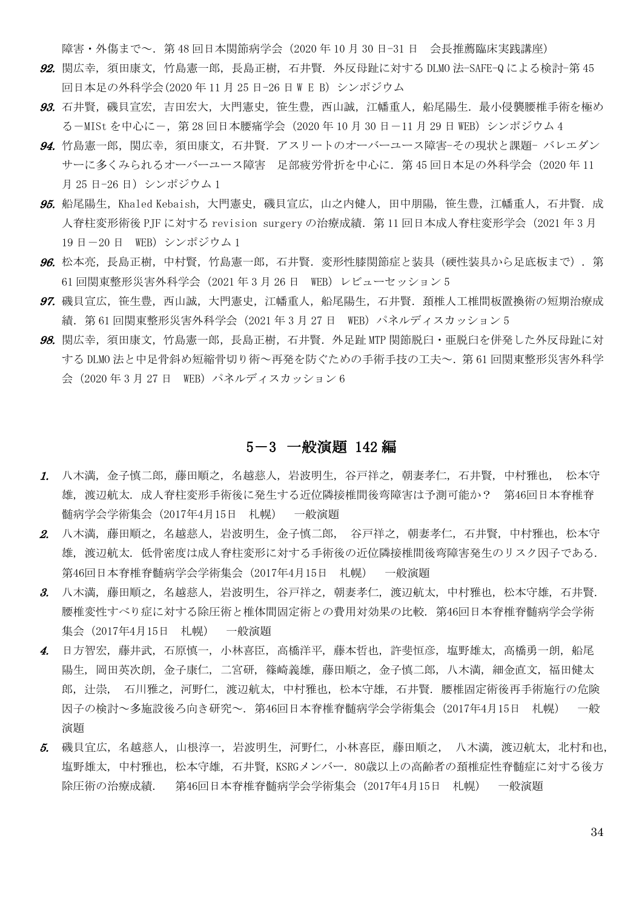障害・外傷まで～．第 48 回日本関節病学会（2020 年 10 月 30 日-31 日　会長推薦臨床実践講座）

**92.** 関広幸，須田康文，竹島憲一郎，長島正樹，石井賢．外反母趾に対する DLMO 法-SAFE-Q による検討-第 45 回日本足の外科学会(2020 年 11 月 25 日-26 日 W E B）シンポジウム

**93.** 石井賢，磯貝宜宏，吉田宏大，大門憲史，笹生豊，西山誠，江幡重人，船尾陽生．最小侵襲腰椎手術を極める－MISt を中心に－，第 28 回日本腰痛学会（2020 年 10 月 30 日－11 月 29 日 WEB）シンポジウム 4

**94.** 竹島憲一郎，関広幸，須田康文，石井賢．アスリートのオーバーユース障害-その現状と課題- バレエダンサーに多くみられるオーバーユース障害　足部疲労骨折を中心に．第 45 回日本足の外科学会（2020 年 11 月 25 日-26 日）シンポジウム 1

**95.** 船尾陽生，Khaled Kebaish，大門憲史，磯貝宣広，山之内健人，田中朋陽，笹生豊，江幡重人，石井賢．成人脊柱変形術後 PJF に対する revision surgery の治療成績．第 11 回日本成人脊柱変形学会（2021 年 3 月 19 日－20 日　WEB）シンポジウム 1

**96.** 松本亮，長島正樹，中村賢，竹島憲一郎，石井賢．変形性膝関節症と装具（硬性装具から足底板まで）．第 61 回関東整形災害外科学会（2021 年 3 月 26 日　WEB）レビューセッション 5

**97.** 磯貝宣広，笹生豊，西山誠，大門憲史，江幡重人，船尾陽生，石井賢．頚椎人工椎間板置換術の短期治療成績．第 61 回関東整形災害外科学会（2021 年 3 月 27 日　WEB）パネルディスカッション 5

**98.** 関広幸，須田康文，竹島憲一郎，長島正樹，石井賢．外足趾 MTP 関節脱臼・亜脱臼を併発した外反母趾に対する DLMO 法と中足骨斜め短縮骨切り術～再発を防ぐための手術手技の工夫～．第 61 回関東整形災害外科学会（2020 年 3 月 27 日　WEB）パネルディスカッション 6

## 5－3　一般演題 142 編

**1.** 八木満，金子慎二郎，藤田順之，名越慈人，岩波明生，谷戸祥之，朝妻孝仁，石井賢，中村雅也，　松本守雄，渡辺航太．成人脊柱変形手術後に発生する近位隣接椎間後弯障害は予測可能か？　第46回日本脊椎脊髄病学会学術集会（2017年4月15日　札幌）　一般演題

**2.** 八木満，藤田順之，名越慈人，岩波明生，金子慎二郎，　谷戸祥之，朝妻孝仁，石井賢，中村雅也，松本守雄，渡辺航太．低骨密度は成人脊柱変形に対する手術後の近位隣接椎間後弯障害発生のリスク因子である．第46回日本脊椎脊髄病学会学術集会（2017年4月15日　札幌）　一般演題

**3.** 八木満，藤田順之，名越慈人，岩波明生，谷戸祥之，朝妻孝仁，渡辺航太，中村雅也，松本守雄，石井賢．腰椎変性すべり症に対する除圧術と椎体間固定術との費用対効果の比較．第46回日本脊椎脊髄病学会学術集会（2017年4月15日　札幌）　一般演題

**4.** 日方智宏，藤井武，石原慎一，小林喜臣，高橋洋平，藤本哲也，許斐恒彦，塩野雄太，高橋勇一朗，船尾陽生，岡田英次朗，金子康仁，二宮研，篠崎義雄，藤田順之，金子慎二郎，八木満，細金直文，福田健太郎，辻崇，　石川雅之，河野仁，渡辺航太，中村雅也，松本守雄，石井賢．腰椎固定術後再手術施行の危険因子の検討～多施設後ろ向き研究～．第46回日本脊椎脊髄病学会学術集会（2017年4月15日　札幌）　一般演題

**5.** 磯貝宜広，名越慈人，山根淳一，岩波明生，河野仁，小林喜臣，藤田順之，　八木満，渡辺航太，北村和也，塩野雄太，中村雅也，松本守雄，石井賢，KSRGメンバー．80歳以上の高齢者の頚椎症性脊髄症に対する後方除圧術の治療成績．　第46回日本脊椎脊髄病学会学術集会（2017年4月15日　札幌）　一般演題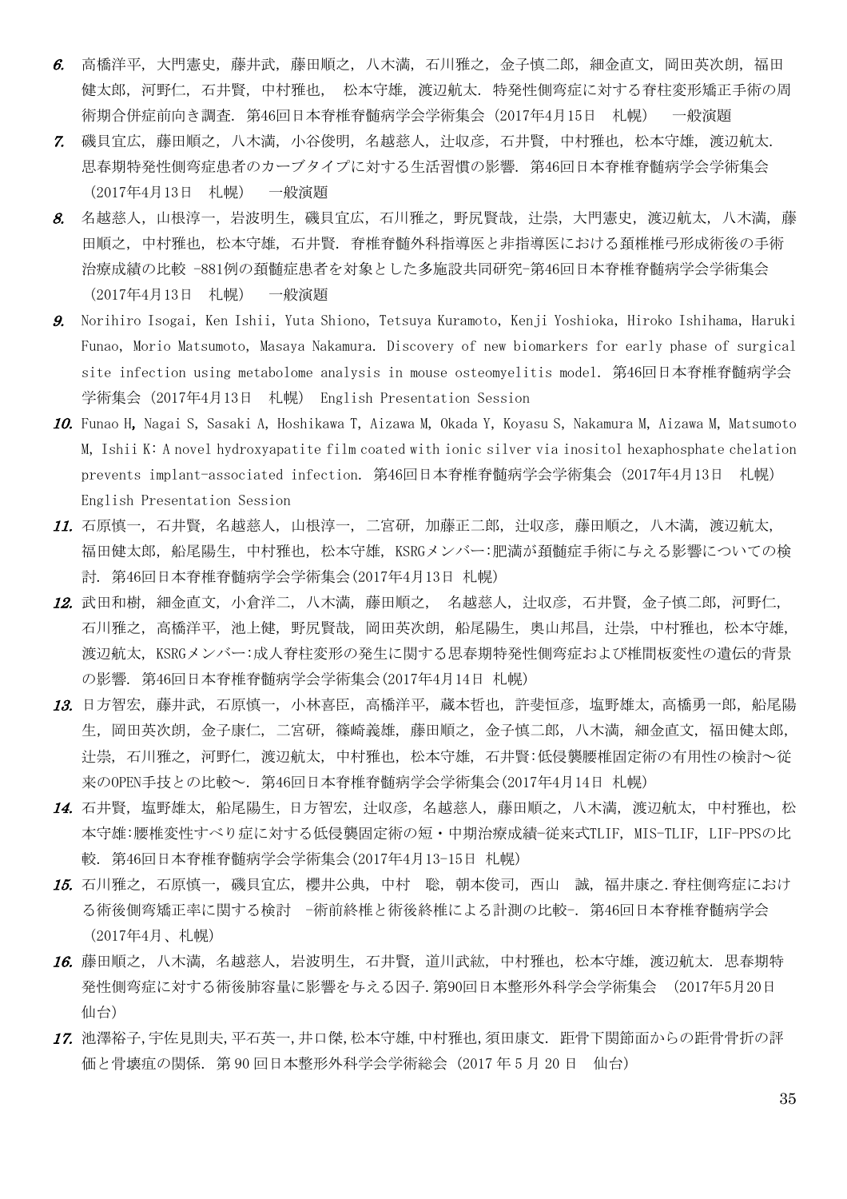6. 高橋洋平，大門憲史，藤井武，藤田順之，八木満，石川雅之，金子慎二郎，細金直文，岡田英次朗，福田健太郎，河野仁，石井賢，中村雅也， 松本守雄，渡辺航太．特発性側弯症に対する脊柱変形矯正手術の周術期合併症前向き調査．第46回日本脊椎脊髄病学会学術集会（2017年4月15日　札幌）　一般演題
7. 磯貝宜広，藤田順之，八木満，小谷俊明，名越慈人，辻収彦，石井賢，中村雅也，松本守雄，渡辺航太．思春期特発性側弯症患者のカーブタイプに対する生活習慣の影響．第46回日本脊椎脊髄病学会学術集会（2017年4月13日　札幌）　一般演題
8. 名越慈人，山根淳一，岩波明生，磯貝宜広，石川雅之，野尻賢哉，辻崇，大門憲史，渡辺航太，八木満，藤田順之，中村雅也，松本守雄， 石井賢．脊椎脊髄外科指導医と非指導医における頚椎椎弓形成術後の手術治療成績の比較 -881例の頚髄症患者を対象とした多施設共同研究-第46回日本脊椎脊髄病学会学術集会（2017年4月13日　札幌）　一般演題
9. Norihiro Isogai, Ken Ishii, Yuta Shiono, Tetsuya Kuramoto, Kenji Yoshioka, Hiroko Ishihama, Haruki Funao, Morio Matsumoto, Masaya Nakamura. Discovery of new biomarkers for early phase of surgical site infection using metabolome analysis in mouse osteomyelitis model. 第46回日本脊椎脊髄病学会学術集会（2017年4月13日　札幌） English Presentation Session
10. Funao H, Nagai S, Sasaki A, Hoshikawa T, Aizawa M, Okada Y, Koyasu S, Nakamura M, Aizawa M, Matsumoto M, Ishii K: A novel hydroxyapatite film coated with ionic silver via inositol hexaphosphate chelation prevents implant-associated infection. 第46回日本脊椎脊髄病学会学術集会（2017年4月13日　札幌） English Presentation Session
11. 石原慎一，石井賢，名越慈人，山根淳一，二宮研，加藤正二郎，辻収彦，藤田順之，八木満，渡辺航太，福田健太郎，船尾陽生，中村雅也，松本守雄，KSRGメンバー:肥満が頚髄症手術に与える影響についての検討．第46回日本脊椎脊髄病学会学術集会(2017年4月13日 札幌)
12. 武田和樹，細金直文，小倉洋二，八木満，藤田順之， 名越慈人，辻収彦，石井賢，金子慎二郎，河野仁，石川雅之，高橋洋平，池上健，野尻賢哉，岡田英次朗，船尾陽生，奥山邦昌，辻崇，中村雅也，松本守雄，渡辺航太，KSRGメンバー:成人脊柱変形の発生に関する思春期特発性側弯症および椎間板変性の遺伝的背景の影響．第46回日本脊椎脊髄病学会学術集会(2017年4月14日 札幌)
13. 日方智宏，藤井武，石原慎一，小林喜臣，高橋洋平，蔵本哲也，許斐恒彦，塩野雄太，高橋勇一郎，船尾陽生，岡田英次朗，金子康仁，二宮研，篠崎義雄，藤田順之，金子慎二郎，八木満，細金直文，福田健太郎，辻崇，石川雅之，河野仁，渡辺航太，中村雅也，松本守雄，石井賢:低侵襲腰椎固定術の有用性の検討～従来のOPEN手技との比較～．第46回日本脊椎脊髄病学会学術集会(2017年4月14日 札幌)
14. 石井賢，塩野雄太，船尾陽生，日方智宏，辻収彦，名越慈人，藤田順之，八木満，渡辺航太，中村雅也，松本守雄:腰椎変性すべり症に対する低侵襲固定術の短・中期治療成績-従来式TLIF，MIS-TLIF，LIF-PPSの比較．第46回日本脊椎脊髄病学会学術集会(2017年4月13-15日 札幌)
15. 石川雅之，石原慎一，磯貝宜広，櫻井公典，中村　聡，朝本俊司，西山　誠，福井康之.脊柱側弯症における術後側弯矯正率に関する検討　-術前終椎と術後終椎による計測の比較-．第46回日本脊椎脊髄病学会（2017年4月、札幌）
16. 藤田順之，八木満，名越慈人，岩波明生，石井賢，道川武紘，中村雅也，松本守雄，渡辺航太．思春期特発性側弯症に対する術後肺容量に影響を与える因子.第90回日本整形外科学会学術集会　(2017年5月20日　仙台)
17. 池澤裕子,宇佐見則夫,平石英一,井口傑,松本守雄,中村雅也,須田康文．距骨下関節面からの距骨骨折の評価と骨壊疽の関係．第 90 回日本整形外科学会学術総会（2017 年 5 月 20 日　仙台）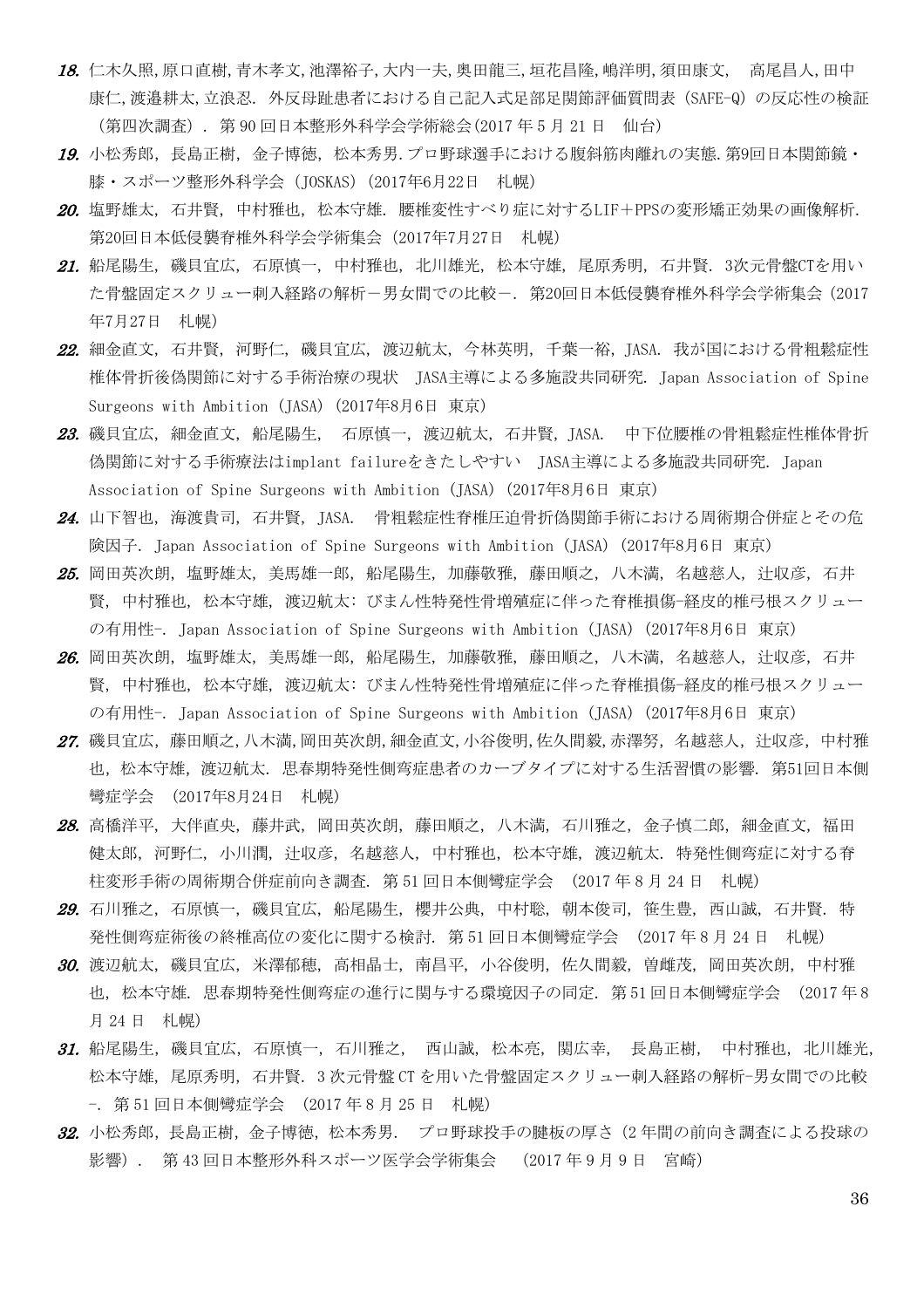18. 仁木久照,原口直樹,青木孝文,池澤裕子,大内一夫,奥田龍三,垣花昌隆,嶋洋明,須田康文,　高尾昌人,田中康仁,渡邉耕太,立浪忍. 外反母趾患者における自己記入式足部足関節評価質問表（SAFE-Q）の反応性の検証（第四次調査）. 第 90 回日本整形外科学会学術総会(2017 年 5 月 21 日　仙台)

19. 小松秀郎, 長島正樹, 金子博徳, 松本秀男.プロ野球選手における腹斜筋肉離れの実態.第9回日本関節鏡・膝・スポーツ整形外科学会 (JOSKAS) (2017年6月22日　札幌)

20. 塩野雄太, 石井賢, 中村雅也, 松本守雄. 腰椎変性すべり症に対するLIF＋PPSの変形矯正効果の画像解析. 第20回日本低侵襲脊椎外科学会学術集会 (2017年7月27日　札幌)

21. 船尾陽生, 磯貝宜広, 石原慎一, 中村雅也, 北川雄光, 松本守雄, 尾原秀明, 石井賢. 3次元骨盤CTを用いた骨盤固定スクリュー刺入経路の解析－男女間での比較－. 第20回日本低侵襲脊椎外科学会学術集会 (2017年7月27日　札幌)

22. 細金直文, 石井賢, 河野仁, 磯貝宜広, 渡辺航太, 今林英明, 千葉一裕, JASA. 我が国における骨粗鬆症性椎体骨折後偽関節に対する手術治療の現状　JASA主導による多施設共同研究. Japan Association of Spine Surgeons with Ambition (JASA) (2017年8月6日 東京)

23. 磯貝宜広, 細金直文, 船尾陽生,　石原慎一, 渡辺航太, 石井賢, JASA.　中下位腰椎の骨粗鬆症性椎体骨折偽関節に対する手術療法はimplant failureをきたしやすい　JASA主導による多施設共同研究. Japan Association of Spine Surgeons with Ambition (JASA) (2017年8月6日 東京)

24. 山下智也, 海渡貴司, 石井賢, JASA.　骨粗鬆症性脊椎圧迫骨折偽関節手術における周術期合併症とその危険因子. Japan Association of Spine Surgeons with Ambition (JASA) (2017年8月6日 東京)

25. 岡田英次朗, 塩野雄太, 美馬雄一郎, 船尾陽生, 加藤敬雅, 藤田順之, 八木満, 名越慈人, 辻収彦, 石井賢, 中村雅也, 松本守雄, 渡辺航太: びまん性特発性骨増殖症に伴った脊椎損傷-経皮的椎弓根スクリューの有用性-. Japan Association of Spine Surgeons with Ambition (JASA) (2017年8月6日 東京)

26. 岡田英次朗, 塩野雄太, 美馬雄一郎, 船尾陽生, 加藤敬雅, 藤田順之, 八木満, 名越慈人, 辻収彦, 石井賢, 中村雅也, 松本守雄, 渡辺航太: びまん性特発性骨増殖症に伴った脊椎損傷-経皮的椎弓根スクリューの有用性-. Japan Association of Spine Surgeons with Ambition (JASA) (2017年8月6日 東京)

27. 磯貝宜広, 藤田順之,八木満,岡田英次朗,細金直文,小谷俊明,佐久間毅,赤澤努, 名越慈人, 辻収彦, 中村雅也, 松本守雄, 渡辺航太. 思春期特発性側弯症患者のカーブタイプに対する生活習慣の影響. 第51回日本側彎症学会　(2017年8月24日　札幌)

28. 高橋洋平, 大伴直央, 藤井武, 岡田英次朗, 藤田順之, 八木満, 石川雅之, 金子慎二郎, 細金直文, 福田健太郎, 河野仁, 小川潤, 辻収彦, 名越慈人, 中村雅也, 松本守雄, 渡辺航太. 特発性側弯症に対する脊柱変形手術の周術期合併症前向き調査. 第 51 回日本側彎症学会　(2017 年 8 月 24 日　札幌)

29. 石川雅之, 石原慎一, 磯貝宜広, 船尾陽生, 櫻井公典, 中村聡, 朝本俊司, 笹生豊, 西山誠, 石井賢. 特発性側弯症術後の終椎高位の変化に関する検討. 第 51 回日本側彎症学会　(2017 年 8 月 24 日　札幌)

30. 渡辺航太, 磯貝宜広, 米澤郁穂, 高相晶士, 南昌平, 小谷俊明, 佐久間毅, 曽雌茂, 岡田英次朗, 中村雅也, 松本守雄. 思春期特発性側弯症の進行に関与する環境因子の同定. 第 51 回日本側彎症学会　(2017 年 8 月 24 日　札幌)

31. 船尾陽生, 磯貝宜広, 石原慎一, 石川雅之,　西山誠, 松本亮, 関広幸,　長島正樹,　中村雅也, 北川雄光, 松本守雄, 尾原秀明, 石井賢. 3 次元骨盤 CT を用いた骨盤固定スクリュー刺入経路の解析-男女間での比較-. 第 51 回日本側彎症学会　(2017 年 8 月 25 日　札幌)

32. 小松秀郎, 長島正樹, 金子博徳, 松本秀男.　プロ野球投手の腱板の厚さ（2 年間の前向き調査による投球の影響）.　第 43 回日本整形外科スポーツ医学会学術集会　 (2017 年 9 月 9 日　宮崎)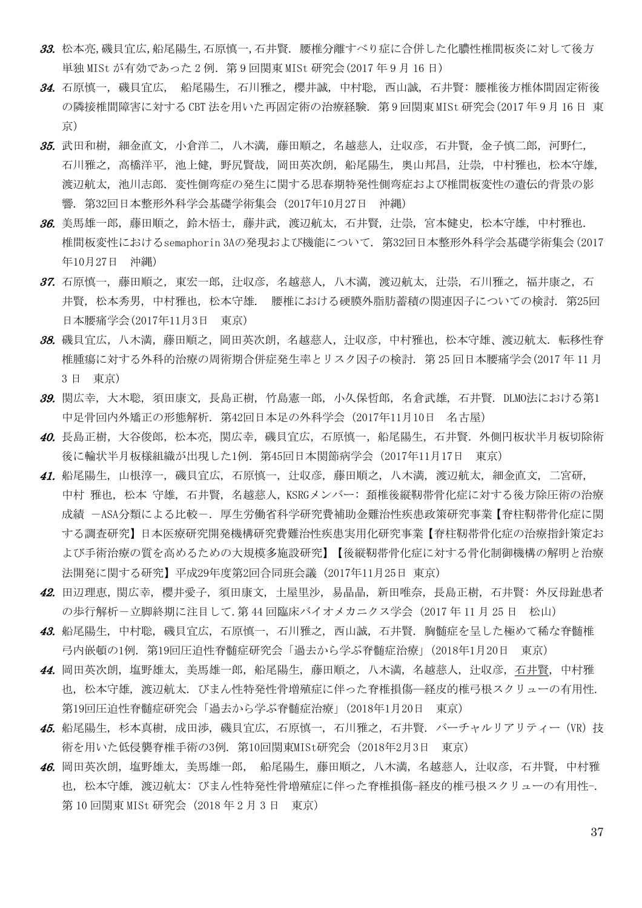**33.** 松本亮,磯貝宜広,船尾陽生,石原慎一,石井賢. 腰椎分離すべり症に合併した化膿性椎間板炎に対して後方単独 MISt が有効であった 2 例. 第 9 回関東 MISt 研究会(2017 年 9 月 16 日)

**34.** 石原慎一, 磯貝宜広, 船尾陽生, 石川雅之, 櫻井誠, 中村聡, 西山誠, 石井賢: 腰椎後方椎体間固定術後の隣接椎間障害に対する CBT 法を用いた再固定術の治療経験. 第 9 回関東 MISt 研究会(2017 年 9 月 16 日 東京)

**35.** 武田和樹, 細金直文, 小倉洋二, 八木満, 藤田順之, 名越慈人, 辻収彦, 石井賢, 金子慎二郎, 河野仁, 石川雅之, 高橋洋平, 池上健, 野尻賢哉, 岡田英次朗, 船尾陽生, 奥山邦昌, 辻崇, 中村雅也, 松本守雄, 渡辺航太, 池川志郎. 変性側弯症の発生に関する思春期特発性側弯症および椎間板変性の遺伝的背景の影響. 第32回日本整形外科学会基礎学術集会 (2017年10月27日 沖縄)

**36.** 美馬雄一郎, 藤田順之, 鈴木悟士, 藤井武, 渡辺航太, 石井賢, 辻崇, 宮本健史, 松本守雄, 中村雅也. 椎間板変性におけるsemaphorin 3Aの発現および機能について. 第32回日本整形外科学会基礎学術集会(2017年10月27日 沖縄)

**37.** 石原慎一, 藤田順之, 東宏一郎, 辻収彦, 名越慈人, 八木満, 渡辺航太, 辻崇, 石川雅之, 福井康之, 石井賢, 松本秀男, 中村雅也, 松本守雄. 腰椎における硬膜外脂肪蓄積の関連因子についての検討. 第25回日本腰痛学会(2017年11月3日 東京)

**38.** 磯貝宜広, 八木満, 藤田順之, 岡田英次朗, 名越慈人, 辻収彦, 中村雅也, 松本守雄、渡辺航太. 転移性脊椎腫瘍に対する外科的治療の周術期合併症発生率とリスク因子の検討. 第 25 回日本腰痛学会(2017 年 11 月 3 日 東京)

**39.** 関広幸, 大木聡, 須田康文, 長島正樹, 竹島憲一郎, 小久保哲郎, 名倉武雄, 石井賢. DLMO法における第1中足骨回内外矯正の形態解析. 第42回日本足の外科学会 (2017年11月10日 名古屋)

**40.** 長島正樹, 大谷俊郎, 松本亮, 関広幸, 磯貝宜広, 石原慎一, 船尾陽生, 石井賢. 外側円板状半月板切除術後に輪状半月板様組織が出現した1例. 第45回日本関節病学会 (2017年11月17日 東京)

**41.** 船尾陽生, 山根淳一, 磯貝宜広, 石原慎一, 辻収彦, 藤田順之, 八木満, 渡辺航太, 細金直文, 二宮研, 中村 雅也, 松本 守雄, 石井賢, 名越慈人, KSRGメンバー: 頚椎後縦靭帯骨化症に対する後方除圧術の治療成績 －ASA分類による比較－. 厚生労働省科学研究費補助金難治性疾患政策研究事業【脊柱靭帯骨化症に関する調査研究】日本医療研究開発機構研究費難治性疾患実用化研究事業【脊柱靭帯骨化症の治療指針策定および手術治療の質を高めるための大規模多施設研究】【後縦靭帯骨化症に対する骨化制御機構の解明と治療法開発に関する研究】平成29年度第2回合同班会議 (2017年11月25日 東京)

**42.** 田辺理恵, 関広幸, 櫻井愛子, 須田康文, 土屋里沙, 易晶晶, 新田唯奈, 長島正樹, 石井賢: 外反母趾患者の歩行解析－立脚終期に注目して.第 44 回臨床バイオメカニクス学会 (2017 年 11 月 25 日 松山)

**43.** 船尾陽生, 中村聡, 磯貝宜広, 石原慎一, 石川雅之, 西山誠, 石井賢. 胸髄症を呈した極めて稀な脊髄椎弓内嵌頓の1例. 第19回圧迫性脊髄症研究会「過去から学ぶ脊髄症治療」(2018年1月20日 東京)

**44.** 岡田英次朗, 塩野雄太, 美馬雄一郎, 船尾陽生, 藤田順之, 八木満, 名越慈人, 辻収彦, 石井賢, 中村雅也, 松本守雄, 渡辺航太. びまん性特発性骨増殖症に伴った脊椎損傷—経皮的椎弓根スクリューの有用性. 第19回圧迫性脊髄症研究会「過去から学ぶ脊髄症治療」(2018年1月20日 東京)

**45.** 船尾陽生, 杉本真樹, 成田渉, 磯貝宜広, 石原慎一, 石川雅之, 石井賢. バーチャルリアリティー (VR) 技術を用いた低侵襲脊椎手術の3例. 第10回関東MISt研究会 (2018年2月3日 東京)

**46.** 岡田英次朗, 塩野雄太, 美馬雄一郎, 船尾陽生, 藤田順之, 八木満, 名越慈人, 辻収彦, 石井賢, 中村雅也, 松本守雄, 渡辺航太: びまん性特発性骨増殖症に伴った脊椎損傷-経皮的椎弓根スクリューの有用性-. 第 10 回関東 MISt 研究会 (2018 年 2 月 3 日 東京)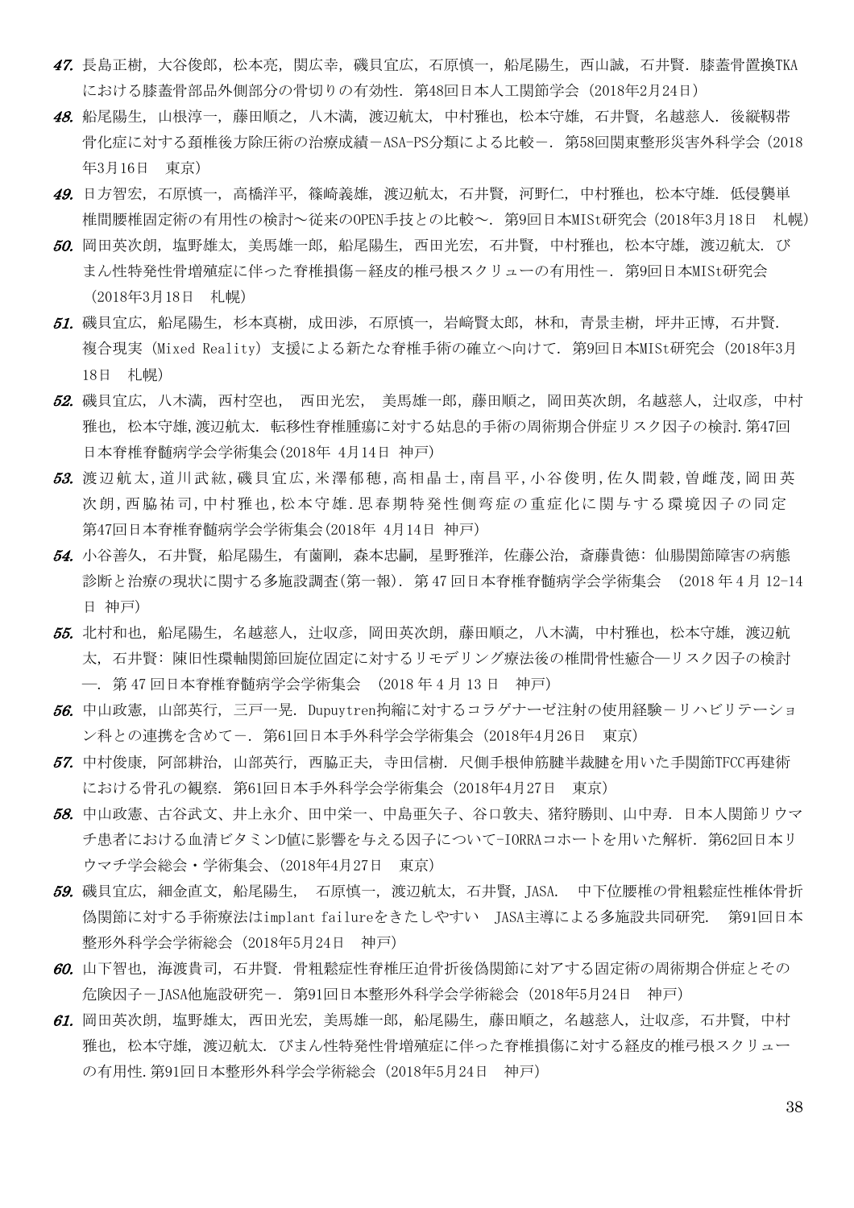47. 長島正樹，大谷俊郎，松本亮，関広幸，磯貝宜広，石原慎一，船尾陽生，西山誠，石井賢．膝蓋骨置換TKAにおける膝蓋骨部品外側部分の骨切りの有効性．第48回日本人工関節学会（2018年2月24日）

48. 船尾陽生，山根淳一，藤田順之，八木満，渡辺航太，中村雅也，松本守雄，石井賢，名越慈人．後縦靱帯骨化症に対する頚椎後方除圧術の治療成績－ASA-PS分類による比較－．第58回関東整形災害外科学会（2018年3月16日　東京）

49. 日方智宏，石原慎一，高橋洋平，篠崎義雄，渡辺航太，石井賢，河野仁，中村雅也，松本守雄．低侵襲単椎間腰椎固定術の有用性の検討～従来のOPEN手技との比較～．第9回日本MISt研究会（2018年3月18日　札幌）

50. 岡田英次朗，塩野雄太，美馬雄一郎，船尾陽生，西田光宏，石井賢，中村雅也，松本守雄，渡辺航太．びまん性特発性骨増殖症に伴った脊椎損傷－経皮的椎弓根スクリューの有用性－．第9回日本MISt研究会（2018年3月18日　札幌）

51. 磯貝宜広，船尾陽生，杉本真樹，成田渉，石原慎一，岩崎賢太郎，林和，青景圭樹，坪井正博，石井賢．複合現実（Mixed Reality）支援による新たな脊椎手術の確立へ向けて．第9回日本MISt研究会（2018年3月18日　札幌）

52. 磯貝宜広，八木満，西村空也，西田光宏，美馬雄一郎，藤田順之，岡田英次朗，名越慈人，辻収彦，中村雅也，松本守雄,渡辺航太．転移性脊椎腫瘍に対する姑息的手術の周術期合併症リスク因子の検討.第47回日本脊椎脊髄病学会学術集会(2018年 4月14日 神戸)

53. 渡辺航太,道川武紘,磯貝宜広,米澤郁穂,高相晶士,南昌平,小谷俊明,佐久間毅,曽雌茂,岡田英次朗,西脇祐司,中村雅也,松本守雄.思春期特発性側弯症の重症化に関与する環境因子の同定 第47回日本脊椎脊髄病学会学術集会(2018年 4月14日 神戸)

54. 小谷善久，石井賢，船尾陽生，有薗剛，森本忠嗣，星野雅洋，佐藤公治，斎藤貴徳：仙腸関節障害の病態診断と治療の現状に関する多施設調査(第一報)．第47回日本脊椎脊髄病学会学術集会　(2018年4月12-14日 神戸)

55. 北村和也，船尾陽生，名越慈人，辻収彦，岡田英次朗，藤田順之，八木満，中村雅也，松本守雄，渡辺航太，石井賢：陳旧性環軸関節回旋位固定に対するリモデリング療法後の椎間骨性癒合―リスク因子の検討―．第47回日本脊椎脊髄病学会学術集会　(2018年4月13日　神戸)

56. 中山政憲，山部英行，三戸一晃．Dupuytren拘縮に対するコラゲナーゼ注射の使用経験－リハビリテーション科との連携を含めて－．第61回日本手外科学会学術集会（2018年4月26日　東京）

57. 中村俊康，阿部耕治，山部英行，西脇正夫，寺田信樹．尺側手根伸筋腱半裁腱を用いた手関節TFCC再建術における骨孔の観察．第61回日本手外科学会学術集会（2018年4月27日　東京）

58. 中山政憲、古谷武文、井上永介、田中栄一、中島亜矢子、谷口敦夫、猪狩勝則、山中寿．日本人関節リウマチ患者における血清ビタミンD値に影響を与える因子について-IORRAコホートを用いた解析．第62回日本リウマチ学会総会・学術集会、(2018年4月27日　東京)

59. 磯貝宜広，細金直文，船尾陽生，石原慎一，渡辺航太，石井賢，JASA．中下位腰椎の骨粗鬆症性椎体骨折偽関節に対する手術療法はimplant failureをきたしやすい　JASA主導による多施設共同研究．第91回日本整形外科学会学術総会（2018年5月24日　神戸）

60. 山下智也，海渡貴司，石井賢．骨粗鬆症性脊椎圧迫骨折後偽関節に対アする固定術の周術期合併症とその危険因子－JASA他施設研究－．第91回日本整形外科学会学術総会（2018年5月24日　神戸）

61. 岡田英次朗，塩野雄太，西田光宏，美馬雄一郎，船尾陽生，藤田順之，名越慈人，辻収彦，石井賢，中村雅也，松本守雄，渡辺航太．びまん性特発性骨増殖症に伴った脊椎損傷に対する経皮的椎弓根スクリューの有用性.第91回日本整形外科学会学術総会（2018年5月24日　神戸）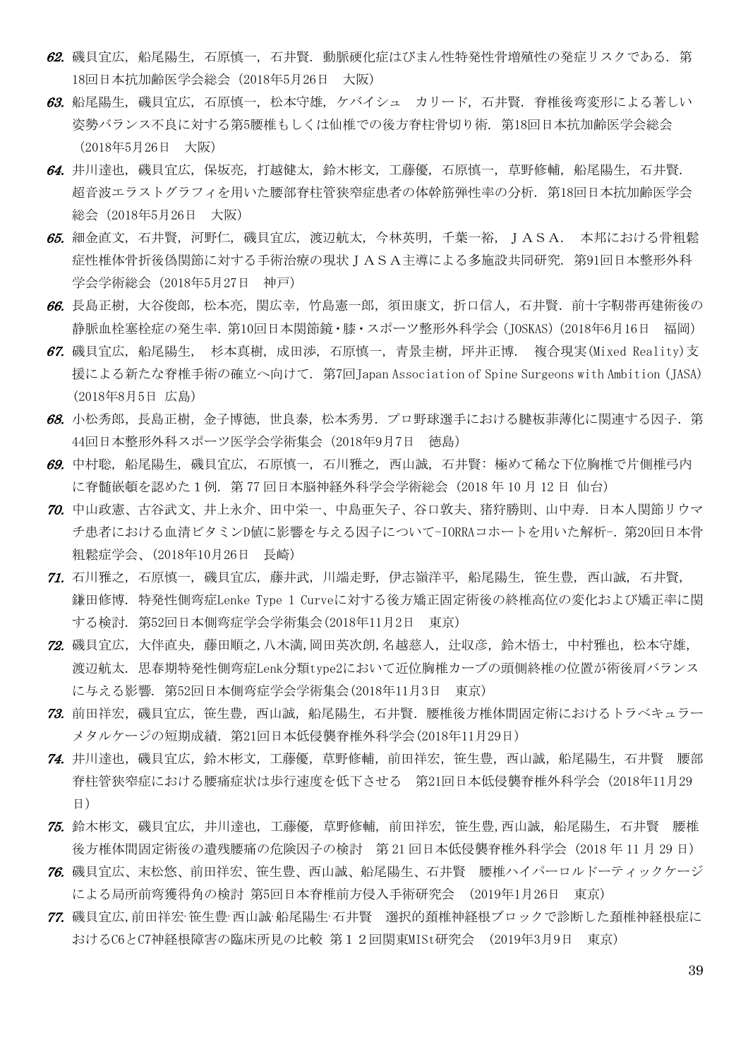***62.*** 磯貝宜広, 船尾陽生, 石原慎一, 石井賢. 動脈硬化症はびまん性特発性骨増殖性の発症リスクである. 第18回日本抗加齢医学会総会 (2018年5月26日　大阪)

***63.*** 船尾陽生, 磯貝宜広, 石原慎一, 松本守雄, ケバイシュ　カリード, 石井賢. 脊椎後弯変形による著しい姿勢バランス不良に対する第5腰椎もしくは仙椎での後方脊柱骨切り術. 第18回日本抗加齢医学会総会 (2018年5月26日　大阪)

***64.*** 井川達也, 磯貝宜広, 保坂亮, 打越健太, 鈴木彬文, 工藤優, 石原慎一, 草野修輔, 船尾陽生, 石井賢. 超音波エラストグラフィを用いた腰部脊柱管狭窄症患者の体幹筋弾性率の分析. 第18回日本抗加齢医学会総会 (2018年5月26日　大阪)

***65.*** 細金直文, 石井賢, 河野仁, 磯貝宜広, 渡辺航太, 今林英明, 千葉一裕, ＪＡＳＡ.　本邦における骨粗鬆症性椎体骨折後偽関節に対する手術治療の現状ＪＡＳＡ主導による多施設共同研究. 第91回日本整形外科学会学術総会 (2018年5月27日　神戸)

***66.*** 長島正樹, 大谷俊郎, 松本亮, 関広幸, 竹島憲一郎, 須田康文, 折口信人, 石井賢. 前十字靭帯再建術後の静脈血栓塞栓症の発生率. 第10回日本関節鏡・膝・スポーツ整形外科学会 (JOSKAS) (2018年6月16日　福岡)

***67.*** 磯貝宜広, 船尾陽生,　杉本真樹, 成田渉, 石原慎一, 青景圭樹, 坪井正博.　複合現実(Mixed Reality)支援による新たな脊椎手術の確立へ向けて. 第7回Japan Association of Spine Surgeons with Ambition (JASA) (2018年8月5日 広島)

***68.*** 小松秀郎, 長島正樹, 金子博徳, 世良泰, 松本秀男. プロ野球選手における腱板菲薄化に関連する因子. 第44回日本整形外科スポーツ医学会学術集会 (2018年9月7日　徳島)

***69.*** 中村聡, 船尾陽生, 磯貝宜広, 石原慎一, 石川雅之, 西山誠, 石井賢: 極めて稀な下位胸椎で片側椎弓内に脊髄嵌頓を認めた１例. 第 77 回日本脳神経外科学会学術総会 (2018 年 10 月 12 日 仙台)

***70.*** 中山政憲、古谷武文、井上永介、田中栄一、中島亜矢子、谷口敦夫、猪狩勝則、山中寿. 日本人関節リウマチ患者における血清ビタミンD値に影響を与える因子について-IORRAコホートを用いた解析-. 第20回日本骨粗鬆症学会、(2018年10月26日　長崎)

***71.*** 石川雅之, 石原慎一, 磯貝宜広, 藤井武, 川端走野, 伊志嶺洋平, 船尾陽生, 笹生豊, 西山誠, 石井賢, 鎌田修博. 特発性側弯症Lenke Type 1 Curveに対する後方矯正固定術後の終椎高位の変化および矯正率に関する検討. 第52回日本側弯症学会学術集会(2018年11月2日　東京)

***72.*** 磯貝宜広, 大伴直央, 藤田順之, 八木満, 岡田英次朗, 名越慈人, 辻収彦, 鈴木悟士, 中村雅也, 松本守雄, 渡辺航太. 思春期特発性側弯症Lenk分類type2において近位胸椎カーブの頭側終椎の位置が術後肩バランスに与える影響. 第52回日本側弯症学会学術集会(2018年11月3日　東京)

***73.*** 前田祥宏, 磯貝宜広, 笹生豊, 西山誠, 船尾陽生, 石井賢. 腰椎後方椎体間固定術におけるトラベキュラーメタルケージの短期成績. 第21回日本低侵襲脊椎外科学会(2018年11月29日)

***74.*** 井川達也, 磯貝宜広, 鈴木彬文, 工藤優, 草野修輔, 前田祥宏, 笹生豊, 西山誠, 船尾陽生, 石井賢　腰部脊柱管狭窄症における腰痛症状は歩行速度を低下させる　第21回日本低侵襲脊椎外科学会 (2018年11月29日)

***75.*** 鈴木彬文, 磯貝宜広, 井川達也, 工藤優, 草野修輔, 前田祥宏, 笹生豊, 西山誠, 船尾陽生, 石井賢　腰椎後方椎体間固定術後の遺残腰痛の危険因子の検討　第 21 回日本低侵襲脊椎外科学会 (2018 年 11 月 29 日)

***76.*** 磯貝宜広、末松悠、前田祥宏、笹生豊、西山誠、船尾陽生、石井賢　腰椎ハイパーロルドーティックケージによる局所前弯獲得角の検討 第5回日本脊椎前方侵入手術研究会　(2019年1月26日　東京)

***77.*** 磯貝宜広, 前田祥宏·笹生豊·西山誠·船尾陽生·石井賢　選択的頚椎神経根ブロックで診断した頚椎神経根症におけるC6とC7神経根障害の臨床所見の比較 第１２回関東MISt研究会　(2019年3月9日　東京)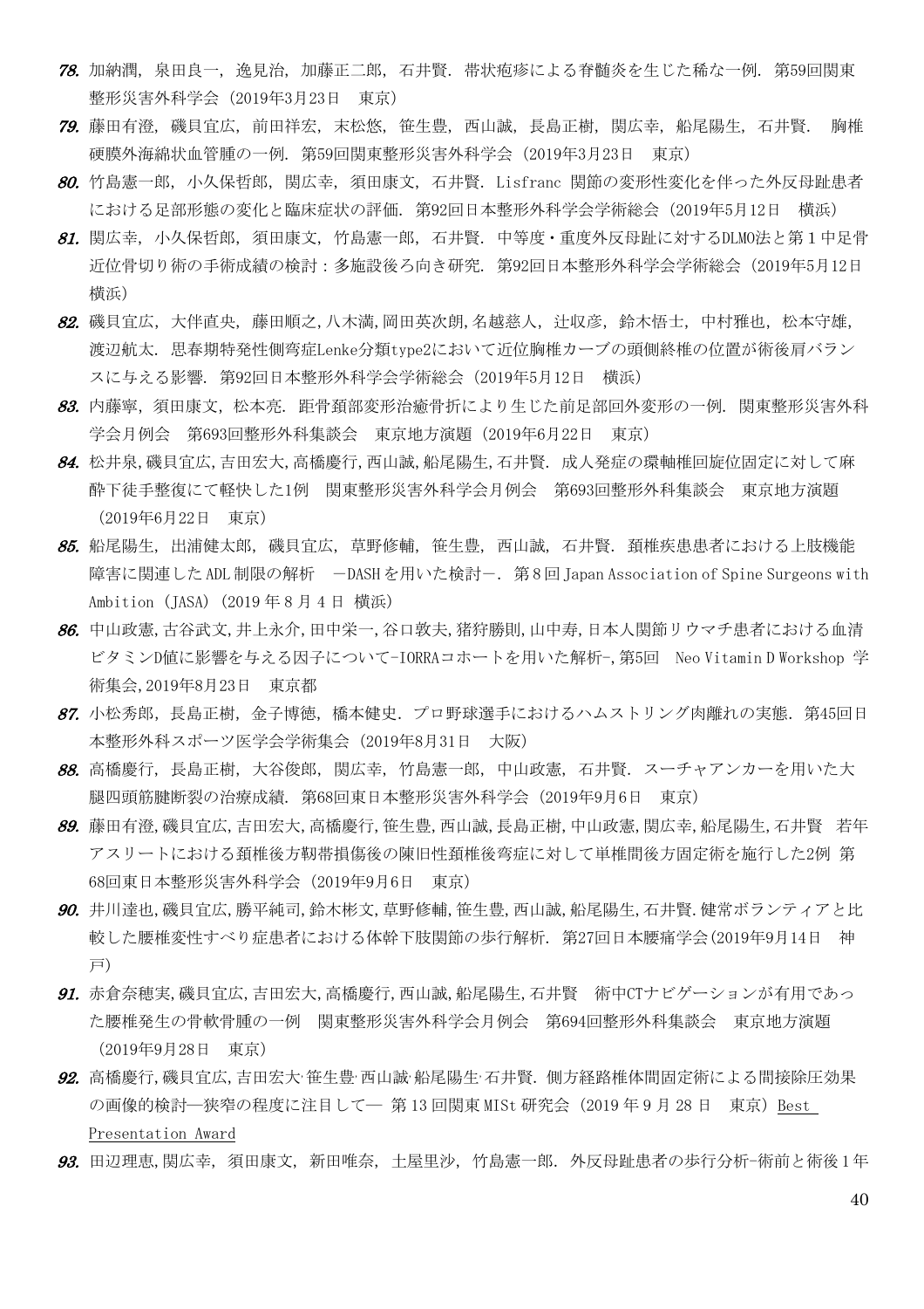***78.*** 加納潤，泉田良一，逸見治，加藤正二郎，石井賢．帯状疱疹による脊髄炎を生じた稀な一例．第59回関東整形災害外科学会（2019年3月23日　東京）

***79.*** 藤田有澄，磯貝宜広，前田祥宏，末松悠，笹生豊，西山誠，長島正樹，関広幸，船尾陽生，石井賢．　胸椎硬膜外海綿状血管腫の一例．第59回関東整形災害外科学会（2019年3月23日　東京）

***80.*** 竹島憲一郎，小久保哲郎，関広幸，須田康文，石井賢．Lisfranc 関節の変形性変化を伴った外反母趾患者における足部形態の変化と臨床症状の評価．第92回日本整形外科学会学術総会（2019年5月12日　横浜）

***81.*** 関広幸，小久保哲郎，須田康文，竹島憲一郎，石井賢．中等度・重度外反母趾に対するDLMO法と第１中足骨近位骨切り術の手術成績の検討：多施設後ろ向き研究．第92回日本整形外科学会学術総会（2019年5月12日　横浜）

***82.*** 磯貝宜広，大伴直央，藤田順之，八木満，岡田英次朗，名越慈人，辻収彦，鈴木悟士，中村雅也，松本守雄，渡辺航太．思春期特発性側弯症Lenke分類type2において近位胸椎カーブの頭側終椎の位置が術後肩バランスに与える影響．第92回日本整形外科学会学術総会（2019年5月12日　横浜）

***83.*** 内藤寧，須田康文，松本亮．距骨頚部変形治癒骨折により生じた前足部回外変形の一例．関東整形災害外科学会月例会　第693回整形外科集談会　東京地方演題（2019年6月22日　東京）

***84.*** 松井泉，磯貝宜広，吉田宏大，高橋慶行，西山誠，船尾陽生，石井賢．成人発症の環軸椎回旋位固定に対して麻酔下徒手整復にて軽快した1例　関東整形災害外科学会月例会　第693回整形外科集談会　東京地方演題（2019年6月22日　東京）

***85.*** 船尾陽生，出浦健太郎，磯貝宜広，草野修輔，笹生豊，西山誠，石井賢．頚椎疾患患者における上肢機能障害に関連した ADL 制限の解析　－DASH を用いた検討－．第８回 Japan Association of Spine Surgeons with Ambition（JASA）(2019 年 8 月 4 日 横浜)

***86.*** 中山政憲，古谷武文，井上永介，田中栄一，谷口敦夫，猪狩勝則，山中寿，日本人関節リウマチ患者における血清ビタミンD値に影響を与える因子について-IORRAコホートを用いた解析-，第5回　Neo Vitamin D Workshop 学術集会，2019年8月23日　東京都

***87.*** 小松秀郎，長島正樹，金子博徳，橋本健史．プロ野球選手におけるハムストリング肉離れの実態．第45回日本整形外科スポーツ医学会学術集会（2019年8月31日　大阪）

***88.*** 高橋慶行，長島正樹，大谷俊郎，関広幸，竹島憲一郎，中山政憲，石井賢．スーチャアンカーを用いた大腿四頭筋腱断裂の治療成績．第68回東日本整形災害外科学会（2019年9月6日　東京）

***89.*** 藤田有澄，磯貝宜広，吉田宏大，高橋慶行，笹生豊，西山誠，長島正樹，中山政憲，関広幸，船尾陽生，石井賢　若年アスリートにおける頚椎後方靭帯損傷後の陳旧性頚椎後弯症に対して単椎間後方固定術を施行した2例 第68回東日本整形災害外科学会（2019年9月6日　東京）

***90.*** 井川達也，磯貝宜広，勝平純司，鈴木彬文，草野修輔，笹生豊，西山誠，船尾陽生，石井賢．健常ボランティアと比較した腰椎変性すべり症患者における体幹下肢関節の歩行解析．第27回日本腰痛学会(2019年9月14日　神戸)

***91.*** 赤倉奈穂実，磯貝宜広，吉田宏大，高橋慶行，西山誠，船尾陽生，石井賢　術中CTナビゲーションが有用であった腰椎発生の骨軟骨腫の一例　関東整形災害外科学会月例会　第694回整形外科集談会　東京地方演題（2019年9月28日　東京）

***92.*** 高橋慶行，磯貝宜広，吉田宏大·笹生豊·西山誠·船尾陽生·石井賢．側方経路椎体間固定術による間接除圧効果の画像的検討―狭窄の程度に注目して― 第 13 回関東 MISt 研究会（2019 年 9 月 28 日　東京）Best Presentation Award

***93.*** 田辺理恵，関広幸，須田康文，新田唯奈，土屋里沙，竹島憲一郎．外反母趾患者の歩行分析-術前と術後１年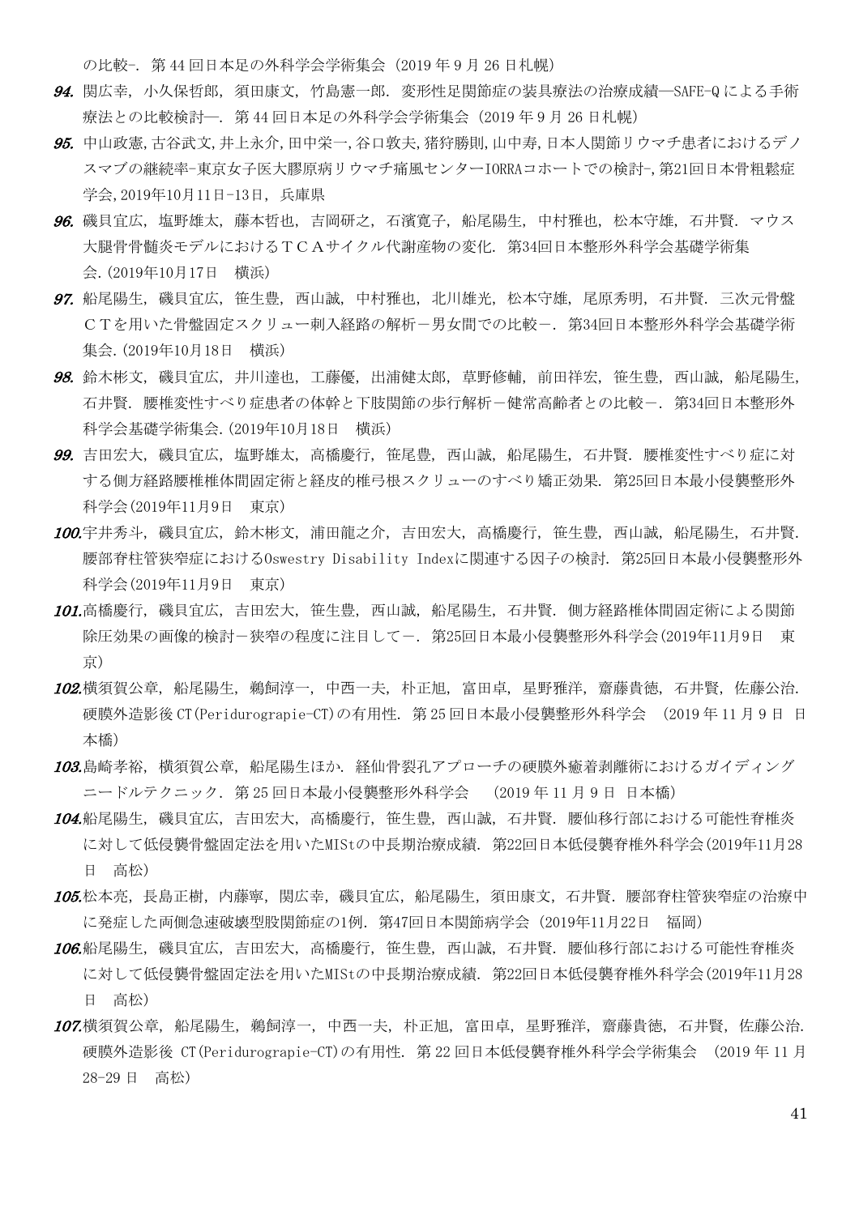の比較-. 第 44 回日本足の外科学会学術集会（2019 年 9 月 26 日札幌）

94. 関広幸，小久保哲郎，須田康文，竹島憲一郎．変形性足関節症の装具療法の治療成績―SAFE-Q による手術療法との比較検討―．第 44 回日本足の外科学会学術集会（2019 年 9 月 26 日札幌）

95. 中山政憲,古谷武文,井上永介,田中栄一,谷口敦夫,猪狩勝則,山中寿,日本人関節リウマチ患者におけるデノスマブの継続率-東京女子医大膠原病リウマチ痛風センターIORRAコホートでの検討-,第21回日本骨粗鬆症学会,2019年10月11日-13日，兵庫県

96. 磯貝宜広，塩野雄太，藤本哲也，吉岡研之，石濱寛子，船尾陽生，中村雅也，松本守雄，石井賢．マウス大腿骨骨髄炎モデルにおけるＴＣＡサイクル代謝産物の変化．第34回日本整形外科学会基礎学術集会.（2019年10月17日　横浜）

97. 船尾陽生，磯貝宜広，笹生豊，西山誠，中村雅也，北川雄光，松本守雄，尾原秀明，石井賢．三次元骨盤ＣＴを用いた骨盤固定スクリュー刺入経路の解析－男女間での比較－．第34回日本整形外科学会基礎学術集会.（2019年10月18日　横浜）

98. 鈴木彬文，磯貝宜広，井川達也，工藤優，出浦健太郎，草野修輔，前田祥宏，笹生豊，西山誠，船尾陽生，石井賢．腰椎変性すべり症患者の体幹と下肢関節の歩行解析－健常高齢者との比較－．第34回日本整形外科学会基礎学術集会.（2019年10月18日　横浜）

99. 吉田宏大，磯貝宜広，塩野雄太，高橋慶行，笹尾豊，西山誠，船尾陽生，石井賢．腰椎変性すべり症に対する側方経路腰椎椎体間固定術と経皮的椎弓根スクリューのすべり矯正効果．第25回日本最小侵襲整形外科学会(2019年11月9日　東京)

100. 宇井秀斗，磯貝宜広，鈴木彬文，浦田龍之介，吉田宏大，高橋慶行，笹生豊，西山誠，船尾陽生，石井賢．腰部脊柱管狭窄症におけるOswestry Disability Indexに関連する因子の検討．第25回日本最小侵襲整形外科学会(2019年11月9日　東京)

101. 高橋慶行，磯貝宜広，吉田宏大，笹生豊，西山誠，船尾陽生，石井賢．側方経路椎体間固定術による関節除圧効果の画像的検討－狭窄の程度に注目して－．第25回日本最小侵襲整形外科学会(2019年11月9日　東京)

102. 横須賀公章，船尾陽生，鵜飼淳一，中西一夫，朴正旭，富田卓，星野雅洋，齋藤貴徳，石井賢，佐藤公治．硬膜外造影後 CT(Peridurograpie-CT)の有用性．第 25 回日本最小侵襲整形外科学会　(2019 年 11 月 9 日　日本橋)

103. 島崎孝裕，横須賀公章，船尾陽生ほか．経仙骨裂孔アプローチの硬膜外癒着剥離術におけるガイディングニードルテクニック．第 25 回日本最小侵襲整形外科学会　（2019 年 11 月 9 日　日本橋）

104. 船尾陽生，磯貝宜広，吉田宏大，高橋慶行，笹生豊，西山誠，石井賢．腰仙移行部における可能性脊椎炎に対して低侵襲骨盤固定法を用いたMIStの中長期治療成績．第22回日本低侵襲脊椎外科学会(2019年11月28日　高松)

105. 松本亮，長島正樹，内藤寧，関広幸，磯貝宜広，船尾陽生，須田康文，石井賢．腰部脊柱管狭窄症の治療中に発症した両側急速破壊型股関節症の1例．第47回日本関節病学会（2019年11月22日　福岡）

106. 船尾陽生，磯貝宜広，吉田宏大，高橋慶行，笹生豊，西山誠，石井賢．腰仙移行部における可能性脊椎炎に対して低侵襲骨盤固定法を用いたMIStの中長期治療成績．第22回日本低侵襲脊椎外科学会(2019年11月28日　高松)

107. 横須賀公章，船尾陽生，鵜飼淳一，中西一夫，朴正旭，富田卓，星野雅洋，齋藤貴徳，石井賢，佐藤公治．硬膜外造影後 CT(Peridurograpie-CT)の有用性．第 22 回日本低侵襲脊椎外科学会学術集会　(2019 年 11 月 28-29 日　高松)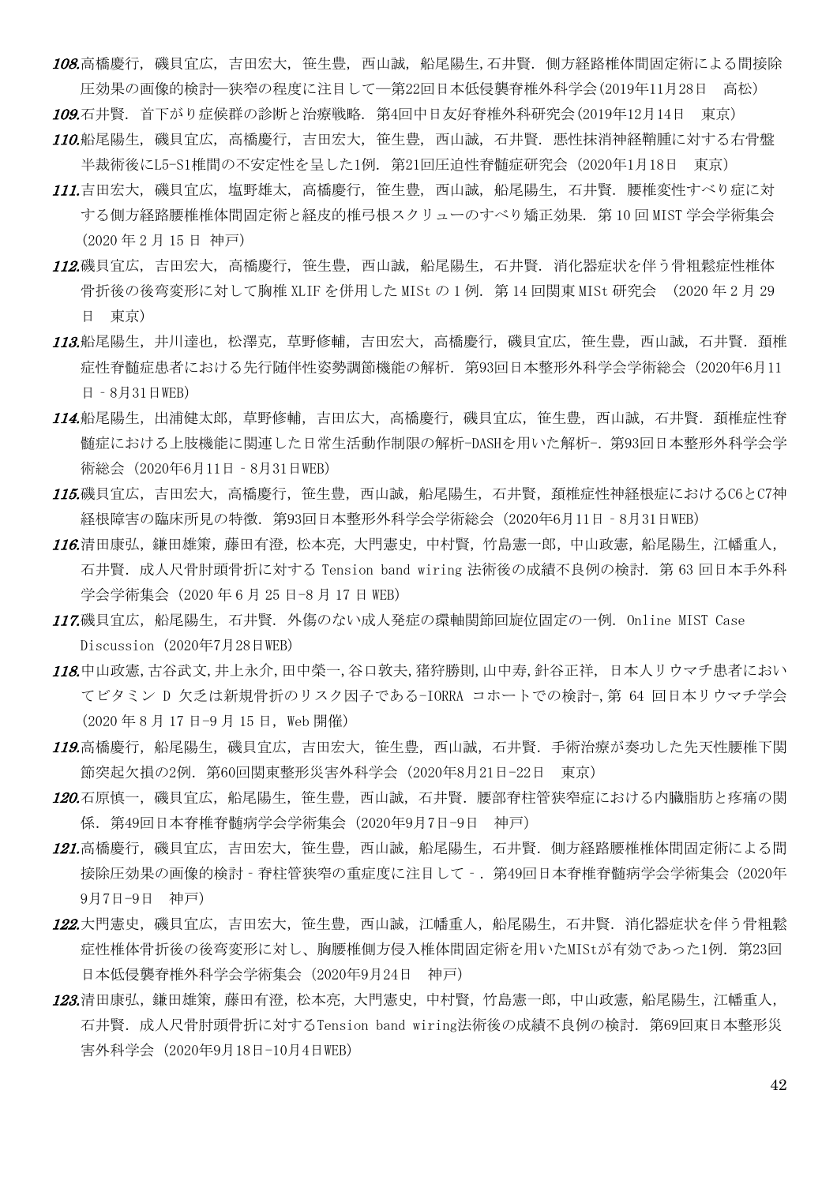***108.***高橋慶行，磯貝宜広，吉田宏大，笹生豊，西山誠，船尾陽生,石井賢．側方経路椎体間固定術による間接除圧効果の画像的検討―狭窄の程度に注目して―第22回日本低侵襲脊椎外科学会(2019年11月28日　高松)

***109.***石井賢．首下がり症候群の診断と治療戦略．第4回中日友好脊椎外科研究会(2019年12月14日　東京)

***110.***船尾陽生，磯貝宜広，高橋慶行，吉田宏大，笹生豊，西山誠，石井賢．悪性抹消神経鞘腫に対する右骨盤半裁術後にL5-S1椎間の不安定性を呈した1例．第21回圧迫性脊髄症研究会（2020年1月18日　東京）

***111.***吉田宏大，磯貝宜広，塩野雄太，高橋慶行，笹生豊，西山誠，船尾陽生，石井賢．腰椎変性すべり症に対する側方経路腰椎椎体間固定術と経皮的椎弓根スクリューのすべり矯正効果．第 10 回 MIST 学会学術集会（2020 年 2 月 15 日 神戸）

***112.***磯貝宜広，吉田宏大，高橋慶行，笹生豊，西山誠，船尾陽生，石井賢．消化器症状を伴う骨粗鬆症性椎体骨折後の後弯変形に対して胸椎 XLIF を併用した MISt の 1 例．第 14 回関東 MISt 研究会　(2020 年 2 月 29 日　東京)

***113.***船尾陽生，井川達也，松澤克，草野修輔，吉田宏大，高橋慶行，磯貝宜広，笹生豊，西山誠，石井賢．頚椎症性脊髄症患者における先行随伴性姿勢調節機能の解析．第93回日本整形外科学会学術総会（2020年6月11日－8月31日WEB）

***114.***船尾陽生，出浦健太郎，草野修輔，吉田広大，高橋慶行，磯貝宜広，笹生豊，西山誠，石井賢．頚椎症性脊髄症における上肢機能に関連した日常生活動作制限の解析-DASHを用いた解析-．第93回日本整形外科学会学術総会（2020年6月11日－8月31日WEB）

***115.***磯貝宜広，吉田宏大，高橋慶行，笹生豊，西山誠，船尾陽生，石井賢，頚椎症性神経根症におけるC6とC7神経根障害の臨床所見の特徴．第93回日本整形外科学会学術総会（2020年6月11日－8月31日WEB）

***116.***清田康弘，鎌田雄策，藤田有澄，松本亮，大門憲史，中村賢，竹島憲一郎，中山政憲，船尾陽生，江幡重人，石井賢．成人尺骨肘頭骨折に対する Tension band wiring 法術後の成績不良例の検討．第 63 回日本手外科学会学術集会（2020 年 6 月 25 日-8 月 17 日 WEB）

***117.***磯貝宜広，船尾陽生，石井賢．外傷のない成人発症の環軸関節回旋位固定の一例．Online MIST Case Discussion（2020年7月28日WEB）

***118.***中山政憲,古谷武文,井上永介,田中榮一,谷口敦夫,猪狩勝則,山中寿,針谷正祥， 日本人リウマチ患者においてビタミン D 欠乏は新規骨折のリスク因子である-IORRA コホートでの検討-，第 64 回日本リウマチ学会（2020 年 8 月 17 日-9 月 15 日，Web 開催）

***119.***高橋慶行，船尾陽生，磯貝宜広，吉田宏大，笹生豊，西山誠，石井賢．手術治療が奏功した先天性腰椎下関節突起欠損の2例．第60回関東整形災害外科学会（2020年8月21日-22日　東京）

***120.***石原慎一，磯貝宜広，船尾陽生，笹生豊，西山誠，石井賢．腰部脊柱管狭窄症における内臓脂肪と疼痛の関係．第49回日本脊椎脊髄病学会学術集会（2020年9月7日-9日　神戸）

***121.***高橋慶行，磯貝宜広，吉田宏大，笹生豊，西山誠，船尾陽生，石井賢．側方経路腰椎椎体間固定術による間接除圧効果の画像的検討－脊柱管狭窄の重症度に注目して－．第49回日本脊椎脊髄病学会学術集会（2020年9月7日-9日　神戸）

***122.***大門憲史，磯貝宜広，吉田宏大，笹生豊，西山誠，江幡重人，船尾陽生，石井賢．消化器症状を伴う骨粗鬆症性椎体骨折後の後弯変形に対し、胸腰椎側方侵入椎体間固定術を用いたMIStが有効であった1例．第23回日本低侵襲脊椎外科学会学術集会（2020年9月24日　神戸）

***123.***清田康弘，鎌田雄策，藤田有澄，松本亮，大門憲史，中村賢，竹島憲一郎，中山政憲，船尾陽生，江幡重人，石井賢．成人尺骨肘頭骨折に対するTension band wiring法術後の成績不良例の検討．第69回東日本整形災害外科学会（2020年9月18日-10月4日WEB）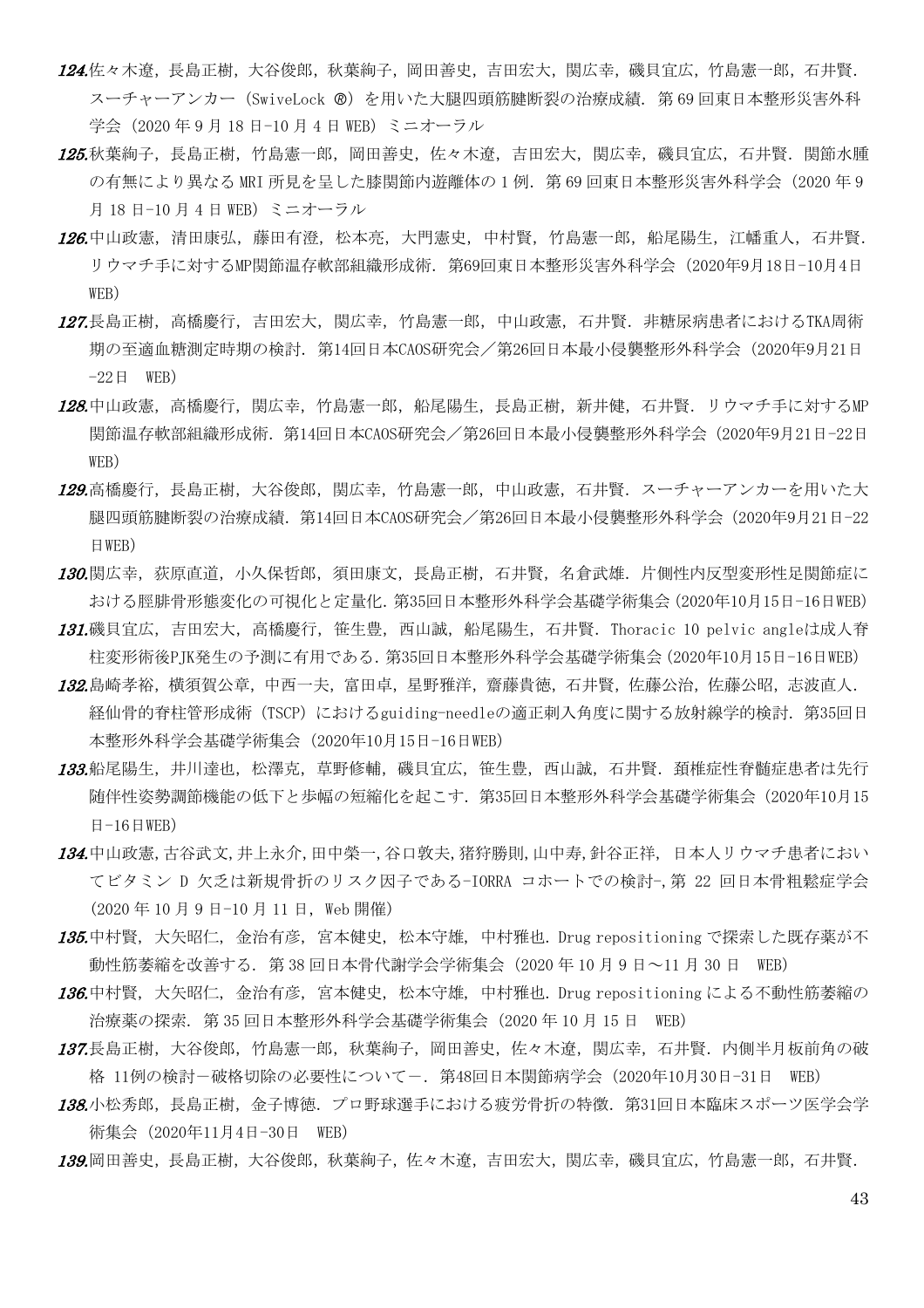***124.***佐々木遼，長島正樹，大谷俊郎，秋葉絢子，岡田善史，吉田宏大，関広幸，磯貝宜広，竹島憲一郎，石井賢．スーチャーアンカー（SwiveLock ®）を用いた大腿四頭筋腱断裂の治療成績．第 69 回東日本整形災害外科学会（2020 年 9 月 18 日-10 月 4 日 WEB）ミニオーラル

***125.***秋葉絢子，長島正樹，竹島憲一郎，岡田善史，佐々木遼，吉田宏大，関広幸，磯貝宜広，石井賢．関節水腫の有無により異なる MRI 所見を呈した膝関節内遊離体の 1 例．第 69 回東日本整形災害外科学会（2020 年 9 月 18 日-10 月 4 日 WEB）ミニオーラル

***126.***中山政憲，清田康弘，藤田有澄，松本亮，大門憲史，中村賢，竹島憲一郎，船尾陽生，江幡重人，石井賢．リウマチ手に対するMP関節温存軟部組織形成術．第69回東日本整形災害外科学会（2020年9月18日-10月4日WEB）

***127.***長島正樹，高橋慶行，吉田宏大，関広幸，竹島憲一郎，中山政憲，石井賢．非糖尿病患者におけるTKA周術期の至適血糖測定時期の検討．第14回日本CAOS研究会／第26回日本最小侵襲整形外科学会（2020年9月21日-22日　WEB）

***128.***中山政憲，高橋慶行，関広幸，竹島憲一郎，船尾陽生，長島正樹，新井健，石井賢．リウマチ手に対するMP関節温存軟部組織形成術．第14回日本CAOS研究会／第26回日本最小侵襲整形外科学会（2020年9月21日-22日WEB）

***129.***高橋慶行，長島正樹，大谷俊郎，関広幸，竹島憲一郎，中山政憲，石井賢．スーチャーアンカーを用いた大腿四頭筋腱断裂の治療成績．第14回日本CAOS研究会／第26回日本最小侵襲整形外科学会（2020年9月21日-22日WEB）

***130.***関広幸，荻原直道，小久保哲郎，須田康文，長島正樹，石井賢，名倉武雄．片側性内反型変形性足関節症における脛腓骨形態変化の可視化と定量化．第35回日本整形外科学会基礎学術集会（2020年10月15日-16日WEB）

***131.***磯貝宜広，吉田宏大，高橋慶行，笹生豊，西山誠，船尾陽生，石井賢．Thoracic 10 pelvic angleは成人脊柱変形術後PJK発生の予測に有用である．第35回日本整形外科学会基礎学術集会（2020年10月15日-16日WEB）

***132.***島崎孝裕，横須賀公章，中西一夫，富田卓，星野雅洋，齋藤貴徳，石井賢，佐藤公治，佐藤公昭，志波直人．経仙骨的脊柱管形成術（TSCP）におけるguiding-needleの適正刺入角度に関する放射線学的検討．第35回日本整形外科学会基礎学術集会（2020年10月15日-16日WEB）

***133.***船尾陽生，井川達也，松澤克，草野修輔，磯貝宜広，笹生豊，西山誠，石井賢．頚椎症性脊髄症患者は先行随伴性姿勢調節機能の低下と歩幅の短縮化を起こす．第35回日本整形外科学会基礎学術集会（2020年10月15日-16日WEB）

***134.***中山政憲,古谷武文,井上永介,田中榮一,谷口敦夫,猪狩勝則,山中寿,針谷正祥，日本人リウマチ患者においてビタミン D 欠乏は新規骨折のリスク因子である-IORRA コホートでの検討-,第 22 回日本骨粗鬆症学会（2020 年 10 月 9 日-10 月 11 日，Web 開催）

***135.***中村賢，大矢昭仁，金治有彦，宮本健史，松本守雄，中村雅也．Drug repositioning で探索した既存薬が不動性筋萎縮を改善する．第 38 回日本骨代謝学会学術集会（2020 年 10 月 9 日～11 月 30 日　WEB）

***136.***中村賢，大矢昭仁，金治有彦，宮本健史，松本守雄，中村雅也．Drug repositioning による不動性筋萎縮の治療薬の探索．第 35 回日本整形外科学会基礎学術集会（2020 年 10 月 15 日　WEB）

***137.***長島正樹，大谷俊郎，竹島憲一郎，秋葉絢子，岡田善史，佐々木遼，関広幸，石井賢．内側半月板前角の破格 11例の検討－破格切除の必要性について－．第48回日本関節病学会（2020年10月30日-31日　WEB）

***138.***小松秀郎，長島正樹，金子博徳．プロ野球選手における疲労骨折の特徴．第31回日本臨床スポーツ医学会学術集会（2020年11月4日-30日　WEB）

***139.***岡田善史，長島正樹，大谷俊郎，秋葉絢子，佐々木遼，吉田宏大，関広幸，磯貝宜広，竹島憲一郎，石井賢．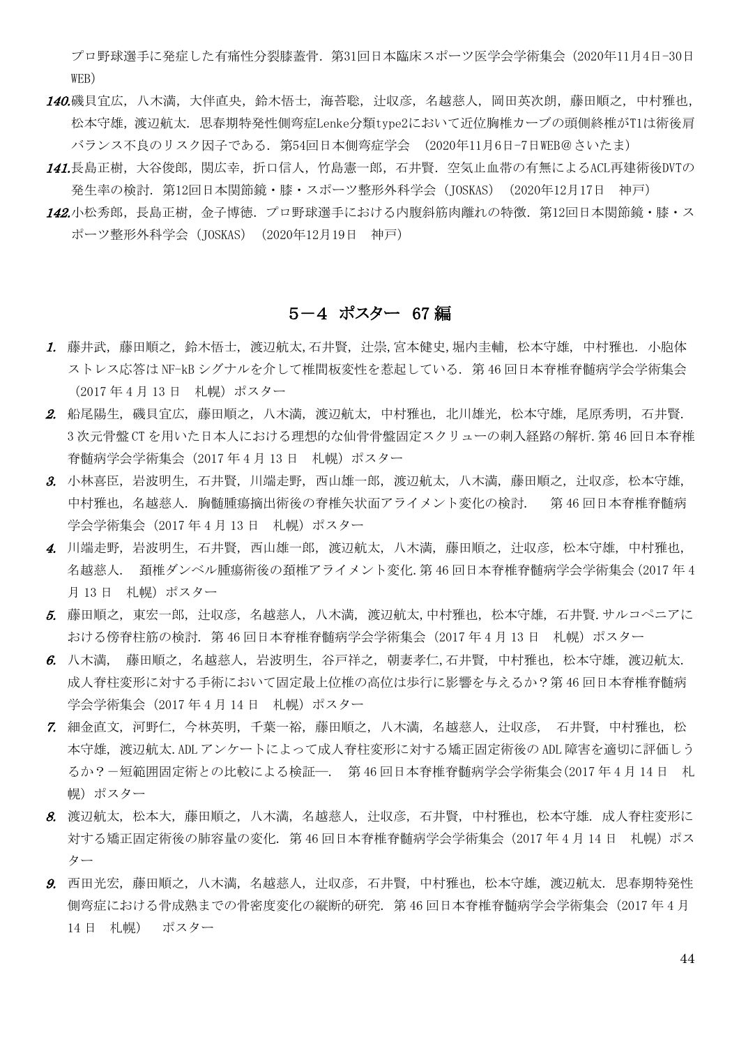プロ野球選手に発症した有痛性分裂膝蓋骨．第31回日本臨床スポーツ医学会学術集会（2020年11月4日-30日　WEB）

***140.***磯貝宜広，八木満，大伴直央，鈴木悟士，海苔聡，辻収彦，名越慈人，岡田英次朗，藤田順之，中村雅也，松本守雄，渡辺航太．思春期特発性側弯症Lenke分類type2において近位胸椎カーブの頭側終椎がT1は術後肩バランス不良のリスク因子である．第54回日本側弯症学会　（2020年11月6日-7日WEB＠さいたま）

***141.***長島正樹，大谷俊郎，関広幸，折口信人，竹島憲一郎，石井賢．空気止血帯の有無によるACL再建術後DVTの発生率の検討．第12回日本関節鏡・膝・スポーツ整形外科学会（JOSKAS）（2020年12月17日　神戸）

***142.***小松秀郎，長島正樹，金子博徳．プロ野球選手における内腹斜筋肉離れの特徴．第12回日本関節鏡・膝・スポーツ整形外科学会（JOSKAS）（2020年12月19日　神戸）

## 5－4 ポスター 67 編

***1.*** 藤井武，藤田順之，鈴木悟士，渡辺航太,石井賢，辻崇,宮本健史,堀内圭輔，松本守雄，中村雅也．小胞体ストレス応答はNF-kBシグナルを介して椎間板変性を惹起している．第46回日本脊椎脊髄病学会学術集会（2017年4月13日　札幌）ポスター

***2.*** 船尾陽生，磯貝宜広，藤田順之，八木満，渡辺航太，中村雅也，北川雄光，松本守雄，尾原秀明，石井賢．3次元骨盤CTを用いた日本人における理想的な仙骨骨盤固定スクリューの刺入経路の解析.第46回日本脊椎脊髄病学会学術集会（2017年4月13日　札幌）ポスター

***3.*** 小林喜臣，岩波明生，石井賢，川端走野，西山雄一郎，渡辺航太，八木満，藤田順之，辻収彦，松本守雄，中村雅也，名越慈人．胸髄腫瘍摘出術後の脊椎矢状面アライメント変化の検討．　第46回日本脊椎脊髄病学会学術集会（2017年4月13日　札幌）ポスター

***4.*** 川端走野，岩波明生，石井賢，西山雄一郎，渡辺航太，八木満，藤田順之，辻収彦，松本守雄，中村雅也，名越慈人．　頚椎ダンベル腫瘍術後の頚椎アライメント変化.第46回日本脊椎脊髄病学会学術集会（2017年4月13日　札幌）ポスター

***5.*** 藤田順之，東宏一郎，辻収彦，名越慈人，八木満，渡辺航太,中村雅也，松本守雄，石井賢.サルコペニアにおける傍脊柱筋の検討．第46回日本脊椎脊髄病学会学術集会（2017年4月13日　札幌）ポスター

***6.*** 八木満，　藤田順之，名越慈人，岩波明生，谷戸祥之，朝妻孝仁,石井賢，中村雅也，松本守雄，渡辺航太.成人脊柱変形に対する手術において固定最上位椎の高位は歩行に影響を与えるか？第46回日本脊椎脊髄病学会学術集会（2017年4月14日　札幌）ポスター

***7.*** 細金直文，河野仁，今林英明，千葉一裕，藤田順之，八木満，名越慈人，辻収彦，　石井賢，中村雅也，松本守雄，渡辺航太.ADLアンケートによって成人脊柱変形に対する矯正固定術後のADL障害を適切に評価しうるか？－短範囲固定術との比較による検証―．　第46回日本脊椎脊髄病学会学術集会(2017年4月14日　札幌）ポスター

***8.*** 渡辺航太，松本大，藤田順之，八木満，名越慈人，辻収彦，石井賢，中村雅也，松本守雄．成人脊柱変形に対する矯正固定術後の肺容量の変化．第46回日本脊椎脊髄病学会学術集会（2017年4月14日　札幌）ポスター

***9.*** 西田光宏，藤田順之，八木満，名越慈人，辻収彦，石井賢，中村雅也，松本守雄，渡辺航太．思春期特発性側弯症における骨成熟までの骨密度変化の縦断的研究．第46回日本脊椎脊髄病学会学術集会（2017年4月14日　札幌）　ポスター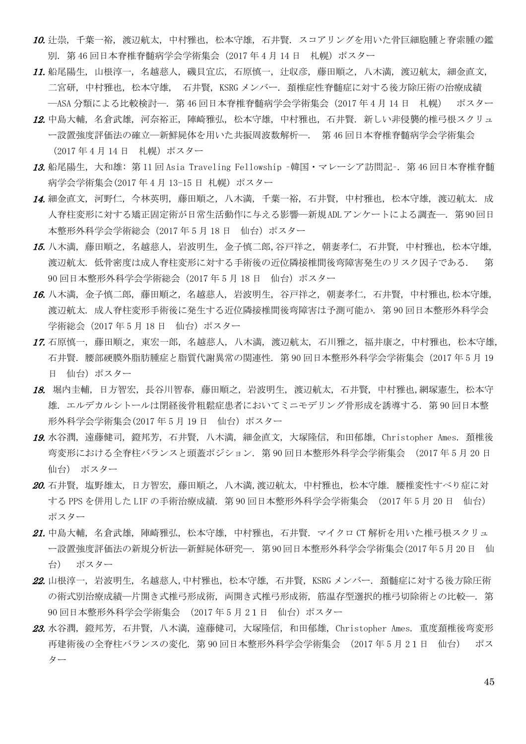10. 辻崇，千葉一裕，渡辺航太，中村雅也，松本守雄，石井賢．スコアリングを用いた骨巨細胞腫と脊索腫の鑑別．第 46 回日本脊椎脊髄病学会学術集会（2017 年 4 月 14 日　札幌）ポスター

11. 船尾陽生，山根淳一，名越慈人，磯貝宜広，石原慎一，辻収彦，藤田順之，八木満，渡辺航太，細金直文，二宮研，中村雅也，松本守雄，　石井賢，KSRG メンバー．頚椎症性脊髄症に対する後方除圧術の治療成績—ASA 分類による比較検討—．第 46 回日本脊椎脊髄病学会学術集会（2017 年 4 月 14 日　札幌）　ポスター

12. 中島大輔，名倉武雄，河奈裕正，陣崎雅弘，松本守雄，中村雅也，石井賢．新しい非侵襲的椎弓根スクリュー設置強度評価法の確立—新鮮屍体を用いた共振周波数解析—．　第 46 回日本脊椎脊髄病学会学術集会（2017 年 4 月 14 日　札幌）ポスター

13. 船尾陽生，大和雄：第 11 回 Asia Traveling Fellowship -韓国・マレーシア訪問記-．第 46 回日本脊椎脊髄病学会学術集会(2017 年 4 月 13-15 日 札幌）ポスター

14. 細金直文，河野仁，今林英明，藤田順之，八木満，千葉一裕，石井賢，中村雅也，松本守雄，渡辺航太．成人脊柱変形に対する矯正固定術が日常生活動作に与える影響—新規 ADL アンケートによる調査—．第 90 回日本整形外科学会学術総会（2017 年 5 月 18 日　仙台）ポスター

15. 八木満，藤田順之，名越慈人，岩波明生，金子慎二郎，谷戸祥之，朝妻孝仁，石井賢，中村雅也，松本守雄，渡辺航太．低骨密度は成人脊柱変形に対する手術後の近位隣接椎間後弯障害発生のリスク因子である．　第 90 回日本整形外科学会学術総会（2017 年 5 月 18 日　仙台）ポスター

16. 八木満，金子慎二郎，藤田順之，名越慈人，岩波明生，谷戸祥之，朝妻孝仁，石井賢，中村雅也，松本守雄，渡辺航太．成人脊柱変形手術後に発生する近位隣接椎間後弯障害は予測可能か．第 90 回日本整形外科学会学術総会（2017 年 5 月 18 日　仙台）ポスター

17. 石原慎一，藤田順之，東宏一郎，名越慈人，八木満，渡辺航太，石川雅之，福井康之，中村雅也，松本守雄，石井賢．腰部硬膜外脂肪腫症と脂質代謝異常の関連性．第 90 回日本整形外科学会学術集会（2017 年 5 月 19 日　仙台）ポスター

18. 堀内圭輔，日方智宏，長谷川智春，藤田順之，岩波明生，渡辺航太，石井賢，中村雅也，網塚憲生，松本守雄．エルデカルシトールは閉経後骨粗鬆症患者においてミニモデリング骨形成を誘導する．第 90 回日本整形外科学会学術集会(2017 年 5 月 19 日　仙台）ポスター

19. 水谷潤，遠藤健司，鐙邦芳，石井賢，八木満，細金直文，大塚隆信，和田郁雄，Christopher Ames．頚椎後弯変形における全脊柱バランスと頭蓋ポジション．第 90 回日本整形外科学会学術集会　（2017 年 5 月 20 日　仙台）　ポスター

20. 石井賢，塩野雄太，日方智宏，藤田順之，八木満，渡辺航太，中村雅也，松本守雄．腰椎変性すべり症に対する PPS を併用した LIF の手術治療成績．第 90 回日本整形外科学会学術集会　（2017 年 5 月 20 日　仙台）　ポスター

21. 中島大輔，名倉武雄，陣崎雅弘，松本守雄，中村雅也，石井賢．マイクロ CT 解析を用いた椎弓根スクリュー設置強度評価法の新規分析法—新鮮屍体研究—．第 90 回日本整形外科学会学術集会(2017 年 5 月 20 日　仙台）　ポスター

22. 山根淳一，岩波明生，名越慈人，中村雅也，松本守雄，石井賢，KSRG メンバー．頚髄症に対する後方除圧術の術式別治療成績—片開き式椎弓形成術，両開き式椎弓形成術，筋温存型選択的椎弓切除術との比較—．第 90 回日本整形外科学会学術集会　（2017 年 5 月 21 日　仙台）ポスター

23. 水谷潤，鐙邦芳，石井賢，八木満，遠藤健司，大塚隆信，和田郁雄，Christopher Ames．重度頚椎後弯変形再建術後の全脊柱バランスの変化．第 90 回日本整形外科学会学術集会　（2017 年 5 月 21 日　仙台）　ポスター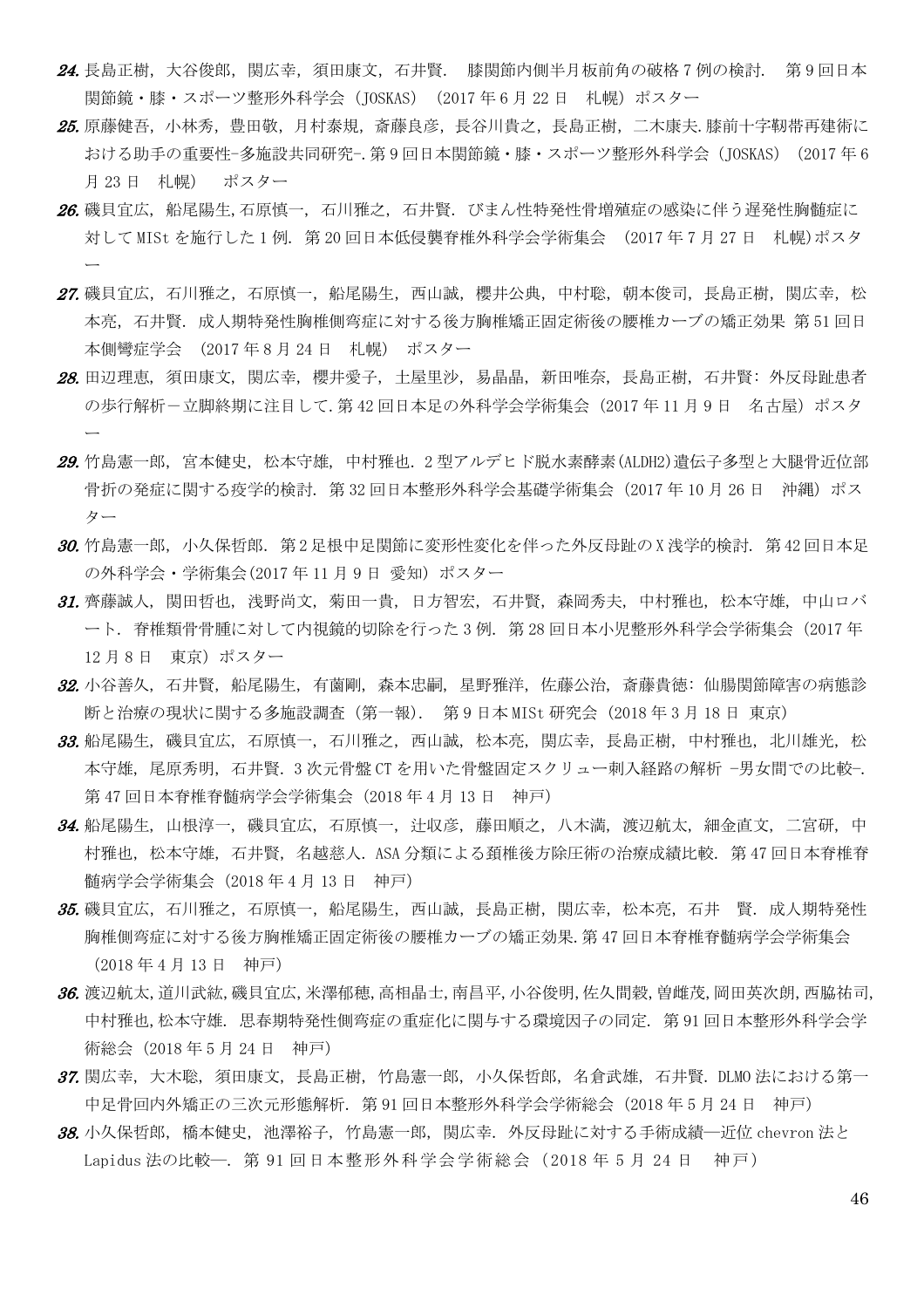***24.*** 長島正樹，大谷俊郎，関広幸，須田康文，石井賢． 膝関節内側半月板前角の破格 7 例の検討． 第 9 回日本関節鏡・膝・スポーツ整形外科学会（JOSKAS）（2017 年 6 月 22 日　札幌）ポスター

***25.*** 原藤健吾，小林秀，豊田敬，月村泰規，斎藤良彦，長谷川貴之，長島正樹，二木康夫.膝前十字靭帯再建術における助手の重要性-多施設共同研究-.第 9 回日本関節鏡・膝・スポーツ整形外科学会（JOSKAS）（2017 年 6 月 23 日　札幌）　ポスター

***26.*** 磯貝宜広，船尾陽生,石原慎一，石川雅之，石井賢．びまん性特発性骨増殖症の感染に伴う遅発性胸髄症に対して MISt を施行した 1 例．第 20 回日本低侵襲脊椎外科学会学術集会　(2017 年 7 月 27 日　札幌)ポスター

***27.*** 磯貝宜広，石川雅之，石原慎一，船尾陽生，西山誠，櫻井公典，中村聡，朝本俊司，長島正樹，関広幸，松本亮，石井賢．成人期特発性胸椎側弯症に対する後方胸椎矯正固定術後の腰椎カーブの矯正効果 第 51 回日本側彎症学会　(2017 年 8 月 24 日　札幌)　ポスター

***28.*** 田辺理恵，須田康文，関広幸，櫻井愛子，土屋里沙，易晶晶，新田唯奈，長島正樹，石井賢：外反母趾患者の歩行解析－立脚終期に注目して.第 42 回日本足の外科学会学術集会（2017 年 11 月 9 日　名古屋）ポスター

***29.*** 竹島憲一郎，宮本健史，松本守雄，中村雅也．2 型アルデヒド脱水素酵素(ALDH2)遺伝子多型と大腿骨近位部骨折の発症に関する疫学的検討．第 32 回日本整形外科学会基礎学術集会（2017 年 10 月 26 日　沖縄）ポスター

***30.*** 竹島憲一郎，小久保哲郎．第 2 足根中足関節に変形性変化を伴った外反母趾の X 浅学的検討．第 42 回日本足の外科学会・学術集会(2017 年 11 月 9 日 愛知）ポスター

***31.*** 齊藤誠人，関田哲也，浅野尚文，菊田一貴，日方智宏，石井賢，森岡秀夫，中村雅也，松本守雄，中山ロバート．脊椎類骨骨腫に対して内視鏡的切除を行った 3 例．第 28 回日本小児整形外科学会学術集会（2017 年 12 月 8 日　東京）ポスター

***32.*** 小谷善久，石井賢，船尾陽生，有薗剛，森本忠嗣，星野雅洋，佐藤公治，斎藤貴徳：仙腸関節障害の病態診断と治療の現状に関する多施設調査（第一報）．　第 9 日本 MISt 研究会（2018 年 3 月 18 日 東京）

***33.*** 船尾陽生，磯貝宜広，石原慎一，石川雅之，西山誠，松本亮，関広幸，長島正樹，中村雅也，北川雄光，松本守雄，尾原秀明，石井賢．3 次元骨盤 CT を用いた骨盤固定スクリュー刺入経路の解析 –男女間での比較–．第 47 回日本脊椎脊髄病学会学術集会（2018 年 4 月 13 日　神戸）

***34.*** 船尾陽生，山根淳一，磯貝宜広，石原慎一，辻収彦，藤田順之，八木満，渡辺航太，細金直文，二宮研，中村雅也，松本守雄，石井賢，名越慈人．ASA 分類による頚椎後方除圧術の治療成績比較．第 47 回日本脊椎脊髄病学会学術集会（2018 年 4 月 13 日　神戸）

***35.*** 磯貝宜広，石川雅之，石原慎一，船尾陽生，西山誠，長島正樹，関広幸，松本亮，石井　賢．成人期特発性胸椎側弯症に対する後方胸椎矯正固定術後の腰椎カーブの矯正効果.第 47 回日本脊椎脊髄病学会学術集会　(2018 年 4 月 13 日　神戸)

***36.*** 渡辺航太,道川武紘,磯貝宜広,米澤郁穂,高相晶士,南昌平,小谷俊明,佐久間毅,曽雌茂,岡田英次朗,西脇祐司,中村雅也,松本守雄．思春期特発性側弯症の重症化に関与する環境因子の同定．第 91 回日本整形外科学会学術総会（2018 年 5 月 24 日　神戸)

***37.*** 関広幸，大木聡，須田康文，長島正樹，竹島憲一郎，小久保哲郎，名倉武雄，石井賢．DLMO 法における第一中足骨回内外矯正の三次元形態解析．第 91 回日本整形外科学会学術総会（2018 年 5 月 24 日　神戸）

***38.*** 小久保哲郎，橋本健史，池澤裕子，竹島憲一郎，関広幸．外反母趾に対する手術成績―近位 chevron 法と Lapidus 法の比較―．第 91 回日本整形外科学会学術総会（2018 年 5 月 24 日　神戸）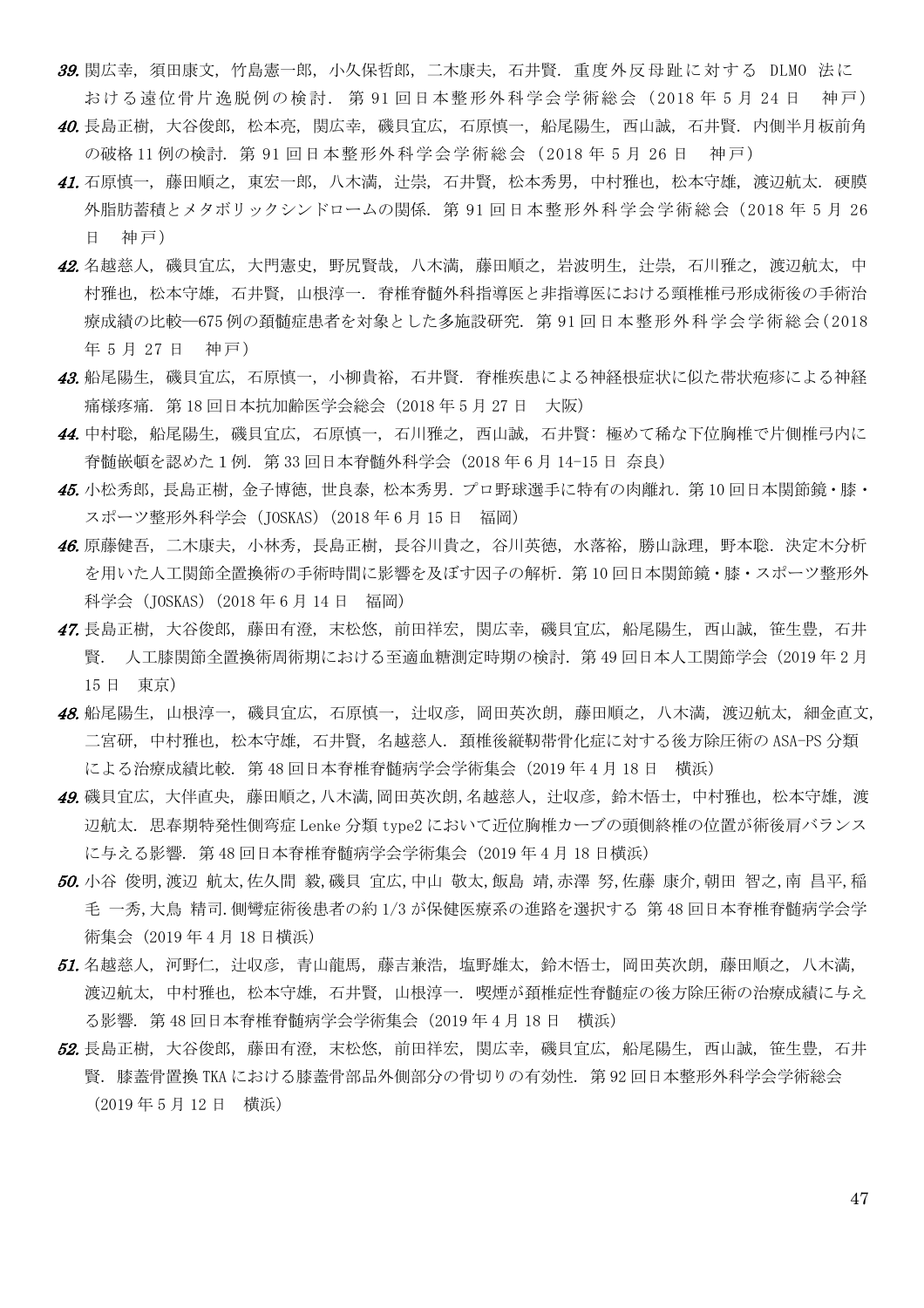***39.*** 関広幸，須田康文，竹島憲一郎，小久保哲郎，二木康夫，石井賢．重度外反母趾に対する DLMO 法における遠位骨片逸脱例の検討．第 91 回日本整形外科学会学術総会（2018 年 5 月 24 日　神戸）

***40.*** 長島正樹，大谷俊郎，松本亮，関広幸，磯貝宜広，石原慎一，船尾陽生，西山誠，石井賢．内側半月板前角の破格 11 例の検討．第 91 回日本整形外科学会学術総会（2018 年 5 月 26 日　神戸）

***41.*** 石原慎一，藤田順之，東宏一郎，八木満，辻崇，石井賢，松本秀男，中村雅也，松本守雄，渡辺航太．硬膜外脂肪蓄積とメタボリックシンドロームの関係．第 91 回日本整形外科学会学術総会（2018 年 5 月 26 日　神戸）

***42.*** 名越慈人，磯貝宜広，大門憲史，野尻賢哉，八木満，藤田順之，岩波明生，辻崇，石川雅之，渡辺航太，中村雅也，松本守雄，石井賢，山根淳一．脊椎脊髄外科指導医と非指導医における頸椎椎弓形成術後の手術治療成績の比較―675 例の頚髄症患者を対象とした多施設研究．第 91 回日本整形外科学会学術総会（2018 年 5 月 27 日　神戸）

***43.*** 船尾陽生，磯貝宜広，石原慎一，小柳貴裕，石井賢．脊椎疾患による神経根症状に似た帯状疱疹による神経痛様疼痛．第 18 回日本抗加齢医学会総会（2018 年 5 月 27 日　大阪）

***44.*** 中村聡，船尾陽生，磯貝宜広，石原慎一，石川雅之，西山誠，石井賢：極めて稀な下位胸椎で片側椎弓内に脊髄嵌頓を認めた 1 例．第 33 回日本脊髄外科学会（2018 年 6 月 14-15 日 奈良）

***45.*** 小松秀郎，長島正樹，金子博徳，世良泰，松本秀男．プロ野球選手に特有の肉離れ．第 10 回日本関節鏡・膝・スポーツ整形外科学会（JOSKAS）（2018 年 6 月 15 日　福岡）

***46.*** 原藤健吾，二木康夫，小林秀，長島正樹，長谷川貴之，谷川英徳，水落裕，勝山詠理，野本聡．決定木分析を用いた人工関節全置換術の手術時間に影響を及ぼす因子の解析．第 10 回日本関節鏡・膝・スポーツ整形外科学会（JOSKAS）（2018 年 6 月 14 日　福岡）

***47.*** 長島正樹，大谷俊郎，藤田有澄，末松悠，前田祥宏，関広幸，磯貝宜広，船尾陽生，西山誠，笹生豊，石井賢．　人工膝関節全置換術周術期における至適血糖測定時期の検討．第 49 回日本人工関節学会（2019 年 2 月 15 日　東京）

***48.*** 船尾陽生，山根淳一，磯貝宜広，石原慎一，辻収彦，岡田英次朗，藤田順之，八木満，渡辺航太，細金直文，二宮研，中村雅也，松本守雄，石井賢，名越慈人．頚椎後縦靭帯骨化症に対する後方除圧術の ASA-PS 分類による治療成績比較．第 48 回日本脊椎脊髄病学会学術集会（2019 年 4 月 18 日　横浜）

***49.*** 磯貝宜広，大伴直央，藤田順之，八木満，岡田英次朗，名越慈人，辻収彦，鈴木悟士，中村雅也，松本守雄，渡辺航太．思春期特発性側弯症 Lenke 分類 type2 において近位胸椎カーブの頭側終椎の位置が術後肩バランスに与える影響．第 48 回日本脊椎脊髄病学会学術集会（2019 年 4 月 18 日横浜）

***50.*** 小谷 俊明，渡辺 航太，佐久間 毅，磯貝 宜広，中山 敬太，飯島 靖，赤澤 努，佐藤 康介，朝田 智之，南 昌平，稲毛 一秀，大鳥 精司．側彎症術後患者の約 1/3 が保健医療系の進路を選択する 第 48 回日本脊椎脊髄病学会学術集会（2019 年 4 月 18 日横浜）

***51.*** 名越慈人，河野仁，辻収彦，青山龍馬，藤吉兼浩，塩野雄太，鈴木悟士，岡田英次朗，藤田順之，八木満，渡辺航太，中村雅也，松本守雄，石井賢，山根淳一．喫煙が頚椎症性脊髄症の後方除圧術の治療成績に与える影響．第 48 回日本脊椎脊髄病学会学術集会（2019 年 4 月 18 日　横浜）

***52.*** 長島正樹，大谷俊郎，藤田有澄，末松悠，前田祥宏，関広幸，磯貝宜広，船尾陽生，西山誠，笹生豊，石井賢．膝蓋骨置換 TKA における膝蓋骨部品外側部分の骨切りの有効性．第 92 回日本整形外科学会学術総会（2019 年 5 月 12 日　横浜）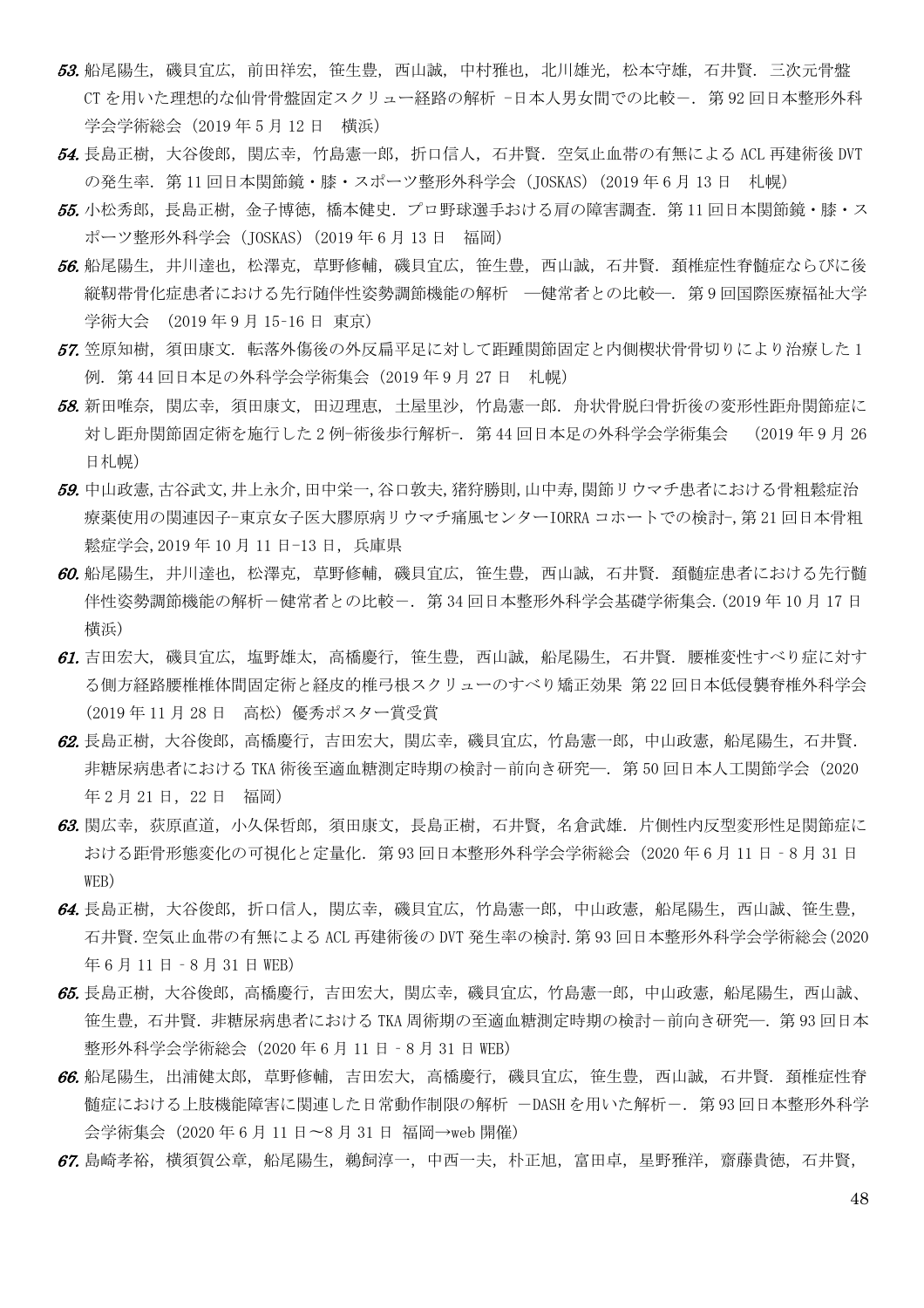***53.*** 船尾陽生，磯貝宜広，前田祥宏，笹生豊，西山誠，中村雅也，北川雄光，松本守雄，石井賢．三次元骨盤 CT を用いた理想的な仙骨骨盤固定スクリュー経路の解析 –日本人男女間での比較－．第 92 回日本整形外科学会学術総会（2019 年 5 月 12 日　横浜）

***54.*** 長島正樹，大谷俊郎，関広幸，竹島憲一郎，折口信人，石井賢．空気止血帯の有無による ACL 再建術後 DVT の発生率．第 11 回日本関節鏡・膝・スポーツ整形外科学会（JOSKAS）（2019 年 6 月 13 日　札幌）

***55.*** 小松秀郎，長島正樹，金子博徳，橋本健史．プロ野球選手おける肩の障害調査．第 11 回日本関節鏡・膝・スポーツ整形外科学会（JOSKAS）（2019 年 6 月 13 日　福岡）

***56.*** 船尾陽生，井川達也，松澤克，草野修輔，磯貝宜広，笹生豊，西山誠，石井賢．頚椎症性脊髄症ならびに後縦靭帯骨化症患者における先行随伴性姿勢調節機能の解析　―健常者との比較―．第 9 回国際医療福祉大学学術大会　（2019 年 9 月 15-16 日 東京）

***57.*** 笠原知樹，須田康文．転落外傷後の外反扁平足に対して距踵関節固定と内側楔状骨骨切りにより治療した 1 例．第 44 回日本足の外科学会学術集会（2019 年 9 月 27 日　札幌）

***58.*** 新田唯奈，関広幸，須田康文，田辺理恵，土屋里沙，竹島憲一郎．舟状骨脱臼骨折後の変形性距舟関節症に対し距舟関節固定術を施行した 2 例-術後歩行解析-．第 44 回日本足の外科学会学術集会　（2019 年 9 月 26 日札幌）

***59.*** 中山政憲,古谷武文,井上永介,田中栄一,谷口敦夫,猪狩勝則,山中寿,関節リウマチ患者における骨粗鬆症治療薬使用の関連因子-東京女子医大膠原病リウマチ痛風センターIORRA コホートでの検討-,第 21 回日本骨粗鬆症学会,2019 年 10 月 11 日-13 日，兵庫県

***60.*** 船尾陽生，井川達也，松澤克，草野修輔，磯貝宜広，笹生豊，西山誠，石井賢．頚髄症患者における先行随伴性姿勢調節機能の解析－健常者との比較－．第 34 回日本整形外科学会基礎学術集会.（2019 年 10 月 17 日　横浜）

***61.*** 吉田宏大，磯貝宜広，塩野雄太，高橋慶行，笹生豊，西山誠，船尾陽生，石井賢．腰椎変性すべり症に対する側方経路腰椎椎体間固定術と経皮的椎弓根スクリューのすべり矯正効果 第 22 回日本低侵襲脊椎外科学会（2019 年 11 月 28 日　高松）優秀ポスター賞受賞

***62.*** 長島正樹，大谷俊郎，高橋慶行，吉田宏大，関広幸，磯貝宜広，竹島憲一郎，中山政憲，船尾陽生，石井賢．非糖尿病患者における TKA 術後至適血糖測定時期の検討－前向き研究―．第 50 回日本人工関節学会（2020 年 2 月 21 日，22 日　福岡）

***63.*** 関広幸，荻原直道，小久保哲郎，須田康文，長島正樹，石井賢，名倉武雄．片側性内反型変形性足関節症における距骨形態変化の可視化と定量化．第 93 回日本整形外科学会学術総会（2020 年 6 月 11 日 – 8 月 31 日 WEB）

***64.*** 長島正樹，大谷俊郎，折口信人，関広幸，磯貝宜広，竹島憲一郎，中山政憲，船尾陽生，西山誠、笹生豊，石井賢.空気止血帯の有無による ACL 再建術後の DVT 発生率の検討.第 93 回日本整形外科学会学術総会(2020 年 6 月 11 日 – 8 月 31 日 WEB)

***65.*** 長島正樹，大谷俊郎，高橋慶行，吉田宏大，関広幸，磯貝宜広，竹島憲一郎，中山政憲，船尾陽生，西山誠、笹生豊，石井賢．非糖尿病患者における TKA 周術期の至適血糖測定時期の検討－前向き研究―．第 93 回日本整形外科学会学術総会（2020 年 6 月 11 日 – 8 月 31 日 WEB）

***66.*** 船尾陽生，出浦健太郎，草野修輔，吉田宏大，高橋慶行，磯貝宜広，笹生豊，西山誠，石井賢．頚椎症性脊髄症における上肢機能障害に関連した日常動作制限の解析 －DASH を用いた解析－．第 93 回日本整形外科学会学術集会（2020 年 6 月 11 日～8 月 31 日 福岡→web 開催）

***67.*** 島崎孝裕，横須賀公章，船尾陽生，鵜飼淳一，中西一夫，朴正旭，富田卓，星野雅洋，齋藤貴徳，石井賢，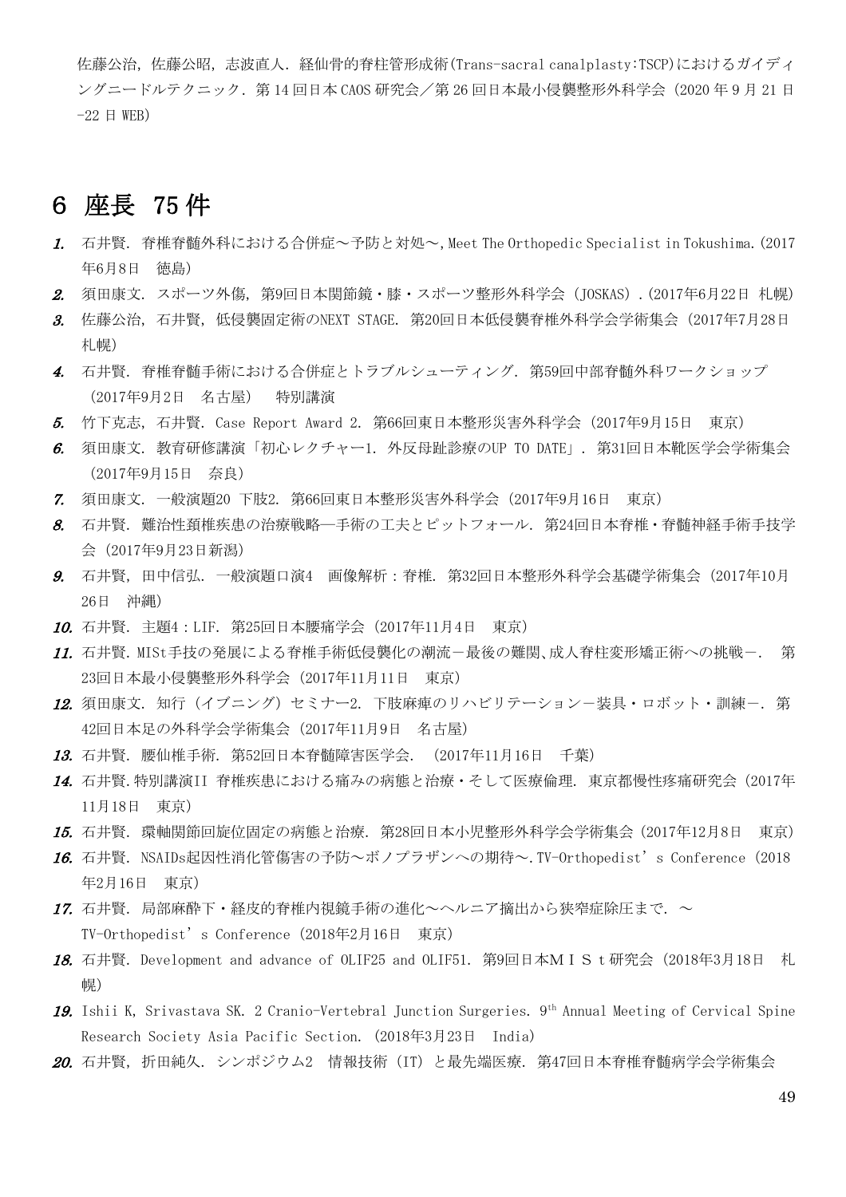佐藤公治，佐藤公昭，志波直人．経仙骨的脊柱管形成術(Trans-sacral canalplasty:TSCP)におけるガイディングニードルテクニック．第14回日本CAOS研究会／第26回日本最小侵襲整形外科学会（2020年9月21日-22日 WEB)

## 6 座長 75件

1. 石井賢．脊椎脊髄外科における合併症～予防と対処～，Meet The Orthopedic Specialist in Tokushima.（2017年6月8日　徳島）
2. 須田康文．スポーツ外傷，第9回日本関節鏡・膝・スポーツ整形外科学会（JOSKAS）.（2017年6月22日 札幌）
3. 佐藤公治，石井賢，低侵襲固定術のNEXT STAGE．第20回日本低侵襲脊椎外科学会学術集会（2017年7月28日 札幌）
4. 石井賢．脊椎脊髄手術における合併症とトラブルシューティング．第59回中部脊髄外科ワークショップ（2017年9月2日　名古屋）　特別講演
5. 竹下克志，石井賢．Case Report Award 2．第66回東日本整形災害外科学会（2017年9月15日　東京）
6. 須田康文．教育研修講演「初心レクチャー1．外反母趾診療のUP TO DATE」．第31回日本靴医学会学術集会（2017年9月15日　奈良）
7. 須田康文．一般演題20 下肢2．第66回東日本整形災害外科学会（2017年9月16日　東京）
8. 石井賢．難治性頚椎疾患の治療戦略―手術の工夫とピットフォール．第24回日本脊椎・脊髄神経手術手技学会（2017年9月23日新潟）
9. 石井賢，田中信弘．一般演題口演4　画像解析：脊椎．第32回日本整形外科学会基礎学術集会（2017年10月26日　沖縄）
10. 石井賢．主題4：LIF．第25回日本腰痛学会（2017年11月4日　東京）
11. 石井賢．MISt手技の発展による脊椎手術低侵襲化の潮流－最後の難関､成人脊柱変形矯正術への挑戦－．第23回日本最小侵襲整形外科学会（2017年11月11日　東京）
12. 須田康文．知行（イブニング）セミナー2．下肢麻痺のリハビリテーション－装具・ロボット・訓練－．第42回日本足の外科学会学術集会（2017年11月9日　名古屋）
13. 石井賢．腰仙椎手術．第52回日本脊髄障害医学会．（2017年11月16日　千葉）
14. 石井賢.特別講演II 脊椎疾患における痛みの病態と治療・そして医療倫理．東京都慢性疼痛研究会（2017年11月18日　東京）
15. 石井賢．環軸関節回旋位固定の病態と治療．第28回日本小児整形外科学会学術集会（2017年12月8日　東京）
16. 石井賢．NSAIDs起因性消化管傷害の予防～ボノプラザンへの期待～.TV-Orthopedist’s Conference（2018年2月16日　東京）
17. 石井賢．局部麻酔下・経皮的脊椎内視鏡手術の進化～ヘルニア摘出から狭窄症除圧まで．～TV-Orthopedist’s Conference（2018年2月16日　東京）
18. 石井賢．Development and advance of OLIF25 and OLIF51．第9回日本ＭＩＳｔ研究会（2018年3月18日　札幌）
19. Ishii K, Srivastava SK. 2 Cranio-Vertebral Junction Surgeries. 9th Annual Meeting of Cervical Spine Research Society Asia Pacific Section.（2018年3月23日　India）
20. 石井賢，折田純久．シンポジウム2　情報技術（IT）と最先端医療．第47回日本脊椎脊髄病学会学術集会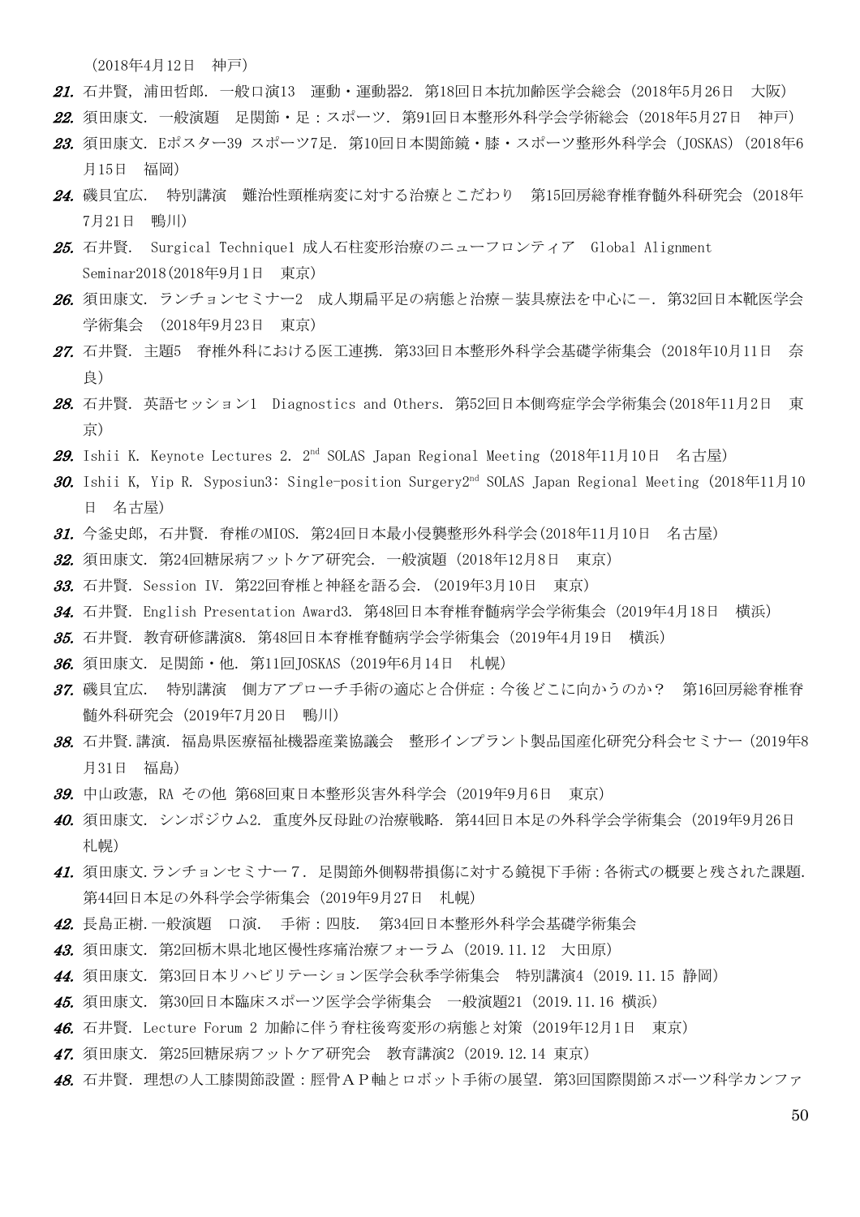(2018年4月12日　神戸)

***21.*** 石井賢, 浦田哲郎. 一般口演13　運動・運動器2. 第18回日本抗加齢医学会総会 (2018年5月26日　大阪)

***22.*** 須田康文. 一般演題　足関節・足：スポーツ. 第91回日本整形外科学会学術総会 (2018年5月27日　神戸)

***23.*** 須田康文. Eポスター39 スポーツ7足. 第10回日本関節鏡・膝・スポーツ整形外科学会 (JOSKAS) (2018年6月15日　福岡)

***24.*** 磯貝宜広.　特別講演　難治性頸椎病変に対する治療とこだわり　第15回房総脊椎脊髄外科研究会 (2018年7月21日　鴨川)

***25.*** 石井賢.　Surgical Technique1 成人石柱変形治療のニューフロンティア　Global Alignment Seminar2018(2018年9月1日　東京)

***26.*** 須田康文. ランチョンセミナー2　成人期扁平足の病態と治療－装具療法を中心に－. 第32回日本靴医学会学術集会　(2018年9月23日　東京)

***27.*** 石井賢. 主題5　脊椎外科における医工連携. 第33回日本整形外科学会基礎学術集会 (2018年10月11日　奈良)

***28.*** 石井賢. 英語セッション1　Diagnostics and Others. 第52回日本側弯症学会学術集会(2018年11月2日　東京)

***29.*** Ishii K. Keynote Lectures 2. 2nd SOLAS Japan Regional Meeting (2018年11月10日　名古屋)

***30.*** Ishii K, Yip R. Syposiun3: Single-position Surgery2nd SOLAS Japan Regional Meeting (2018年11月10日　名古屋)

***31.*** 今釜史郎, 石井賢. 脊椎のMIOS. 第24回日本最小侵襲整形外科学会(2018年11月10日　名古屋)

***32.*** 須田康文. 第24回糖尿病フットケア研究会. 一般演題 (2018年12月8日　東京)

***33.*** 石井賢. Session IV. 第22回脊椎と神経を語る会. (2019年3月10日　東京)

***34.*** 石井賢. English Presentation Award3. 第48回日本脊椎脊髄病学会学術集会 (2019年4月18日　横浜)

***35.*** 石井賢. 教育研修講演8. 第48回日本脊椎脊髄病学会学術集会 (2019年4月19日　横浜)

***36.*** 須田康文. 足関節・他. 第11回JOSKAS (2019年6月14日　札幌)

***37.*** 磯貝宜広.　特別講演　側方アプローチ手術の適応と合併症：今後どこに向かうのか？　第16回房総脊椎脊髄外科研究会 (2019年7月20日　鴨川)

***38.*** 石井賢.講演. 福島県医療福祉機器産業協議会　整形インプラント製品国産化研究分科会セミナー (2019年8月31日　福島)

***39.*** 中山政憲, RA その他 第68回東日本整形災害外科学会 (2019年9月6日　東京)

***40.*** 須田康文. シンポジウム2. 重度外反母趾の治療戦略. 第44回日本足の外科学会学術集会 (2019年9月26日　札幌)

***41.*** 須田康文.ランチョンセミナー７. 足関節外側靱帯損傷に対する鏡視下手術：各術式の概要と残された課題. 第44回日本足の外科学会学術集会 (2019年9月27日　札幌)

***42.*** 長島正樹.一般演題　口演.　手術：四肢.　第34回日本整形外科学会基礎学術集会

***43.*** 須田康文. 第2回栃木県北地区慢性疼痛治療フォーラム (2019.11.12　大田原)

***44.*** 須田康文. 第3回日本リハビリテーション医学会秋季学術集会　特別講演4 (2019.11.15 静岡)

***45.*** 須田康文. 第30回日本臨床スポーツ医学会学術集会　一般演題21 (2019.11.16 横浜)

***46.*** 石井賢. Lecture Forum 2 加齢に伴う脊柱後弯変形の病態と対策 (2019年12月1日　東京)

***47.*** 須田康文. 第25回糖尿病フットケア研究会　教育講演2 (2019.12.14 東京)

***48.*** 石井賢. 理想の人工膝関節設置：脛骨ＡＰ軸とロボット手術の展望. 第3回国際関節スポーツ科学カンファ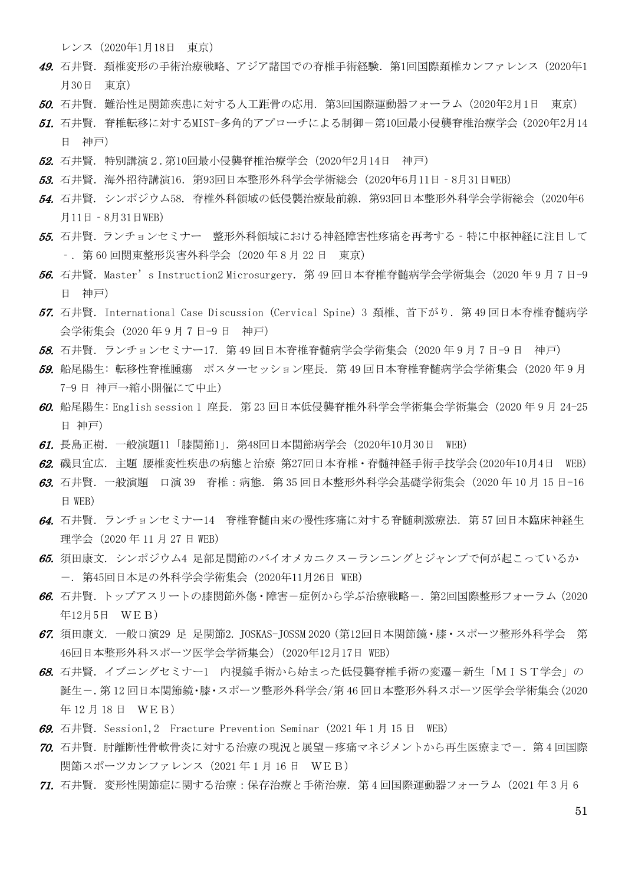レンス（2020年1月18日　東京）

49. 石井賢．頚椎変形の手術治療戦略、アジア諸国での脊椎手術経験．第1回国際頚椎カンファレンス（2020年1月30日　東京）
50. 石井賢．難治性足関節疾患に対する人工距骨の応用．第3回国際運動器フォーラム（2020年2月1日　東京）
51. 石井賢．脊椎転移に対するMIST-多角的アプローチによる制御－第10回最小侵襲脊椎治療学会（2020年2月14日　神戸）
52. 石井賢．特別講演２.第10回最小侵襲脊椎治療学会（2020年2月14日　神戸）
53. 石井賢．海外招待講演16．第93回日本整形外科学会学術総会（2020年6月11日－8月31日WEB）
54. 石井賢．シンポジウム58．脊椎外科領域の低侵襲治療最前線．第93回日本整形外科学会学術総会（2020年6月11日－8月31日WEB）
55. 石井賢．ランチョンセミナー　整形外科領域における神経障害性疼痛を再考する－特に中枢神経に注目して－．第60回関東整形災害外科学会（2020年8月22日　東京）
56. 石井賢．Master's Instruction2 Microsurgery．第49回日本脊椎脊髄病学会学術集会（2020年9月7日-9日　神戸）
57. 石井賢．International Case Discussion (Cervical Spine) 3 頚椎、首下がり．第49回日本脊椎脊髄病学会学術集会（2020年9月7日-9日　神戸）
58. 石井賢．ランチョンセミナー17．第49回日本脊椎脊髄病学会学術集会（2020年9月7日-9日　神戸）
59. 船尾陽生：転移性脊椎腫瘍　ポスターセッション座長．第49回日本脊椎脊髄病学会学術集会（2020年9月7-9日　神戸→縮小開催にて中止）
60. 船尾陽生：English session 1 座長．第23回日本低侵襲脊椎外科学会学術集会学術集会（2020年9月24-25日　神戸）
61. 長島正樹．一般演題11「膝関節1」．第48回日本関節病学会（2020年10月30日　WEB）
62. 磯貝宜広．主題 腰椎変性疾患の病態と治療 第27回日本脊椎・脊髄神経手術手技学会(2020年10月4日　WEB)
63. 石井賢．一般演題　口演39　脊椎：病態．第35回日本整形外科学会基礎学術集会（2020年10月15日-16日WEB）
64. 石井賢．ランチョンセミナー14　脊椎脊髄由来の慢性疼痛に対する脊髄刺激療法．第57回日本臨床神経生理学会（2020年11月27日WEB）
65. 須田康文．シンポジウム4 足部足関節のバイオメカニクス－ランニングとジャンプで何が起こっているか－．第45回日本足の外科学会学術集会（2020年11月26日 WEB）
66. 石井賢．トップアスリートの膝関節外傷・障害－症例から学ぶ治療戦略－．第2回国際整形フォーラム（2020年12月5日　ＷＥＢ）
67. 須田康文．一般口演29 足 足関節2．JOSKAS-JOSSM 2020（第12回日本関節鏡・膝・スポーツ整形外科学会　第46回日本整形外科スポーツ医学会学術集会）（2020年12月17日 WEB）
68. 石井賢．イブニングセミナー1　内視鏡手術から始まった低侵襲脊椎手術の変遷－新生「ＭＩＳＴ学会」の誕生－．第12回日本関節鏡・膝・スポーツ整形外科学会/第46回日本整形外科スポーツ医学会学術集会(2020年12月18日　ＷＥＢ)
69. 石井賢．Session1,2　Fracture Prevention Seminar（2021年1月15日　WEB）
70. 石井賢．肘離断性骨軟骨炎に対する治療の現況と展望－疼痛マネジメントから再生医療まで－．第4回国際関節スポーツカンファレンス（2021年1月16日　ＷＥＢ）
71. 石井賢．変形性関節症に関する治療：保存治療と手術治療．第4回国際運動器フォーラム（2021年3月6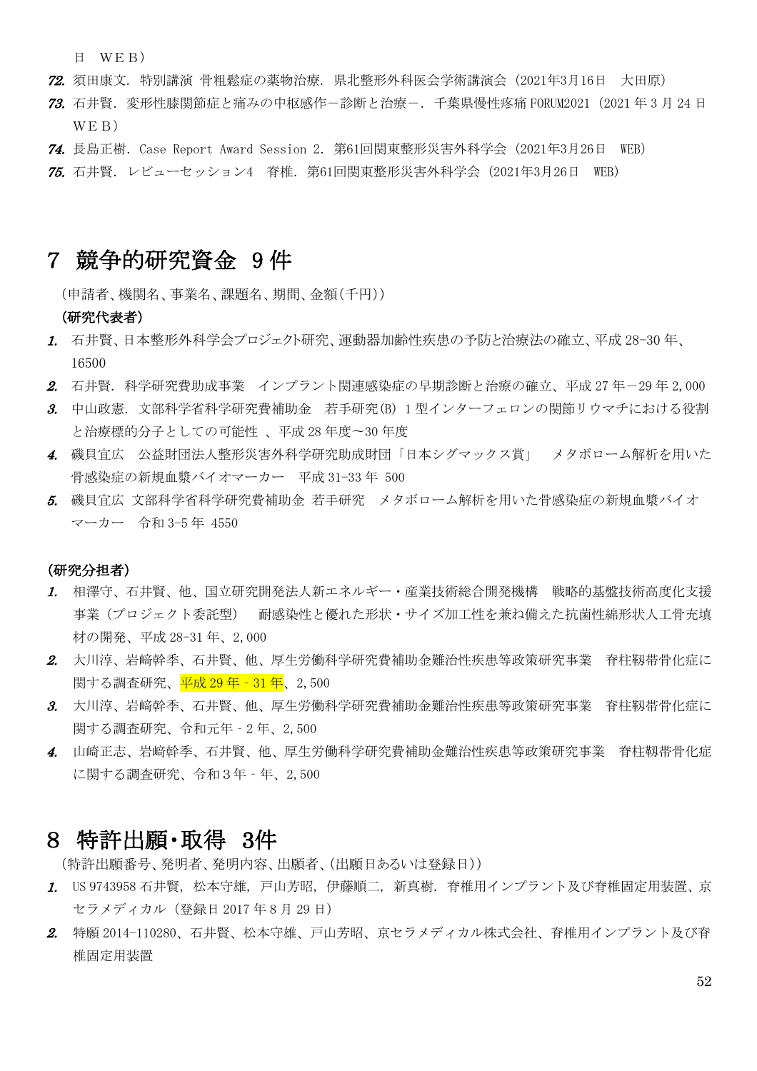日　ＷＥＢ）

72. 須田康文．特別講演 骨粗鬆症の薬物治療．県北整形外科医会学術講演会（2021年3月16日　大田原）
73. 石井賢．変形性膝関節症と痛みの中枢感作－診断と治療－．千葉県慢性疼痛 FORUM2021（2021 年 3 月 24 日 ＷＥＢ）
74. 長島正樹．Case Report Award Session 2．第61回関東整形災害外科学会（2021年3月26日　WEB）
75. 石井賢．レビューセッション4　脊椎．第61回関東整形災害外科学会（2021年3月26日　WEB）

# 7 競争的研究資金 9 件

（申請者、機関名、事業名、課題名、期間、金額(千円)）

**(研究代表者)**

1. 石井賢、日本整形外科学会プロジェクト研究、運動器加齢性疾患の予防と治療法の確立、平成 28-30 年、16500
2. 石井賢．科学研究費助成事業　インプラント関連感染症の早期診断と治療の確立、平成 27 年－29 年 2,000
3. 中山政憲．文部科学省科学研究費補助金　若手研究(B) 1 型インターフェロンの関節リウマチにおける役割と治療標的分子としての可能性 、平成 28 年度～30 年度
4. 磯貝宜広　公益財団法人整形災害外科学研究助成財団「日本シグマックス賞」　メタボローム解析を用いた骨感染症の新規血漿バイオマーカー　平成 31-33 年 500
5. 磯貝宜広 文部科学省科学研究費補助金 若手研究　メタボローム解析を用いた骨感染症の新規血漿バイオマーカー　令和 3-5 年 4550

**(研究分担者)**

1. 相澤守、石井賢、他、国立研究開発法人新エネルギー・産業技術総合開発機構　戦略的基盤技術高度化支援事業（プロジェクト委託型）　耐感染性と優れた形状・サイズ加工性を兼ね備えた抗菌性綿形状人工骨充填材の開発、平成 28-31 年、2,000
2. 大川淳、岩﨑幹季、石井賢、他、厚生労働科学研究費補助金難治性疾患等政策研究事業　脊柱靱帯骨化症に関する調査研究、平成 29 年 - 31 年、2,500
3. 大川淳、岩﨑幹季、石井賢、他、厚生労働科学研究費補助金難治性疾患等政策研究事業　脊柱靱帯骨化症に関する調査研究、令和元年 - 2 年、2,500
4. 山崎正志、岩﨑幹季、石井賢、他、厚生労働科学研究費補助金難治性疾患等政策研究事業　脊柱靱帯骨化症に関する調査研究、令和３年 - 年、2,500

# 8 特許出願･取得 3件

（特許出願番号、発明者、発明内容、出願者、(出願日あるいは登録日)）

1. US 9743958 石井賢，松本守雄，戸山芳昭，伊藤順二，新真樹．脊椎用インプラント及び脊椎固定用装置、京セラメディカル（登録日 2017 年 8 月 29 日）
2. 特願 2014-110280、石井賢、松本守雄、戸山芳昭、京セラメディカル株式会社、脊椎用インプラント及び脊椎固定用装置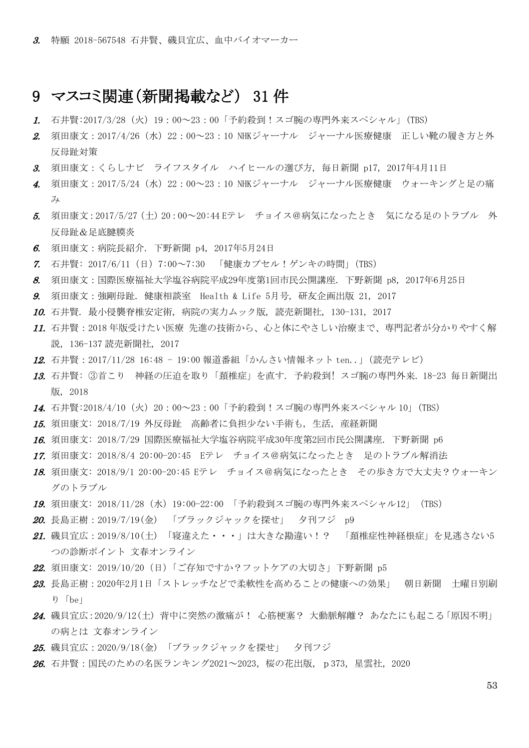3. 特願 2018-567548 石井賢、磯貝宜広、血中バイオマーカー

## 9 マスコミ関連(新聞掲載など) 31 件

1. 石井賢:2017/3/28（火）19：00～23：00「予約殺到！スゴ腕の専門外来スペシャル」(TBS)
2. 須田康文：2017/4/26（水）22：00～23：10 NHKジャーナル　ジャーナル医療健康　正しい靴の履き方と外反母趾対策
3. 須田康文：くらしナビ　ライフスタイル　ハイヒールの選び方, 毎日新聞 p17, 2017年4月11日
4. 須田康文：2017/5/24（水）22：00～23：10 NHKジャーナル　ジャーナル医療健康　ウォーキングと足の痛み
5. 須田康文:2017/5/27(土)20:00～20:44 Eテレ　チョイス@病気になったとき　気になる足のトラブル　外反母趾＆足底腱膜炎
6. 須田康文：病院長紹介. 下野新聞 p4, 2017年5月24日
7. 石井賢: 2017/6/11（日）7:00～7:30　「健康カプセル！ゲンキの時間」(TBS)
8. 須田康文：国際医療福祉大学塩谷病院平成29年度第1回市民公開講座. 下野新聞 p8, 2017年6月25日
9. 須田康文：強剛母趾. 健康相談室　Health & Life 5月号, 研友企画出版 21, 2017
10. 石井賢. 最小侵襲脊椎安定術, 病院の実力ムック版, 読売新聞社, 130-131, 2017
11. 石井賢：2018 年版受けたい医療 先進の技術から、心と体にやさしい治療まで、専門記者が分かりやすく解説, 136-137 読売新聞社, 2017
12. 石井賢：2017/11/28 16:48 – 19:00 報道番組「かんさい情報ネット ten..」(読売テレビ)
13. 石井賢: ③首こり　神経の圧迫を取り「頚椎症」を直す. 予約殺到! スゴ腕の専門外来. 18-23 毎日新聞出版, 2018
14. 石井賢:2018/4/10（火）20：00～23：00「予約殺到！スゴ腕の専門外来スペシャル 10」(TBS)
15. 須田康文: 2018/7/19 外反母趾　高齢者に負担少ない手術も, 生活, 産経新聞
16. 須田康文: 2018/7/29 国際医療福祉大学塩谷病院平成30年度第2回市民公開講座. 下野新聞 p6
17. 須田康文: 2018/8/4 20:00-20:45　Eテレ　チョイス@病気になったとき　足のトラブル解消法
18. 須田康文: 2018/9/1 20:00-20:45 Eテレ　チョイス@病気になったとき　その歩き方で大丈夫？ウォーキングのトラブル
19. 須田康文: 2018/11/28（水）19:00-22:00 「予約殺到スゴ腕の専門外来スペシャル12」（TBS)
20. 長島正樹：2019/7/19(金)　「ブラックジャックを探せ」　夕刊フジ　p9
21. 磯貝宜広：2019/8/10(土) 「寝違えた・・・」は大きな勘違い！？　「頚椎症性神経根症」を見逃さない5つの診断ポイント 文春オンライン
22. 須田康文: 2019/10/20（日）「ご存知ですか？フットケアの大切さ」下野新聞 p5
23. 長島正樹：2020年2月1日「ストレッチなどで柔軟性を高めることの健康への効果」　朝日新聞　土曜日別刷り「be」
24. 磯貝宜広:2020/9/12(土) 背中に突然の激痛が！ 心筋梗塞？ 大動脈解離？ あなたにも起こる「原因不明」の病とは 文春オンライン
25. 磯貝宜広：2020/9/18(金) 「ブラックジャックを探せ」　夕刊フジ
26. 石井賢：国民のための名医ランキング2021～2023, 桜の花出版, p373, 星雲社, 2020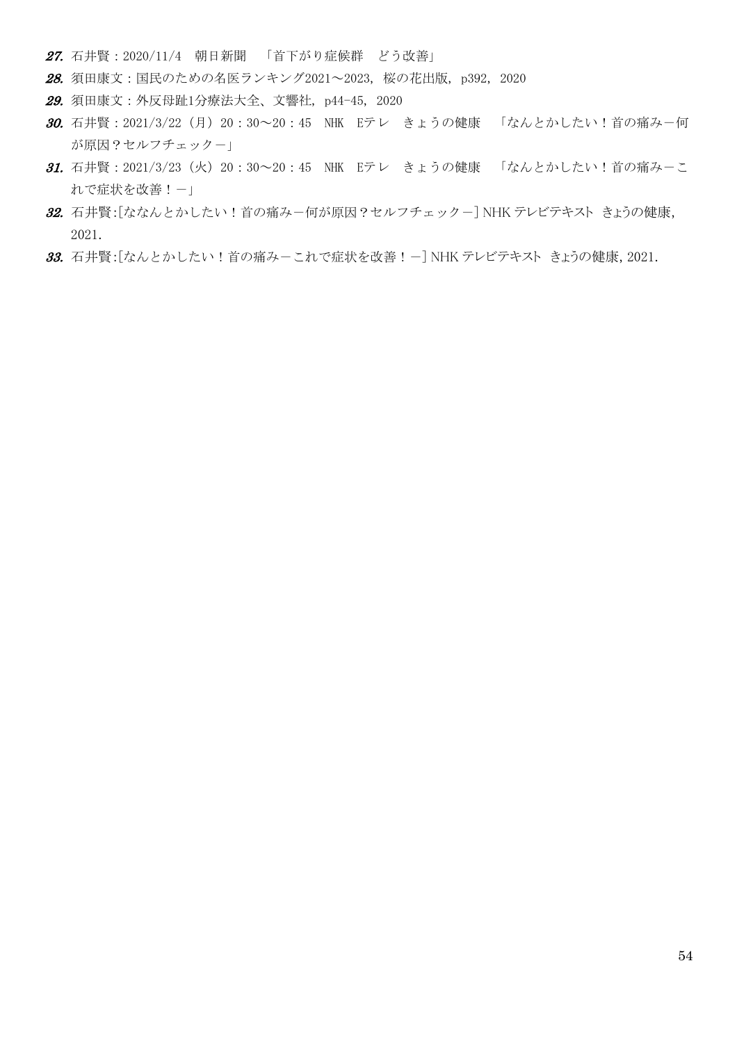27. 石井賢：2020/11/4　朝日新聞　「首下がり症候群　どう改善」
28. 須田康文：国民のための名医ランキング2021〜2023，桜の花出版，p392，2020
29. 須田康文：外反母趾1分療法大全、文響社，p44-45，2020
30. 石井賢：2021/3/22（月）20：30〜20：45　NHK　Eテレ　きょうの健康　「なんとかしたい！首の痛みー何が原因？セルフチェックー」
31. 石井賢：2021/3/23（火）20：30〜20：45　NHK　Eテレ　きょうの健康　「なんとかしたい！首の痛みーこれで症状を改善！ー」
32. 石井賢:[ななんとかしたい！首の痛みー何が原因？セルフチェックー] NHK テレビテキスト きょうの健康, 2021.
33. 石井賢:[なんとかしたい！首の痛みーこれで症状を改善！ー] NHK テレビテキスト きょうの健康, 2021.